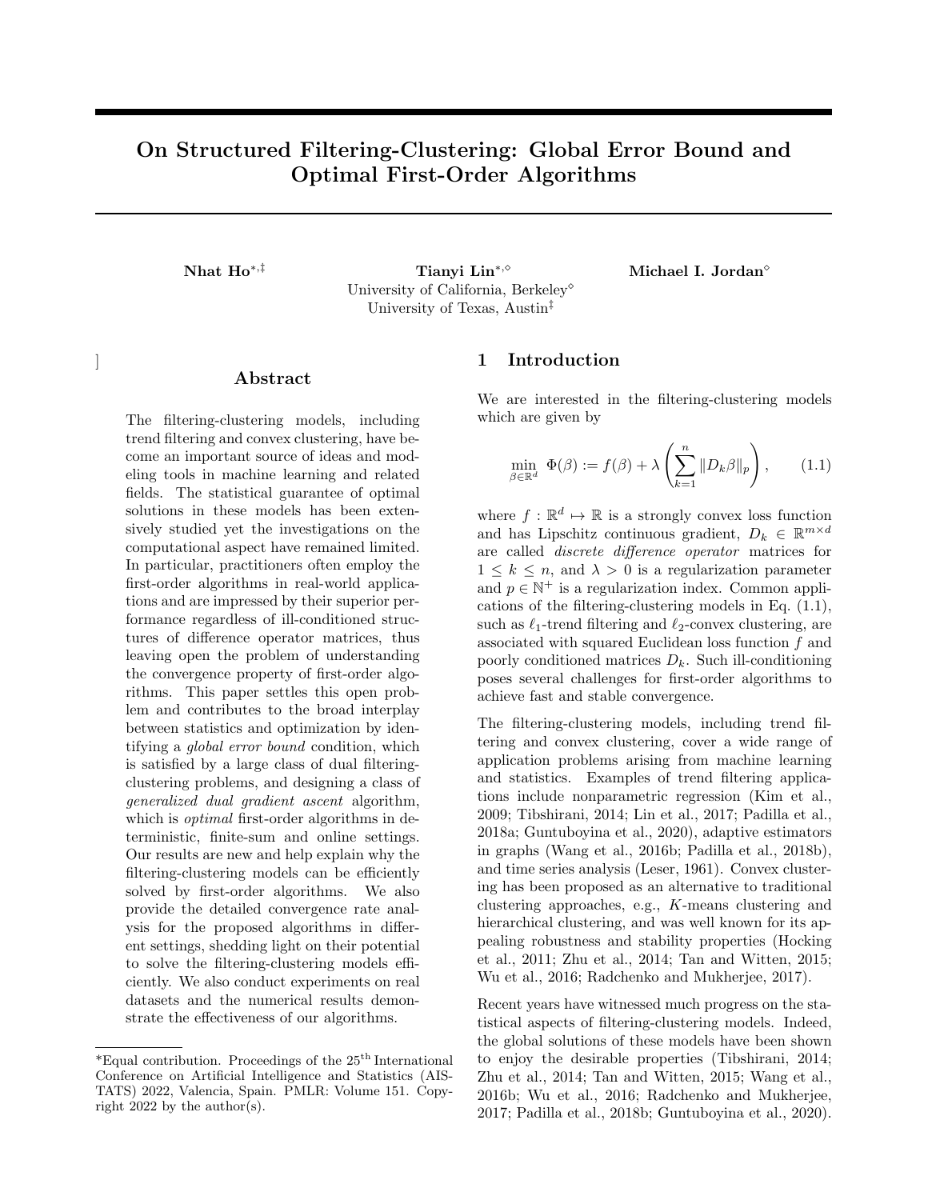# On Structured Filtering-Clustering: Global Error Bound and Optimal First-Order Algorithms

**Nhat Ho**[*,‡] **Tianyi Lin**[*,◇] **Michael I. Jordan**[◇]

University of California, Berkeley[◇]
University of Texas, Austin[‡]

]

## Abstract

The filtering-clustering models, including trend filtering and convex clustering, have become an important source of ideas and modeling tools in machine learning and related fields. The statistical guarantee of optimal solutions in these models has been extensively studied yet the investigations on the computational aspect have remained limited. In particular, practitioners often employ the first-order algorithms in real-world applications and are impressed by their superior performance regardless of ill-conditioned structures of difference operator matrices, thus leaving open the problem of understanding the convergence property of first-order algorithms. This paper settles this open problem and contributes to the broad interplay between statistics and optimization by identifying a *global error bound* condition, which is satisfied by a large class of dual filtering-clustering problems, and designing a class of *generalized dual gradient ascent* algorithm, which is *optimal* first-order algorithms in deterministic, finite-sum and online settings. Our results are new and help explain why the filtering-clustering models can be efficiently solved by first-order algorithms. We also provide the detailed convergence rate analysis for the proposed algorithms in different settings, shedding light on their potential to solve the filtering-clustering models efficiently. We also conduct experiments on real datasets and the numerical results demonstrate the effectiveness of our algorithms.

## 1 Introduction

We are interested in the filtering-clustering models which are given by

$$\min_{\beta \in \mathbb{R}^d} \ \Phi(\beta) := f(\beta) + \lambda \left( \sum_{k=1}^{n} \|D_k \beta\|_p \right), \qquad (1.1)$$

where $f : \mathbb{R}^d \mapsto \mathbb{R}$ is a strongly convex loss function and has Lipschitz continuous gradient, $D_k \in \mathbb{R}^{m \times d}$ are called *discrete difference operator* matrices for $1 \leq k \leq n$, and $\lambda > 0$ is a regularization parameter and $p \in \mathbb{N}^+$ is a regularization index. Common applications of the filtering-clustering models in Eq. (1.1), such as $\ell_1$-trend filtering and $\ell_2$-convex clustering, are associated with squared Euclidean loss function $f$ and poorly conditioned matrices $D_k$. Such ill-conditioning poses several challenges for first-order algorithms to achieve fast and stable convergence.

The filtering-clustering models, including trend filtering and convex clustering, cover a wide range of application problems arising from machine learning and statistics. Examples of trend filtering applications include nonparametric regression (Kim et al., 2009; Tibshirani, 2014; Lin et al., 2017; Padilla et al., 2018a; Guntuboyina et al., 2020), adaptive estimators in graphs (Wang et al., 2016b; Padilla et al., 2018b), and time series analysis (Leser, 1961). Convex clustering has been proposed as an alternative to traditional clustering approaches, e.g., $K$-means clustering and hierarchical clustering, and was well known for its appealing robustness and stability properties (Hocking et al., 2011; Zhu et al., 2014; Tan and Witten, 2015; Wu et al., 2016; Radchenko and Mukherjee, 2017).

Recent years have witnessed much progress on the statistical aspects of filtering-clustering models. Indeed, the global solutions of these models have been shown to enjoy the desirable properties (Tibshirani, 2014; Zhu et al., 2014; Tan and Witten, 2015; Wang et al., 2016b; Wu et al., 2016; Radchenko and Mukherjee, 2017; Padilla et al., 2018b; Guntuboyina et al., 2020).

---

*Equal contribution. Proceedings of the 25[th] International Conference on Artificial Intelligence and Statistics (AISTATS) 2022, Valencia, Spain. PMLR: Volume 151. Copyright 2022 by the author(s).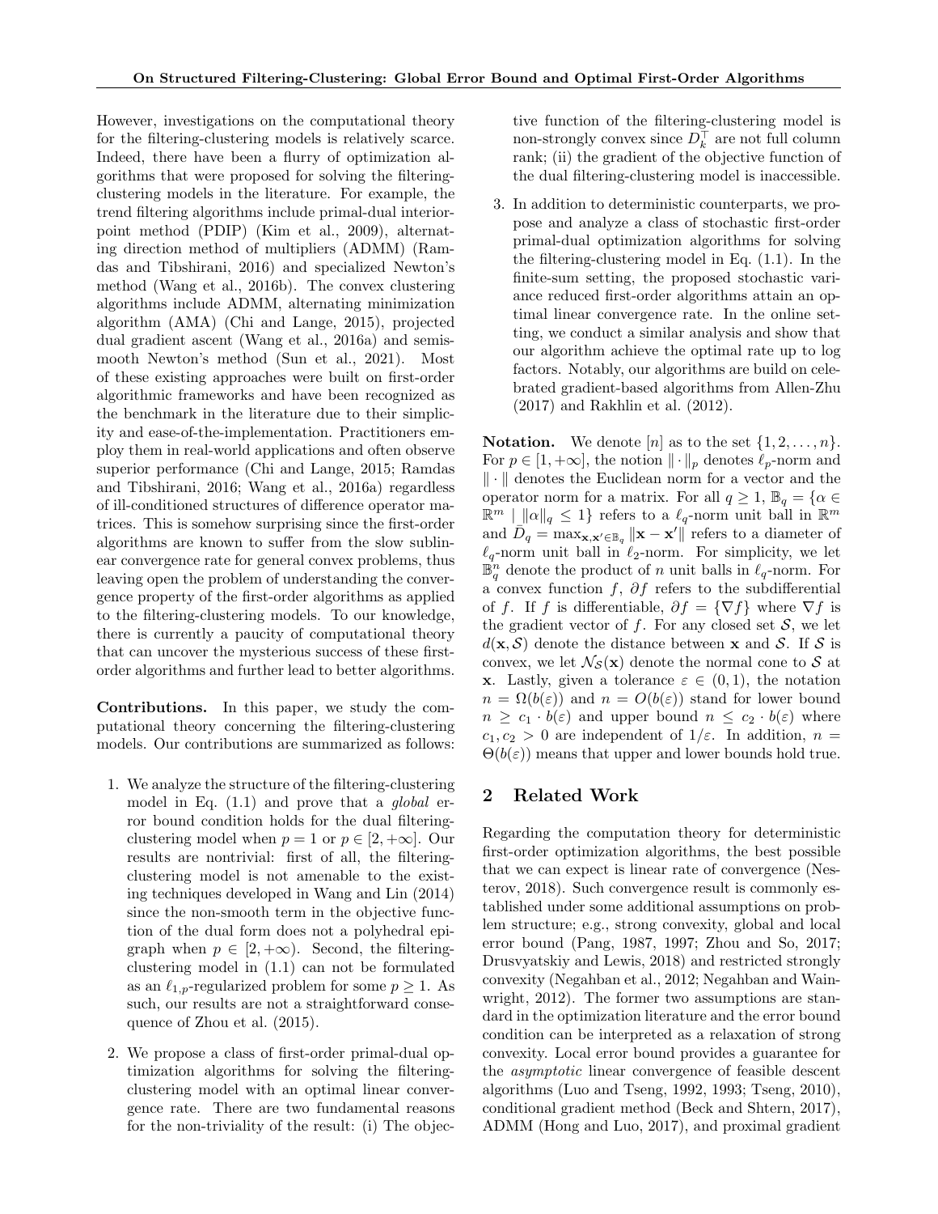However, investigations on the computational theory for the filtering-clustering models is relatively scarce. Indeed, there have been a flurry of optimization algorithms that were proposed for solving the filtering-clustering models in the literature. For example, the trend filtering algorithms include primal-dual interior-point method (PDIP) (Kim et al., 2009), alternating direction method of multipliers (ADMM) (Ramdas and Tibshirani, 2016) and specialized Newton's method (Wang et al., 2016b). The convex clustering algorithms include ADMM, alternating minimization algorithm (AMA) (Chi and Lange, 2015), projected dual gradient ascent (Wang et al., 2016a) and semismooth Newton's method (Sun et al., 2021). Most of these existing approaches were built on first-order algorithmic frameworks and have been recognized as the benchmark in the literature due to their simplicity and ease-of-the-implementation. Practitioners employ them in real-world applications and often observe superior performance (Chi and Lange, 2015; Ramdas and Tibshirani, 2016; Wang et al., 2016a) regardless of ill-conditioned structures of difference operator matrices. This is somehow surprising since the first-order algorithms are known to suffer from the slow sublinear convergence rate for general convex problems, thus leaving open the problem of understanding the convergence property of the first-order algorithms as applied to the filtering-clustering models. To our knowledge, there is currently a paucity of computational theory that can uncover the mysterious success of these first-order algorithms and further lead to better algorithms.

**Contributions.** In this paper, we study the computational theory concerning the filtering-clustering models. Our contributions are summarized as follows:

1. We analyze the structure of the filtering-clustering model in Eq. (1.1) and prove that a *global* error bound condition holds for the dual filtering-clustering model when $p = 1$ or $p \in [2, +\infty]$. Our results are nontrivial: first of all, the filtering-clustering model is not amenable to the existing techniques developed in Wang and Lin (2014) since the non-smooth term in the objective function of the dual form does not a polyhedral epigraph when $p \in [2, +\infty)$. Second, the filtering-clustering model in (1.1) can not be formulated as an $\ell_{1,p}$-regularized problem for some $p \geq 1$. As such, our results are not a straightforward consequence of Zhou et al. (2015).

2. We propose a class of first-order primal-dual optimization algorithms for solving the filtering-clustering model with an optimal linear convergence rate. There are two fundamental reasons for the non-triviality of the result: (i) The objective function of the filtering-clustering model is non-strongly convex since $D_k^\top$ are not full column rank; (ii) the gradient of the objective function of the dual filtering-clustering model is inaccessible.

3. In addition to deterministic counterparts, we propose and analyze a class of stochastic first-order primal-dual optimization algorithms for solving the filtering-clustering model in Eq. (1.1). In the finite-sum setting, the proposed stochastic variance reduced first-order algorithms attain an optimal linear convergence rate. In the online setting, we conduct a similar analysis and show that our algorithm achieve the optimal rate up to log factors. Notably, our algorithms are build on celebrated gradient-based algorithms from Allen-Zhu (2017) and Rakhlin et al. (2012).

**Notation.** We denote $[n]$ as to the set $\{1, 2, \ldots, n\}$. For $p \in [1, +\infty]$, the notion $\|\cdot\|_p$ denotes $\ell_p$-norm and $\|\cdot\|$ denotes the Euclidean norm for a vector and the operator norm for a matrix. For all $q \geq 1$, $\mathbb{B}_q = \{\alpha \in \mathbb{R}^m \mid \|\alpha\|_q \leq 1\}$ refers to a $\ell_q$-norm unit ball in $\mathbb{R}^m$ and $\bar{D}_q = \max_{\mathbf{x}, \mathbf{x}' \in \mathbb{B}_q} \|\mathbf{x} - \mathbf{x}'\|$ refers to a diameter of $\ell_q$-norm unit ball in $\ell_2$-norm. For simplicity, we let $\mathbb{B}_q^n$ denote the product of $n$ unit balls in $\ell_q$-norm. For a convex function $f$, $\partial f$ refers to the subdifferential of $f$. If $f$ is differentiable, $\partial f = \{\nabla f\}$ where $\nabla f$ is the gradient vector of $f$. For any closed set $\mathcal{S}$, we let $d(\mathbf{x}, \mathcal{S})$ denote the distance between $\mathbf{x}$ and $\mathcal{S}$. If $\mathcal{S}$ is convex, we let $\mathcal{N}_{\mathcal{S}}(\mathbf{x})$ denote the normal cone to $\mathcal{S}$ at $\mathbf{x}$. Lastly, given a tolerance $\varepsilon \in (0, 1)$, the notation $n = \Omega(b(\varepsilon))$ and $n = O(b(\varepsilon))$ stand for lower bound $n \geq c_1 \cdot b(\varepsilon)$ and upper bound $n \leq c_2 \cdot b(\varepsilon)$ where $c_1, c_2 > 0$ are independent of $1/\varepsilon$. In addition, $n = \Theta(b(\varepsilon))$ means that upper and lower bounds hold true.

## 2 Related Work

Regarding the computation theory for deterministic first-order optimization algorithms, the best possible that we can expect is linear rate of convergence (Nesterov, 2018). Such convergence result is commonly established under some additional assumptions on problem structure; e.g., strong convexity, global and local error bound (Pang, 1987, 1997; Zhou and So, 2017; Drusvyatskiy and Lewis, 2018) and restricted strongly convexity (Negahban et al., 2012; Negahban and Wainwright, 2012). The former two assumptions are standard in the optimization literature and the error bound condition can be interpreted as a relaxation of strong convexity. Local error bound provides a guarantee for the *asymptotic* linear convergence of feasible descent algorithms (Luo and Tseng, 1992, 1993; Tseng, 2010), conditional gradient method (Beck and Shtern, 2017), ADMM (Hong and Luo, 2017), and proximal gradient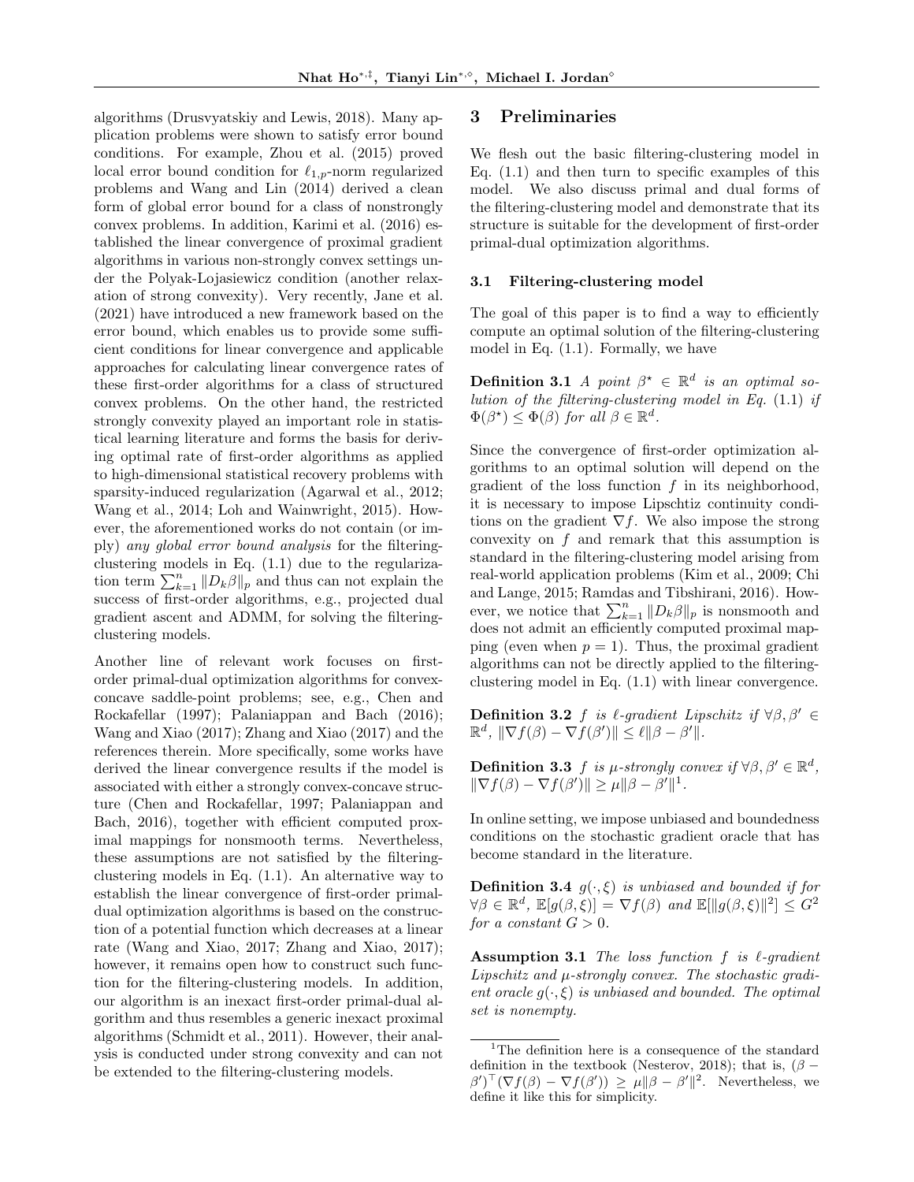algorithms (Drusvyatskiy and Lewis, 2018). Many application problems were shown to satisfy error bound conditions. For example, Zhou et al. (2015) proved local error bound condition for $\ell_{1,p}$-norm regularized problems and Wang and Lin (2014) derived a clean form of global error bound for a class of nonstrongly convex problems. In addition, Karimi et al. (2016) established the linear convergence of proximal gradient algorithms in various non-strongly convex settings under the Polyak-Lojasiewicz condition (another relaxation of strong convexity). Very recently, Jane et al. (2021) have introduced a new framework based on the error bound, which enables us to provide some sufficient conditions for linear convergence and applicable approaches for calculating linear convergence rates of these first-order algorithms for a class of structured convex problems. On the other hand, the restricted strongly convexity played an important role in statistical learning literature and forms the basis for deriving optimal rate of first-order algorithms as applied to high-dimensional statistical recovery problems with sparsity-induced regularization (Agarwal et al., 2012; Wang et al., 2014; Loh and Wainwright, 2015). However, the aforementioned works do not contain (or imply) *any global error bound analysis* for the filtering-clustering models in Eq. (1.1) due to the regularization term $\sum_{k=1}^n \|D_k\beta\|_p$ and thus can not explain the success of first-order algorithms, e.g., projected dual gradient ascent and ADMM, for solving the filtering-clustering models.

Another line of relevant work focuses on first-order primal-dual optimization algorithms for convex-concave saddle-point problems; see, e.g., Chen and Rockafellar (1997); Palaniappan and Bach (2016); Wang and Xiao (2017); Zhang and Xiao (2017) and the references therein. More specifically, some works have derived the linear convergence results if the model is associated with either a strongly convex-concave structure (Chen and Rockafellar, 1997; Palaniappan and Bach, 2016), together with efficient computed proximal mappings for nonsmooth terms. Nevertheless, these assumptions are not satisfied by the filtering-clustering models in Eq. (1.1). An alternative way to establish the linear convergence of first-order primal-dual optimization algorithms is based on the construction of a potential function which decreases at a linear rate (Wang and Xiao, 2017; Zhang and Xiao, 2017); however, it remains open how to construct such function for the filtering-clustering models. In addition, our algorithm is an inexact first-order primal-dual algorithm and thus resembles a generic inexact proximal algorithms (Schmidt et al., 2011). However, their analysis is conducted under strong convexity and can not be extended to the filtering-clustering models.

# 3 Preliminaries

We flesh out the basic filtering-clustering model in Eq. (1.1) and then turn to specific examples of this model. We also discuss primal and dual forms of the filtering-clustering model and demonstrate that its structure is suitable for the development of first-order primal-dual optimization algorithms.

## 3.1 Filtering-clustering model

The goal of this paper is to find a way to efficiently compute an optimal solution of the filtering-clustering model in Eq. (1.1). Formally, we have

**Definition 3.1** *A point $\beta^\star \in \mathbb{R}^d$ is an optimal solution of the filtering-clustering model in Eq.* (1.1) *if $\Phi(\beta^\star) \leq \Phi(\beta)$ for all $\beta \in \mathbb{R}^d$.*

Since the convergence of first-order optimization algorithms to an optimal solution will depend on the gradient of the loss function $f$ in its neighborhood, it is necessary to impose Lipschtiz continuity conditions on the gradient $\nabla f$. We also impose the strong convexity on $f$ and remark that this assumption is standard in the filtering-clustering model arising from real-world application problems (Kim et al., 2009; Chi and Lange, 2015; Ramdas and Tibshirani, 2016). However, we notice that $\sum_{k=1}^n \|D_k\beta\|_p$ is nonsmooth and does not admit an efficiently computed proximal mapping (even when $p = 1$). Thus, the proximal gradient algorithms can not be directly applied to the filtering-clustering model in Eq. (1.1) with linear convergence.

**Definition 3.2** *$f$ is $\ell$-gradient Lipschitz if $\forall \beta, \beta' \in \mathbb{R}^d$, $\|\nabla f(\beta) - \nabla f(\beta')\| \leq \ell\|\beta - \beta'\|$.*

**Definition 3.3** *$f$ is $\mu$-strongly convex if $\forall \beta, \beta' \in \mathbb{R}^d$, $\|\nabla f(\beta) - \nabla f(\beta')\| \geq \mu\|\beta - \beta'\|$*[1].

In online setting, we impose unbiased and boundedness conditions on the stochastic gradient oracle that has become standard in the literature.

**Definition 3.4** *$g(\cdot, \xi)$ is unbiased and bounded if for $\forall \beta \in \mathbb{R}^d$, $\mathbb{E}[g(\beta, \xi)] = \nabla f(\beta)$ and $\mathbb{E}[\|g(\beta, \xi)\|^2] \leq G^2$ for a constant $G > 0$.*

**Assumption 3.1** *The loss function $f$ is $\ell$-gradient Lipschitz and $\mu$-strongly convex. The stochastic gradient oracle $g(\cdot, \xi)$ is unbiased and bounded. The optimal set is nonempty.*

[1] The definition here is a consequence of the standard definition in the textbook (Nesterov, 2018); that is, $(\beta - \beta')^\top(\nabla f(\beta) - \nabla f(\beta')) \geq \mu\|\beta - \beta'\|^2$. Nevertheless, we define it like this for simplicity.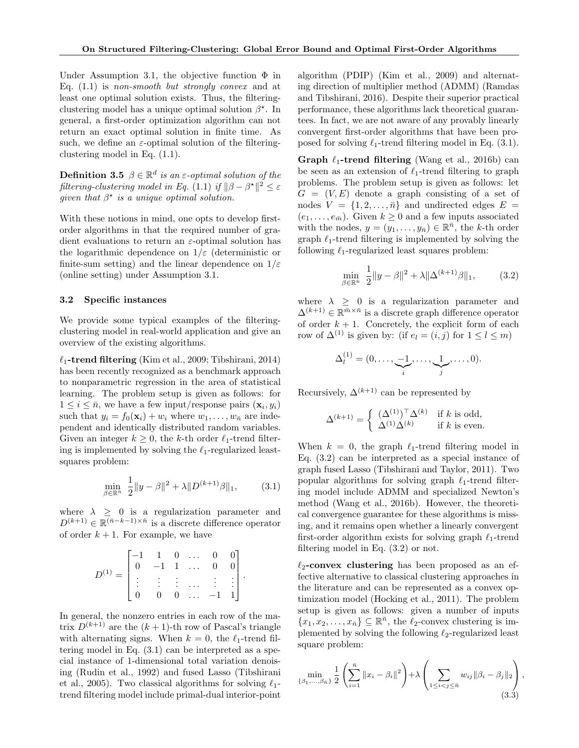Under Assumption 3.1, the objective function $\Phi$ in Eq. (1.1) is *non-smooth but strongly convex* and at least one optimal solution exists. Thus, the filtering-clustering model has a unique optimal solution $\beta^\star$. In general, a first-order optimization algorithm can not return an exact optimal solution in finite time. As such, we define an $\varepsilon$-optimal solution of the filtering-clustering model in Eq. (1.1).

**Definition 3.5** *$\beta \in \mathbb{R}^d$ is an $\varepsilon$-optimal solution of the filtering-clustering model in Eq.* (1.1) *if $\|\beta - \beta^\star\|^2 \le \varepsilon$ given that $\beta^\star$ is a unique optimal solution.*

With these notions in mind, one opts to develop first-order algorithms in that the required number of gradient evaluations to return an $\varepsilon$-optimal solution has the logarithmic dependence on $1/\varepsilon$ (deterministic or finite-sum setting) and the linear dependence on $1/\varepsilon$ (online setting) under Assumption 3.1.

### 3.2 Specific instances

We provide some typical examples of the filtering-clustering model in real-world application and give an overview of the existing algorithms.

**$\ell_1$-trend filtering** (Kim et al., 2009; Tibshirani, 2014) has been recently recognized as a benchmark approach to nonparametric regression in the area of statistical learning. The problem setup is given as follows: for $1 \le i \le \bar{n}$, we have a few input/response pairs $(\mathbf{x}_i, y_i)$ such that $y_i = f_0(\mathbf{x}_i) + w_i$ where $w_1, \ldots, w_{\bar{n}}$ are independent and identically distributed random variables. Given an integer $k \ge 0$, the $k$-th order $\ell_1$-trend filtering is implemented by solving the $\ell_1$-regularized least-squares problem:

$$\min_{\beta \in \mathbb{R}^{\bar{n}}} \ \frac{1}{2}\|y - \beta\|^2 + \lambda \|D^{(k+1)}\beta\|_1, \qquad (3.1)$$

where $\lambda \ge 0$ is a regularization parameter and $D^{(k+1)} \in \mathbb{R}^{(\bar{n}-k-1)\times \bar{n}}$ is a discrete difference operator of order $k+1$. For example, we have

$$D^{(1)} = \begin{bmatrix} -1 & 1 & 0 & \ldots & 0 & 0 \\ 0 & -1 & 1 & \ldots & 0 & 0 \\ \vdots & \vdots & \vdots & \ldots & \vdots & \vdots \\ 0 & 0 & 0 & \ldots & -1 & 1 \end{bmatrix}.$$

In general, the nonzero entries in each row of the matrix $D^{(k+1)}$ are the $(k+1)$-th row of Pascal's triangle with alternating signs. When $k = 0$, the $\ell_1$-trend filtering model in Eq. (3.1) can be interpreted as a special instance of 1-dimensional total variation denoising (Rudin et al., 1992) and fused Lasso (Tibshirani et al., 2005). Two classical algorithms for solving $\ell_1$-trend filtering model include primal-dual interior-point algorithm (PDIP) (Kim et al., 2009) and alternating direction of multiplier method (ADMM) (Ramdas and Tibshirani, 2016). Despite their superior practical performance, these algorithms lack theoretical guarantees. In fact, we are not aware of any provably linearly convergent first-order algorithms that have been proposed for solving $\ell_1$-trend filtering model in Eq. (3.1).

**Graph $\ell_1$-trend filtering** (Wang et al., 2016b) can be seen as an extension of $\ell_1$-trend filtering to graph problems. The problem setup is given as follows: let $G = (V, E)$ denote a graph consisting of a set of nodes $V = \{1, 2, \ldots, \bar{n}\}$ and undirected edges $E = (e_1, \ldots, e_{\bar{m}})$. Given $k \ge 0$ and a few inputs associated with the nodes, $y = (y_1, \ldots, y_{\bar{n}}) \in \mathbb{R}^{\bar{n}}$, the $k$-th order graph $\ell_1$-trend filtering is implemented by solving the following $\ell_1$-regularized least squares problem:

$$\min_{\beta \in \mathbb{R}^{\bar{n}}} \ \frac{1}{2}\|y - \beta\|^2 + \lambda \|\Delta^{(k+1)}\beta\|_1, \qquad (3.2)$$

where $\lambda \ge 0$ is a regularization parameter and $\Delta^{(k+1)} \in \mathbb{R}^{\bar{m}\times \bar{n}}$ is a discrete graph difference operator of order $k+1$. Concretely, the explicit form of each row of $\Delta^{(1)}$ is given by: (if $e_l = (i, j)$ for $1 \le l \le m$)

$$\Delta_l^{(1)} = (0, \ldots, \underbrace{-1}_{i}, \ldots, \underbrace{1}_{j}, \ldots, 0).$$

Recursively, $\Delta^{(k+1)}$ can be represented by

$$\Delta^{(k+1)} = \begin{cases} (\Delta^{(1)})^\top \Delta^{(k)} & \text{if } k \text{ is odd,} \\ \Delta^{(1)}\Delta^{(k)} & \text{if } k \text{ is even.} \end{cases}$$

When $k = 0$, the graph $\ell_1$-trend filtering model in Eq. (3.2) can be interpreted as a special instance of graph fused Lasso (Tibshirani and Taylor, 2011). Two popular algorithms for solving graph $\ell_1$-trend filtering model include ADMM and specialized Newton's method (Wang et al., 2016b). However, the theoretical convergence guarantee for these algorithms is missing, and it remains open whether a linearly convergent first-order algorithm exists for solving graph $\ell_1$-trend filtering model in Eq. (3.2) or not.

**$\ell_2$-convex clustering** has been proposed as an effective alternative to classical clustering approaches in the literature and can be represented as a convex optimization model (Hocking et al., 2011). The problem setup is given as follows: given a number of inputs $\{x_1, x_2, \ldots, x_{\bar{n}}\} \subseteq \mathbb{R}^{\bar{n}}$, the $\ell_2$-convex clustering is implemented by solving the following $\ell_2$-regularized least square problem:

$$\min_{\{\beta_1, \ldots, \beta_{\bar{n}}\}} \frac{1}{2}\left(\sum_{i=1}^{\bar{n}} \|x_i - \beta_i\|^2\right) + \lambda \left(\sum_{1 \le i < j \le \bar{n}} w_{ij}\|\beta_i - \beta_j\|_2\right), \qquad (3.3)$$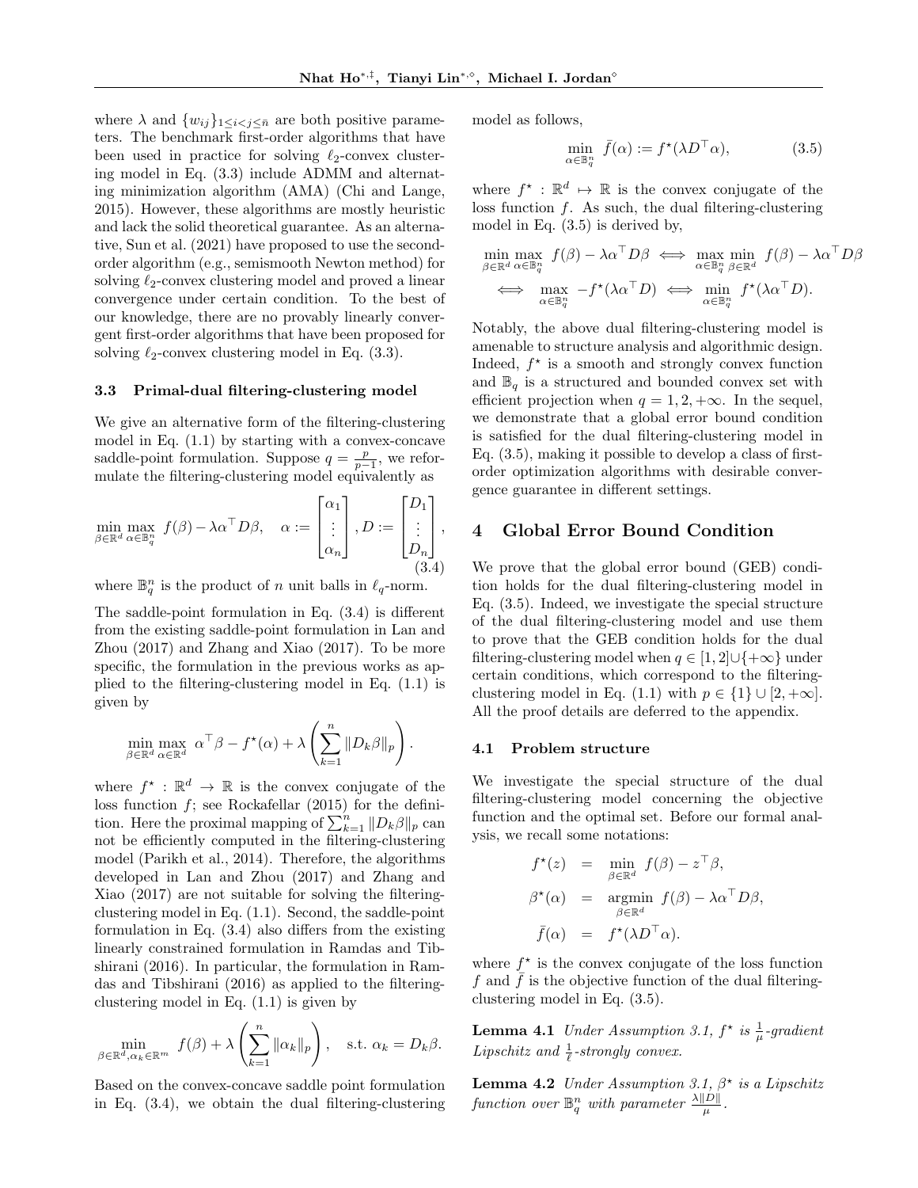where $\lambda$ and $\{w_{ij}\}_{1 \leq i < j \leq \bar{n}}$ are both positive parameters. The benchmark first-order algorithms that have been used in practice for solving $\ell_2$-convex clustering model in Eq. (3.3) include ADMM and alternating minimization algorithm (AMA) (Chi and Lange, 2015). However, these algorithms are mostly heuristic and lack the solid theoretical guarantee. As an alternative, Sun et al. (2021) have proposed to use the second-order algorithm (e.g., semismooth Newton method) for solving $\ell_2$-convex clustering model and proved a linear convergence under certain condition. To the best of our knowledge, there are no provably linearly convergent first-order algorithms that have been proposed for solving $\ell_2$-convex clustering model in Eq. (3.3).

### 3.3 Primal-dual filtering-clustering model

We give an alternative form of the filtering-clustering model in Eq. (1.1) by starting with a convex-concave saddle-point formulation. Suppose $q = \frac{p}{p-1}$, we reformulate the filtering-clustering model equivalently as

$$\min_{\beta \in \mathbb{R}^d} \max_{\alpha \in \mathbb{B}_q^n} \ f(\beta) - \lambda \alpha^\top D \beta, \quad \alpha := \begin{bmatrix} \alpha_1 \\ \vdots \\ \alpha_n \end{bmatrix}, D := \begin{bmatrix} D_1 \\ \vdots \\ D_n \end{bmatrix}, \tag{3.4}$$

where $\mathbb{B}_q^n$ is the product of $n$ unit balls in $\ell_q$-norm.

The saddle-point formulation in Eq. (3.4) is different from the existing saddle-point formulation in Lan and Zhou (2017) and Zhang and Xiao (2017). To be more specific, the formulation in the previous works as applied to the filtering-clustering model in Eq. (1.1) is given by

$$\min_{\beta \in \mathbb{R}^d} \max_{\alpha \in \mathbb{R}^d} \ \alpha^\top \beta - f^\star(\alpha) + \lambda \left( \sum_{k=1}^n \|D_k \beta\|_p \right).$$

where $f^\star : \mathbb{R}^d \to \mathbb{R}$ is the convex conjugate of the loss function $f$; see Rockafellar (2015) for the definition. Here the proximal mapping of $\sum_{k=1}^n \|D_k\beta\|_p$ can not be efficiently computed in the filtering-clustering model (Parikh et al., 2014). Therefore, the algorithms developed in Lan and Zhou (2017) and Zhang and Xiao (2017) are not suitable for solving the filtering-clustering model in Eq. (1.1). Second, the saddle-point formulation in Eq. (3.4) also differs from the existing linearly constrained formulation in Ramdas and Tibshirani (2016). In particular, the formulation in Ramdas and Tibshirani (2016) as applied to the filtering-clustering model in Eq. (1.1) is given by

$$\min_{\beta \in \mathbb{R}^d, \alpha_k \in \mathbb{R}^m} \ f(\beta) + \lambda \left( \sum_{k=1}^n \|\alpha_k\|_p \right), \quad \text{s.t. } \alpha_k = D_k \beta.$$

Based on the convex-concave saddle point formulation in Eq. (3.4), we obtain the dual filtering-clustering model as follows,

$$\min_{\alpha \in \mathbb{B}_q^n} \ \bar{f}(\alpha) := f^\star(\lambda D^\top \alpha), \tag{3.5}$$

where $f^\star : \mathbb{R}^d \mapsto \mathbb{R}$ is the convex conjugate of the loss function $f$. As such, the dual filtering-clustering model in Eq. (3.5) is derived by,

$$\min_{\beta \in \mathbb{R}^d} \max_{\alpha \in \mathbb{B}_q^n} \ f(\beta) - \lambda \alpha^\top D \beta \iff \max_{\alpha \in \mathbb{B}_q^n} \min_{\beta \in \mathbb{R}^d} \ f(\beta) - \lambda \alpha^\top D \beta$$
$$\iff \max_{\alpha \in \mathbb{B}_q^n} \ -f^\star(\lambda \alpha^\top D) \iff \min_{\alpha \in \mathbb{B}_q^n} \ f^\star(\lambda \alpha^\top D).$$

Notably, the above dual filtering-clustering model is amenable to structure analysis and algorithmic design. Indeed, $f^\star$ is a smooth and strongly convex function and $\mathbb{B}_q$ is a structured and bounded convex set with efficient projection when $q = 1, 2, +\infty$. In the sequel, we demonstrate that a global error bound condition is satisfied for the dual filtering-clustering model in Eq. (3.5), making it possible to develop a class of first-order optimization algorithms with desirable convergence guarantee in different settings.

## 4 Global Error Bound Condition

We prove that the global error bound (GEB) condition holds for the dual filtering-clustering model in Eq. (3.5). Indeed, we investigate the special structure of the dual filtering-clustering model and use them to prove that the GEB condition holds for the dual filtering-clustering model when $q \in [1, 2] \cup \{+\infty\}$ under certain conditions, which correspond to the filtering-clustering model in Eq. (1.1) with $p \in \{1\} \cup [2, +\infty]$. All the proof details are deferred to the appendix.

### 4.1 Problem structure

We investigate the special structure of the dual filtering-clustering model concerning the objective function and the optimal set. Before our formal analysis, we recall some notations:

$$\begin{aligned} f^\star(z) &= \min_{\beta \in \mathbb{R}^d} \ f(\beta) - z^\top \beta, \\ \beta^\star(\alpha) &= \operatorname*{argmin}_{\beta \in \mathbb{R}^d} \ f(\beta) - \lambda \alpha^\top D \beta, \\ \bar{f}(\alpha) &= f^\star(\lambda D^\top \alpha). \end{aligned}$$

where $f^\star$ is the convex conjugate of the loss function $f$ and $\bar{f}$ is the objective function of the dual filtering-clustering model in Eq. (3.5).

**Lemma 4.1** *Under Assumption 3.1, $f^\star$ is $\frac{1}{\mu}$-gradient Lipschitz and $\frac{1}{\ell}$-strongly convex.*

**Lemma 4.2** *Under Assumption 3.1, $\beta^\star$ is a Lipschitz function over $\mathbb{B}_q^n$ with parameter $\frac{\lambda \|D\|}{\mu}$.*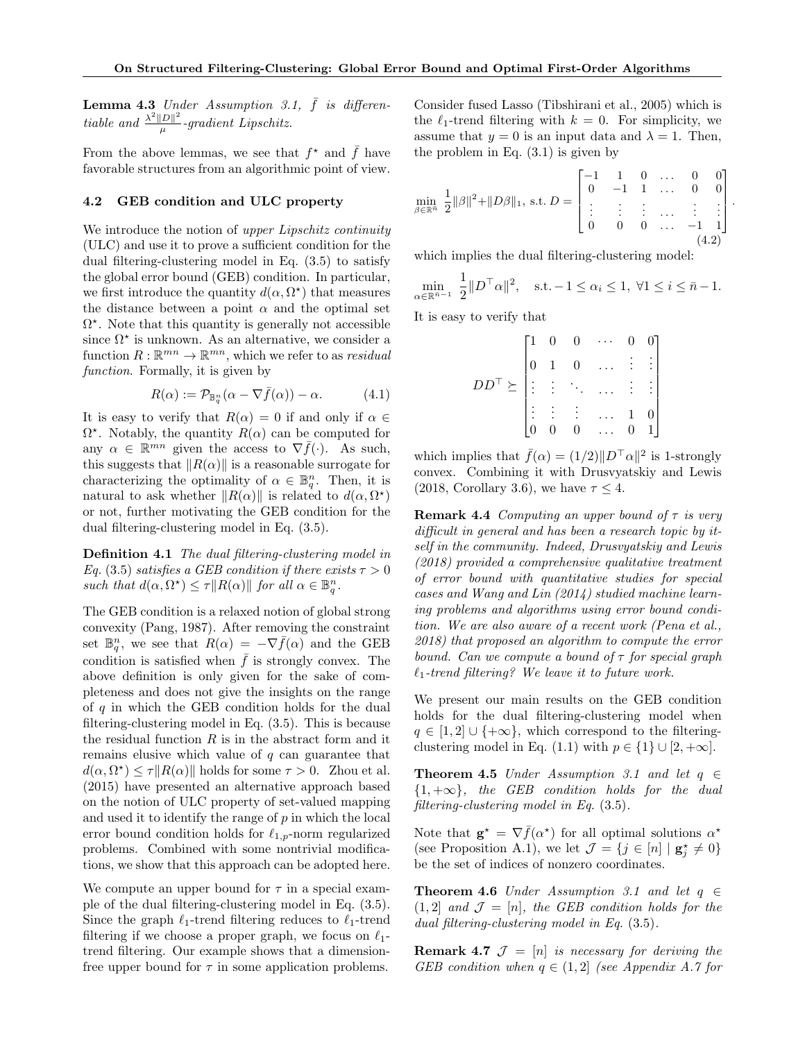**Lemma 4.3** *Under Assumption 3.1, $\bar{f}$ is differentiable and $\frac{\lambda^2\|D\|^2}{\mu}$-gradient Lipschitz.*

From the above lemmas, we see that $f^\star$ and $\bar{f}$ have favorable structures from an algorithmic point of view.

### 4.2 GEB condition and ULC property

We introduce the notion of *upper Lipschitz continuity* (ULC) and use it to prove a sufficient condition for the dual filtering-clustering model in Eq. (3.5) to satisfy the global error bound (GEB) condition. In particular, we first introduce the quantity $d(\alpha, \Omega^\star)$ that measures the distance between a point $\alpha$ and the optimal set $\Omega^\star$. Note that this quantity is generally not accessible since $\Omega^\star$ is unknown. As an alternative, we consider a function $R : \mathbb{R}^{mn} \to \mathbb{R}^{mn}$, which we refer to as *residual function*. Formally, it is given by

$$R(\alpha) := \mathcal{P}_{\mathbb{B}_q^n}(\alpha - \nabla \bar{f}(\alpha)) - \alpha. \tag{4.1}$$

It is easy to verify that $R(\alpha) = 0$ if and only if $\alpha \in \Omega^\star$. Notably, the quantity $R(\alpha)$ can be computed for any $\alpha \in \mathbb{R}^{mn}$ given the access to $\nabla \bar{f}(\cdot)$. As such, this suggests that $\|R(\alpha)\|$ is a reasonable surrogate for characterizing the optimality of $\alpha \in \mathbb{B}_q^n$. Then, it is natural to ask whether $\|R(\alpha)\|$ is related to $d(\alpha, \Omega^\star)$ or not, further motivating the GEB condition for the dual filtering-clustering model in Eq. (3.5).

**Definition 4.1** *The dual filtering-clustering model in Eq. (3.5) satisfies a GEB condition if there exists $\tau > 0$ such that $d(\alpha, \Omega^\star) \le \tau \|R(\alpha)\|$ for all $\alpha \in \mathbb{B}_q^n$.*

The GEB condition is a relaxed notion of global strong convexity (Pang, 1987). After removing the constraint set $\mathbb{B}_q^n$, we see that $R(\alpha) = -\nabla \bar{f}(\alpha)$ and the GEB condition is satisfied when $\bar{f}$ is strongly convex. The above definition is only given for the sake of completeness and does not give the insights on the range of $q$ in which the GEB condition holds for the dual filtering-clustering model in Eq. (3.5). This is because the residual function $R$ is in the abstract form and it remains elusive which value of $q$ can guarantee that $d(\alpha, \Omega^\star) \le \tau \|R(\alpha)\|$ holds for some $\tau > 0$. Zhou et al. (2015) have presented an alternative approach based on the notion of ULC property of set-valued mapping and used it to identify the range of $p$ in which the local error bound condition holds for $\ell_{1,p}$-norm regularized problems. Combined with some nontrivial modifications, we show that this approach can be adopted here.

We compute an upper bound for $\tau$ in a special example of the dual filtering-clustering model in Eq. (3.5). Since the graph $\ell_1$-trend filtering reduces to $\ell_1$-trend filtering if we choose a proper graph, we focus on $\ell_1$-trend filtering. Our example shows that a dimension-free upper bound for $\tau$ in some application problems.

Consider fused Lasso (Tibshirani et al., 2005) which is the $\ell_1$-trend filtering with $k = 0$. For simplicity, we assume that $y = 0$ is an input data and $\lambda = 1$. Then, the problem in Eq. (3.1) is given by

$$\min_{\beta \in \mathbb{R}^{\bar{n}}} \ \frac{1}{2}\|\beta\|^2 + \|D\beta\|_1, \text{ s.t. } D = \begin{bmatrix} -1 & 1 & 0 & \ldots & 0 & 0 \\ 0 & -1 & 1 & \ldots & 0 & 0 \\ \vdots & \vdots & \vdots & \ldots & \vdots & \vdots \\ 0 & 0 & 0 & \ldots & -1 & 1 \end{bmatrix}. \tag{4.2}$$

which implies the dual filtering-clustering model:

$$\min_{\alpha \in \mathbb{R}^{\bar{n}-1}} \ \frac{1}{2}\|D^\top \alpha\|^2, \quad \text{s.t.} -1 \le \alpha_i \le 1, \ \forall 1 \le i \le \bar{n} - 1.$$

It is easy to verify that

$$DD^\top \succeq \begin{bmatrix} 1 & 0 & 0 & \cdots & 0 & 0 \\ 0 & 1 & 0 & \ldots & \vdots & \vdots \\ \vdots & \vdots & \ddots & \ldots & \vdots & \vdots \\ \vdots & \vdots & \vdots & \ldots & 1 & 0 \\ 0 & 0 & 0 & \ldots & 0 & 1 \end{bmatrix}$$

which implies that $\bar{f}(\alpha) = (1/2)\|D^\top \alpha\|^2$ is 1-strongly convex. Combining it with Drusvyatskiy and Lewis (2018, Corollary 3.6), we have $\tau \le 4$.

**Remark 4.4** *Computing an upper bound of $\tau$ is very difficult in general and has been a research topic by itself in the community. Indeed, Drusvyatskiy and Lewis (2018) provided a comprehensive qualitative treatment of error bound with quantitative studies for special cases and Wang and Lin (2014) studied machine learning problems and algorithms using error bound condition. We are also aware of a recent work (Pena et al., 2018) that proposed an algorithm to compute the error bound. Can we compute a bound of $\tau$ for special graph $\ell_1$-trend filtering? We leave it to future work.*

We present our main results on the GEB condition holds for the dual filtering-clustering model when $q \in [1, 2] \cup \{+\infty\}$, which correspond to the filtering-clustering model in Eq. (1.1) with $p \in \{1\} \cup [2, +\infty]$.

**Theorem 4.5** *Under Assumption 3.1 and let $q \in \{1, +\infty\}$, the GEB condition holds for the dual filtering-clustering model in Eq. (3.5).*

Note that $\mathbf{g}^\star = \nabla \bar{f}(\alpha^\star)$ for all optimal solutions $\alpha^\star$ (see Proposition A.1), we let $\mathcal{J} = \{j \in [n] \mid \mathbf{g}_j^\star \ne 0\}$ be the set of indices of nonzero coordinates.

**Theorem 4.6** *Under Assumption 3.1 and let $q \in (1, 2]$ and $\mathcal{J} = [n]$, the GEB condition holds for the dual filtering-clustering model in Eq. (3.5).*

**Remark 4.7** *$\mathcal{J} = [n]$ is necessary for deriving the GEB condition when $q \in (1, 2]$ (see Appendix A.7 for*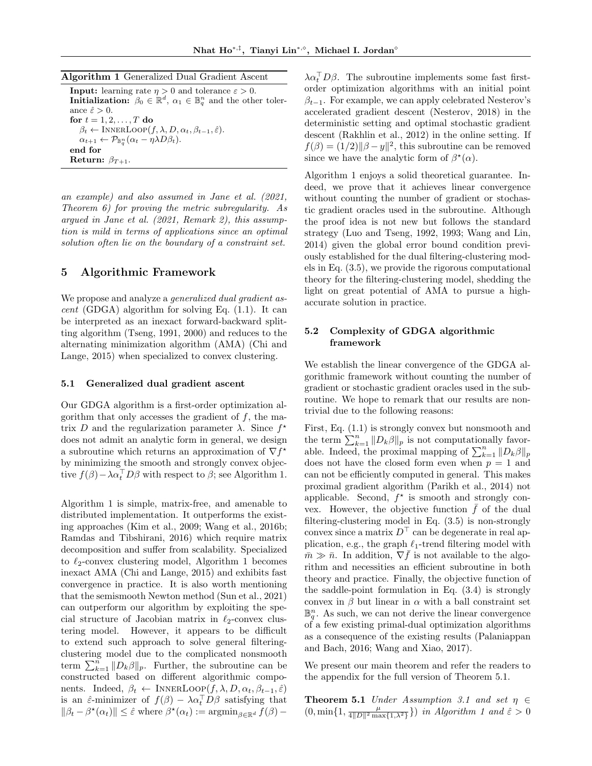**Algorithm 1** Generalized Dual Gradient Ascent

**Input:** learning rate $\eta > 0$ and tolerance $\varepsilon > 0$.
**Initialization:** $\beta_0 \in \mathbb{R}^d$, $\alpha_1 \in \mathbb{B}_q^n$ and the other tolerance $\hat{\varepsilon} > 0$.
**for** $t = 1, 2, \ldots, T$ **do**
  $\beta_t \leftarrow \text{InnerLoop}(f, \lambda, D, \alpha_t, \beta_{t-1}, \hat{\varepsilon})$.
  $\alpha_{t+1} \leftarrow \mathcal{P}_{\mathbb{B}_q^n}(\alpha_t - \eta\lambda D\beta_t)$.
**end for**
**Return:** $\beta_{T+1}$.

*an example) and also assumed in Jane et al. (2021, Theorem 6) for proving the metric subregularity. As argued in Jane et al. (2021, Remark 2), this assumption is mild in terms of applications since an optimal solution often lie on the boundary of a constraint set.*

## 5 Algorithmic Framework

We propose and analyze a *generalized dual gradient ascent* (GDGA) algorithm for solving Eq. (1.1). It can be interpreted as an inexact forward-backward splitting algorithm (Tseng, 1991, 2000) and reduces to the alternating minimization algorithm (AMA) (Chi and Lange, 2015) when specialized to convex clustering.

### 5.1 Generalized dual gradient ascent

Our GDGA algorithm is a first-order optimization algorithm that only accesses the gradient of $f$, the matrix $D$ and the regularization parameter $\lambda$. Since $f^\star$ does not admit an analytic form in general, we design a subroutine which returns an approximation of $\nabla f^\star$ by minimizing the smooth and strongly convex objective $f(\beta) - \lambda\alpha_t^\top D\beta$ with respect to $\beta$; see Algorithm 1.

Algorithm 1 is simple, matrix-free, and amenable to distributed implementation. It outperforms the existing approaches (Kim et al., 2009; Wang et al., 2016b; Ramdas and Tibshirani, 2016) which require matrix decomposition and suffer from scalability. Specialized to $\ell_2$-convex clustering model, Algorithm 1 becomes inexact AMA (Chi and Lange, 2015) and exhibits fast convergence in practice. It is also worth mentioning that the semismooth Newton method (Sun et al., 2021) can outperform our algorithm by exploiting the special structure of Jacobian matrix in $\ell_2$-convex clustering model. However, it appears to be difficult to extend such approach to solve general filtering-clustering model due to the complicated nonsmooth term $\sum_{k=1}^n \|D_k\beta\|_p$. Further, the subroutine can be constructed based on different algorithmic components. Indeed, $\beta_t \leftarrow \text{InnerLoop}(f, \lambda, D, \alpha_t, \beta_{t-1}, \hat{\varepsilon})$ is an $\hat{\varepsilon}$-minimizer of $f(\beta) - \lambda\alpha_t^\top D\beta$ satisfying that $\|\beta_t - \beta^\star(\alpha_t)\| \leq \hat{\varepsilon}$ where $\beta^\star(\alpha_t) := \text{argmin}_{\beta\in\mathbb{R}^d} f(\beta) - \lambda\alpha_t^\top D\beta$. The subroutine implements some fast first-order optimization algorithms with an initial point $\beta_{t-1}$. For example, we can apply celebrated Nesterov's accelerated gradient descent (Nesterov, 2018) in the deterministic setting and optimal stochastic gradient descent (Rakhlin et al., 2012) in the online setting. If $f(\beta) = (1/2)\|\beta - y\|^2$, this subroutine can be removed since we have the analytic form of $\beta^\star(\alpha)$.

Algorithm 1 enjoys a solid theoretical guarantee. Indeed, we prove that it achieves linear convergence without counting the number of gradient or stochastic gradient oracles used in the subroutine. Although the proof idea is not new but follows the standard strategy (Luo and Tseng, 1992, 1993; Wang and Lin, 2014) given the global error bound condition previously established for the dual filtering-clustering models in Eq. (3.5), we provide the rigorous computational theory for the filtering-clustering model, shedding the light on great potential of AMA to pursue a high-accurate solution in practice.

### 5.2 Complexity of GDGA algorithmic framework

We establish the linear convergence of the GDGA algorithmic framework without counting the number of gradient or stochastic gradient oracles used in the subroutine. We hope to remark that our results are nontrivial due to the following reasons:

First, Eq. (1.1) is strongly convex but nonsmooth and the term $\sum_{k=1}^n \|D_k\beta\|_p$ is not computationally favorable. Indeed, the proximal mapping of $\sum_{k=1}^n \|D_k\beta\|_p$ does not have the closed form even when $p = 1$ and can not be efficiently computed in general. This makes proximal gradient algorithm (Parikh et al., 2014) not applicable. Second, $f^\star$ is smooth and strongly convex. However, the objective function $\bar{f}$ of the dual filtering-clustering model in Eq. (3.5) is non-strongly convex since a matrix $D^\top$ can be degenerate in real application, e.g., the graph $\ell_1$-trend filtering model with $\bar{m} \gg \bar{n}$. In addition, $\nabla\bar{f}$ is not available to the algorithm and necessities an efficient subroutine in both theory and practice. Finally, the objective function of the saddle-point formulation in Eq. (3.4) is strongly convex in $\beta$ but linear in $\alpha$ with a ball constraint set $\mathbb{B}_q^n$. As such, we can not derive the linear convergence of a few existing primal-dual optimization algorithms as a consequence of the existing results (Palaniappan and Bach, 2016; Wang and Xiao, 2017).

We present our main theorem and refer the readers to the appendix for the full version of Theorem 5.1.

**Theorem 5.1** *Under Assumption 3.1 and set* $\eta \in (0, \min\{1, \frac{\mu}{4\|D\|^2\max\{1,\lambda^2\}}\})$ *in Algorithm 1 and* $\hat{\varepsilon} > 0$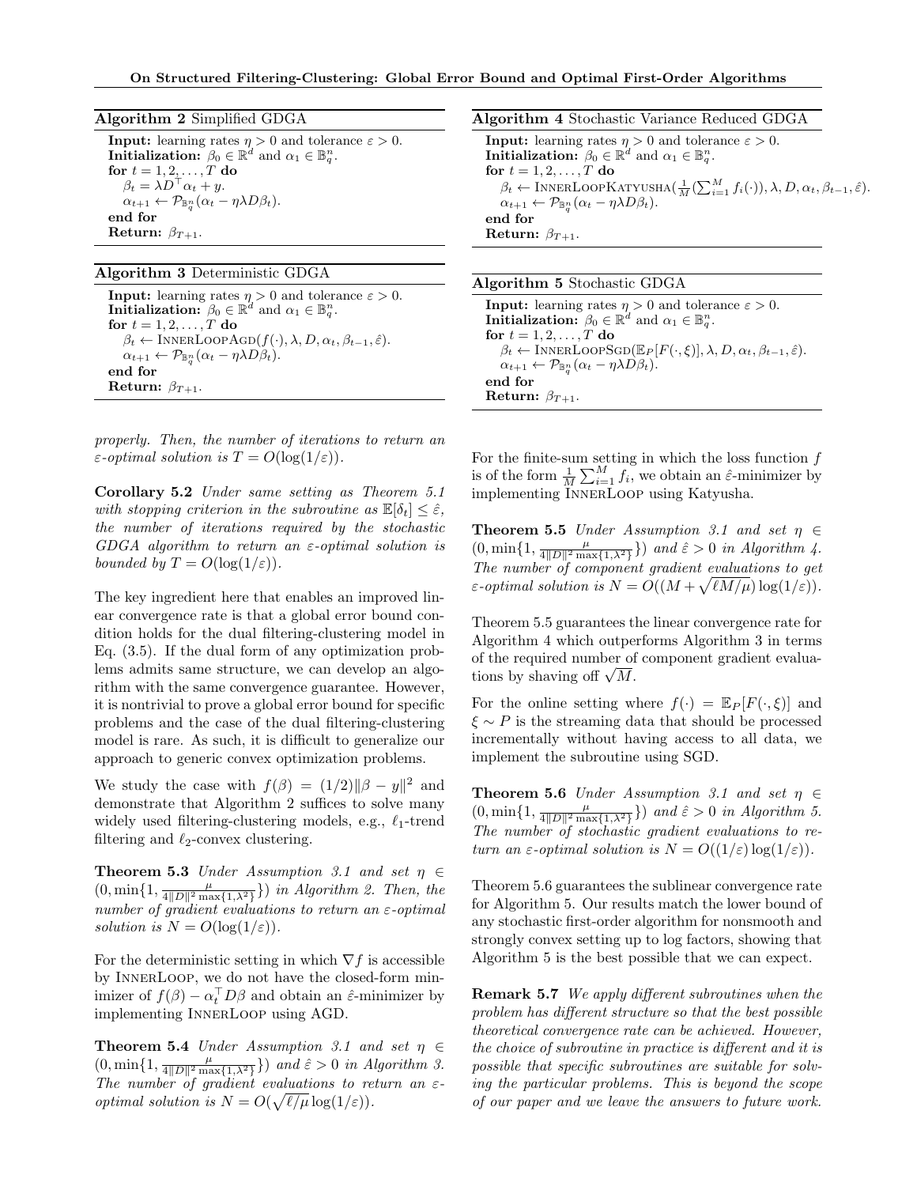**Algorithm 2** Simplified GDGA

**Input:** learning rates $\eta > 0$ and tolerance $\varepsilon > 0$.
**Initialization:** $\beta_0 \in \mathbb{R}^d$ and $\alpha_1 \in \mathbb{B}_q^n$.
**for** $t = 1, 2, \ldots, T$ **do**
  $\beta_t = \lambda D^\top \alpha_t + y$.
  $\alpha_{t+1} \leftarrow \mathcal{P}_{\mathbb{B}_q^n}(\alpha_t - \eta\lambda D\beta_t)$.
**end for**
**Return:** $\beta_{T+1}$.

**Algorithm 3** Deterministic GDGA

**Input:** learning rates $\eta > 0$ and tolerance $\varepsilon > 0$.
**Initialization:** $\beta_0 \in \mathbb{R}^d$ and $\alpha_1 \in \mathbb{B}_q^n$.
**for** $t = 1, 2, \ldots, T$ **do**
  $\beta_t \leftarrow \text{InnerLoopAgd}(f(\cdot), \lambda, D, \alpha_t, \beta_{t-1}, \hat{\varepsilon})$.
  $\alpha_{t+1} \leftarrow \mathcal{P}_{\mathbb{B}_q^n}(\alpha_t - \eta\lambda D\beta_t)$.
**end for**
**Return:** $\beta_{T+1}$.

*properly. Then, the number of iterations to return an $\varepsilon$-optimal solution is $T = O(\log(1/\varepsilon))$.*

**Corollary 5.2** *Under same setting as Theorem 5.1 with stopping criterion in the subroutine as $\mathbb{E}[\delta_t] \le \hat{\varepsilon}$, the number of iterations required by the stochastic GDGA algorithm to return an $\varepsilon$-optimal solution is bounded by $T = O(\log(1/\varepsilon))$.*

The key ingredient here that enables an improved linear convergence rate is that a global error bound condition holds for the dual filtering-clustering model in Eq. (3.5). If the dual form of any optimization problems admits same structure, we can develop an algorithm with the same convergence guarantee. However, it is nontrivial to prove a global error bound for specific problems and the case of the dual filtering-clustering model is rare. As such, it is difficult to generalize our approach to generic convex optimization problems.

We study the case with $f(\beta) = (1/2)\|\beta - y\|^2$ and demonstrate that Algorithm 2 suffices to solve many widely used filtering-clustering models, e.g., $\ell_1$-trend filtering and $\ell_2$-convex clustering.

**Theorem 5.3** *Under Assumption 3.1 and set $\eta \in (0, \min\{1, \frac{\mu}{4\|D\|^2 \max\{1,\lambda^2\}}\})$ in Algorithm 2. Then, the number of gradient evaluations to return an $\varepsilon$-optimal solution is $N = O(\log(1/\varepsilon))$.*

For the deterministic setting in which $\nabla f$ is accessible by InnerLoop, we do not have the closed-form minimizer of $f(\beta) - \alpha_t^\top D\beta$ and obtain an $\hat{\varepsilon}$-minimizer by implementing InnerLoop using AGD.

**Theorem 5.4** *Under Assumption 3.1 and set $\eta \in (0, \min\{1, \frac{\mu}{4\|D\|^2 \max\{1,\lambda^2\}}\})$ and $\hat{\varepsilon} > 0$ in Algorithm 3. The number of gradient evaluations to return an $\varepsilon$-optimal solution is $N = O(\sqrt{\ell/\mu}\log(1/\varepsilon))$.*

**Algorithm 4** Stochastic Variance Reduced GDGA

**Input:** learning rates $\eta > 0$ and tolerance $\varepsilon > 0$.
**Initialization:** $\beta_0 \in \mathbb{R}^d$ and $\alpha_1 \in \mathbb{B}_q^n$.
**for** $t = 1, 2, \ldots, T$ **do**
  $\beta_t \leftarrow \text{InnerLoopKatyusha}(\frac{1}{M}(\sum_{i=1}^M f_i(\cdot)), \lambda, D, \alpha_t, \beta_{t-1}, \hat{\varepsilon})$.
  $\alpha_{t+1} \leftarrow \mathcal{P}_{\mathbb{B}_q^n}(\alpha_t - \eta\lambda D\beta_t)$.
**end for**
**Return:** $\beta_{T+1}$.

**Algorithm 5** Stochastic GDGA

**Input:** learning rates $\eta > 0$ and tolerance $\varepsilon > 0$.
**Initialization:** $\beta_0 \in \mathbb{R}^d$ and $\alpha_1 \in \mathbb{B}_q^n$.
**for** $t = 1, 2, \ldots, T$ **do**
  $\beta_t \leftarrow \text{InnerLoopSgd}(\mathbb{E}_P[F(\cdot, \xi)], \lambda, D, \alpha_t, \beta_{t-1}, \hat{\varepsilon})$.
  $\alpha_{t+1} \leftarrow \mathcal{P}_{\mathbb{B}_q^n}(\alpha_t - \eta\lambda D\beta_t)$.
**end for**
**Return:** $\beta_{T+1}$.

For the finite-sum setting in which the loss function $f$ is of the form $\frac{1}{M}\sum_{i=1}^M f_i$, we obtain an $\hat{\varepsilon}$-minimizer by implementing InnerLoop using Katyusha.

**Theorem 5.5** *Under Assumption 3.1 and set $\eta \in (0, \min\{1, \frac{\mu}{4\|D\|^2 \max\{1,\lambda^2\}}\})$ and $\hat{\varepsilon} > 0$ in Algorithm 4. The number of component gradient evaluations to get $\varepsilon$-optimal solution is $N = O((M + \sqrt{\ell M/\mu})\log(1/\varepsilon))$.*

Theorem 5.5 guarantees the linear convergence rate for Algorithm 4 which outperforms Algorithm 3 in terms of the required number of component gradient evaluations by shaving off $\sqrt{M}$.

For the online setting where $f(\cdot) = \mathbb{E}_P[F(\cdot, \xi)]$ and $\xi \sim P$ is the streaming data that should be processed incrementally without having access to all data, we implement the subroutine using SGD.

**Theorem 5.6** *Under Assumption 3.1 and set $\eta \in (0, \min\{1, \frac{\mu}{4\|D\|^2 \max\{1,\lambda^2\}}\})$ and $\hat{\varepsilon} > 0$ in Algorithm 5. The number of stochastic gradient evaluations to return an $\varepsilon$-optimal solution is $N = O((1/\varepsilon)\log(1/\varepsilon))$.*

Theorem 5.6 guarantees the sublinear convergence rate for Algorithm 5. Our results match the lower bound of any stochastic first-order algorithm for nonsmooth and strongly convex setting up to log factors, showing that Algorithm 5 is the best possible that we can expect.

**Remark 5.7** *We apply different subroutines when the problem has different structure so that the best possible theoretical convergence rate can be achieved. However, the choice of subroutine in practice is different and it is possible that specific subroutines are suitable for solving the particular problems. This is beyond the scope of our paper and we leave the answers to future work.*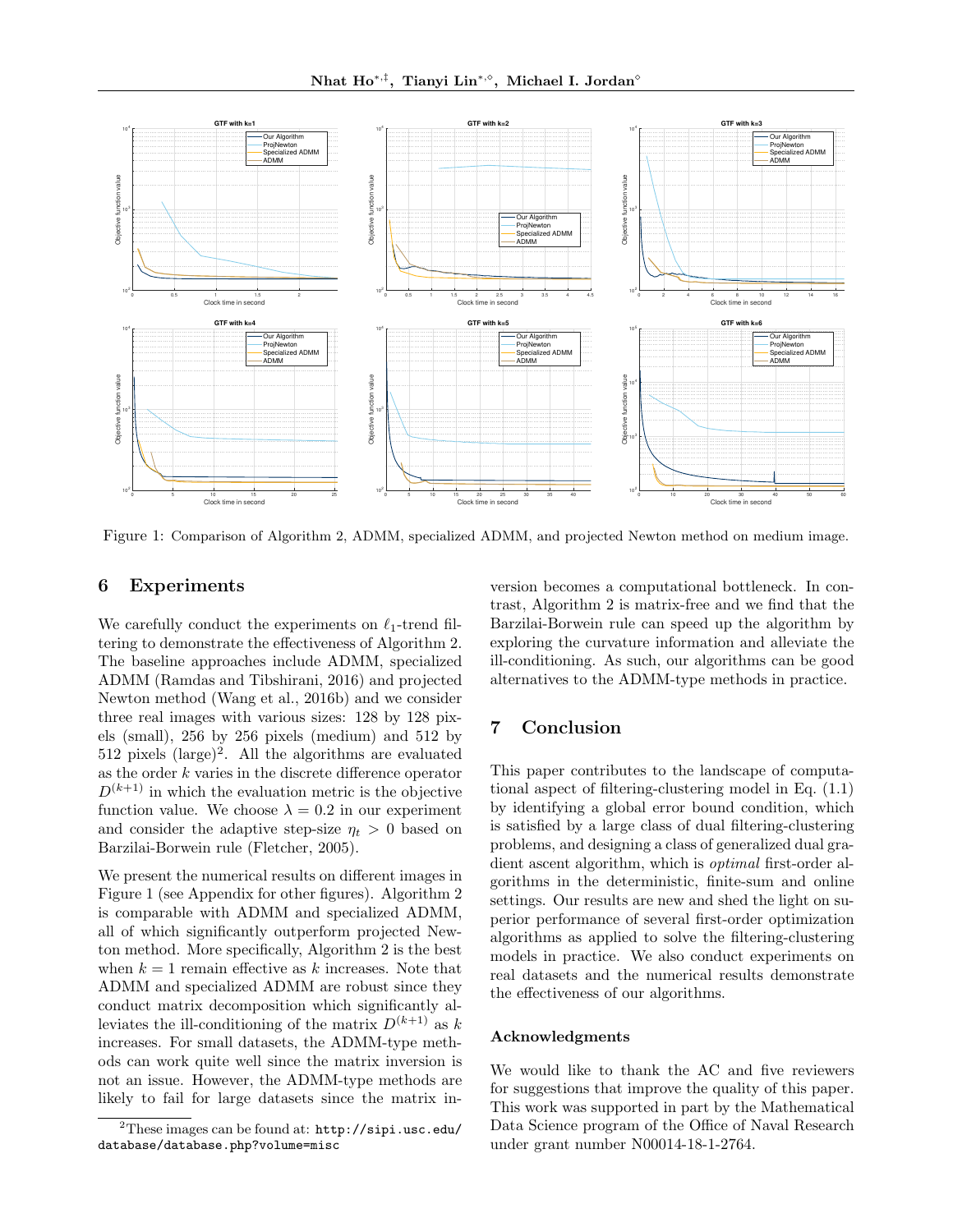Figure 1: Comparison of Algorithm 2, ADMM, specialized ADMM, and projected Newton method on medium image.

## 6 Experiments

We carefully conduct the experiments on $\ell_1$-trend filtering to demonstrate the effectiveness of Algorithm 2. The baseline approaches include ADMM, specialized ADMM (Ramdas and Tibshirani, 2016) and projected Newton method (Wang et al., 2016b) and we consider three real images with various sizes: 128 by 128 pixels (small), 256 by 256 pixels (medium) and 512 by 512 pixels (large)[2]. All the algorithms are evaluated as the order $k$ varies in the discrete difference operator $D^{(k+1)}$ in which the evaluation metric is the objective function value. We choose $\lambda = 0.2$ in our experiment and consider the adaptive step-size $\eta_t > 0$ based on Barzilai-Borwein rule (Fletcher, 2005).

We present the numerical results on different images in Figure 1 (see Appendix for other figures). Algorithm 2 is comparable with ADMM and specialized ADMM, all of which significantly outperform projected Newton method. More specifically, Algorithm 2 is the best when $k = 1$ remain effective as $k$ increases. Note that ADMM and specialized ADMM are robust since they conduct matrix decomposition which significantly alleviates the ill-conditioning of the matrix $D^{(k+1)}$ as $k$ increases. For small datasets, the ADMM-type methods can work quite well since the matrix inversion is not an issue. However, the ADMM-type methods are likely to fail for large datasets since the matrix inversion becomes a computational bottleneck. In contrast, Algorithm 2 is matrix-free and we find that the Barzilai-Borwein rule can speed up the algorithm by exploring the curvature information and alleviate the ill-conditioning. As such, our algorithms can be good alternatives to the ADMM-type methods in practice.

## 7 Conclusion

This paper contributes to the landscape of computational aspect of filtering-clustering model in Eq. (1.1) by identifying a global error bound condition, which is satisfied by a large class of dual filtering-clustering problems, and designing a class of generalized dual gradient ascent algorithm, which is *optimal* first-order algorithms in the deterministic, finite-sum and online settings. Our results are new and shed the light on superior performance of several first-order optimization algorithms as applied to solve the filtering-clustering models in practice. We also conduct experiments on real datasets and the numerical results demonstrate the effectiveness of our algorithms.

### Acknowledgments

We would like to thank the AC and five reviewers for suggestions that improve the quality of this paper. This work was supported in part by the Mathematical Data Science program of the Office of Naval Research under grant number N00014-18-1-2764.

[2] These images can be found at: `http://sipi.usc.edu/database/database.php?volume=misc`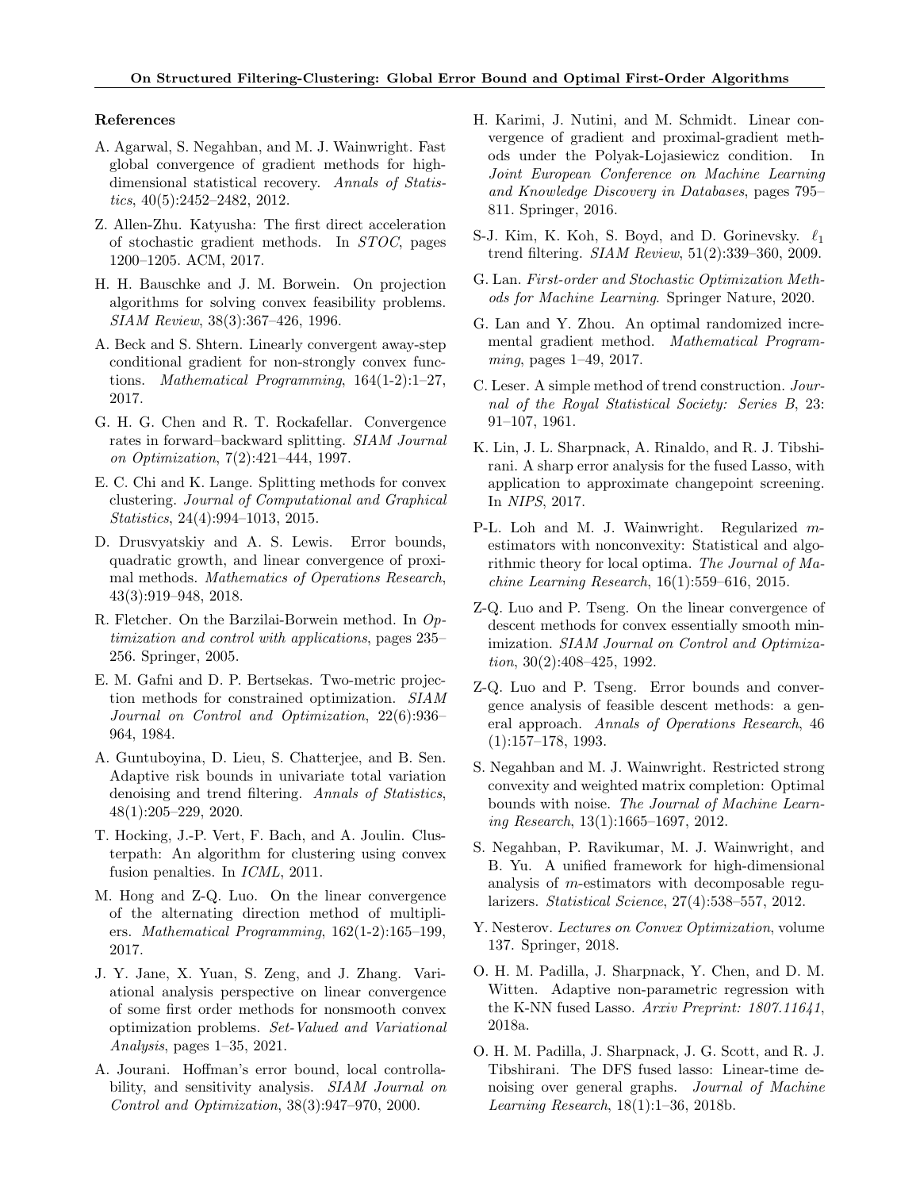## References

A. Agarwal, S. Negahban, and M. J. Wainwright. Fast global convergence of gradient methods for high-dimensional statistical recovery. *Annals of Statistics*, 40(5):2452–2482, 2012.

Z. Allen-Zhu. Katyusha: The first direct acceleration of stochastic gradient methods. In *STOC*, pages 1200–1205. ACM, 2017.

H. H. Bauschke and J. M. Borwein. On projection algorithms for solving convex feasibility problems. *SIAM Review*, 38(3):367–426, 1996.

A. Beck and S. Shtern. Linearly convergent away-step conditional gradient for non-strongly convex functions. *Mathematical Programming*, 164(1-2):1–27, 2017.

G. H. G. Chen and R. T. Rockafellar. Convergence rates in forward–backward splitting. *SIAM Journal on Optimization*, 7(2):421–444, 1997.

E. C. Chi and K. Lange. Splitting methods for convex clustering. *Journal of Computational and Graphical Statistics*, 24(4):994–1013, 2015.

D. Drusvyatskiy and A. S. Lewis. Error bounds, quadratic growth, and linear convergence of proximal methods. *Mathematics of Operations Research*, 43(3):919–948, 2018.

R. Fletcher. On the Barzilai-Borwein method. In *Optimization and control with applications*, pages 235–256. Springer, 2005.

E. M. Gafni and D. P. Bertsekas. Two-metric projection methods for constrained optimization. *SIAM Journal on Control and Optimization*, 22(6):936–964, 1984.

A. Guntuboyina, D. Lieu, S. Chatterjee, and B. Sen. Adaptive risk bounds in univariate total variation denoising and trend filtering. *Annals of Statistics*, 48(1):205–229, 2020.

T. Hocking, J.-P. Vert, F. Bach, and A. Joulin. Clusterpath: An algorithm for clustering using convex fusion penalties. In *ICML*, 2011.

M. Hong and Z-Q. Luo. On the linear convergence of the alternating direction method of multipliers. *Mathematical Programming*, 162(1-2):165–199, 2017.

J. Y. Jane, X. Yuan, S. Zeng, and J. Zhang. Variational analysis perspective on linear convergence of some first order methods for nonsmooth convex optimization problems. *Set-Valued and Variational Analysis*, pages 1–35, 2021.

A. Jourani. Hoffman's error bound, local controllability, and sensitivity analysis. *SIAM Journal on Control and Optimization*, 38(3):947–970, 2000.

H. Karimi, J. Nutini, and M. Schmidt. Linear convergence of gradient and proximal-gradient methods under the Polyak-Lojasiewicz condition. In *Joint European Conference on Machine Learning and Knowledge Discovery in Databases*, pages 795–811. Springer, 2016.

S-J. Kim, K. Koh, S. Boyd, and D. Gorinevsky. $\ell_1$ trend filtering. *SIAM Review*, 51(2):339–360, 2009.

G. Lan. *First-order and Stochastic Optimization Methods for Machine Learning*. Springer Nature, 2020.

G. Lan and Y. Zhou. An optimal randomized incremental gradient method. *Mathematical Programming*, pages 1–49, 2017.

C. Leser. A simple method of trend construction. *Journal of the Royal Statistical Society: Series B*, 23: 91–107, 1961.

K. Lin, J. L. Sharpnack, A. Rinaldo, and R. J. Tibshirani. A sharp error analysis for the fused Lasso, with application to approximate changepoint screening. In *NIPS*, 2017.

P-L. Loh and M. J. Wainwright. Regularized $m$-estimators with nonconvexity: Statistical and algorithmic theory for local optima. *The Journal of Machine Learning Research*, 16(1):559–616, 2015.

Z-Q. Luo and P. Tseng. On the linear convergence of descent methods for convex essentially smooth minimization. *SIAM Journal on Control and Optimization*, 30(2):408–425, 1992.

Z-Q. Luo and P. Tseng. Error bounds and convergence analysis of feasible descent methods: a general approach. *Annals of Operations Research*, 46 (1):157–178, 1993.

S. Negahban and M. J. Wainwright. Restricted strong convexity and weighted matrix completion: Optimal bounds with noise. *The Journal of Machine Learning Research*, 13(1):1665–1697, 2012.

S. Negahban, P. Ravikumar, M. J. Wainwright, and B. Yu. A unified framework for high-dimensional analysis of $m$-estimators with decomposable regularizers. *Statistical Science*, 27(4):538–557, 2012.

Y. Nesterov. *Lectures on Convex Optimization*, volume 137. Springer, 2018.

O. H. M. Padilla, J. Sharpnack, Y. Chen, and D. M. Witten. Adaptive non-parametric regression with the K-NN fused Lasso. *Arxiv Preprint: 1807.11641*, 2018a.

O. H. M. Padilla, J. Sharpnack, J. G. Scott, and R. J. Tibshirani. The DFS fused lasso: Linear-time denoising over general graphs. *Journal of Machine Learning Research*, 18(1):1–36, 2018b.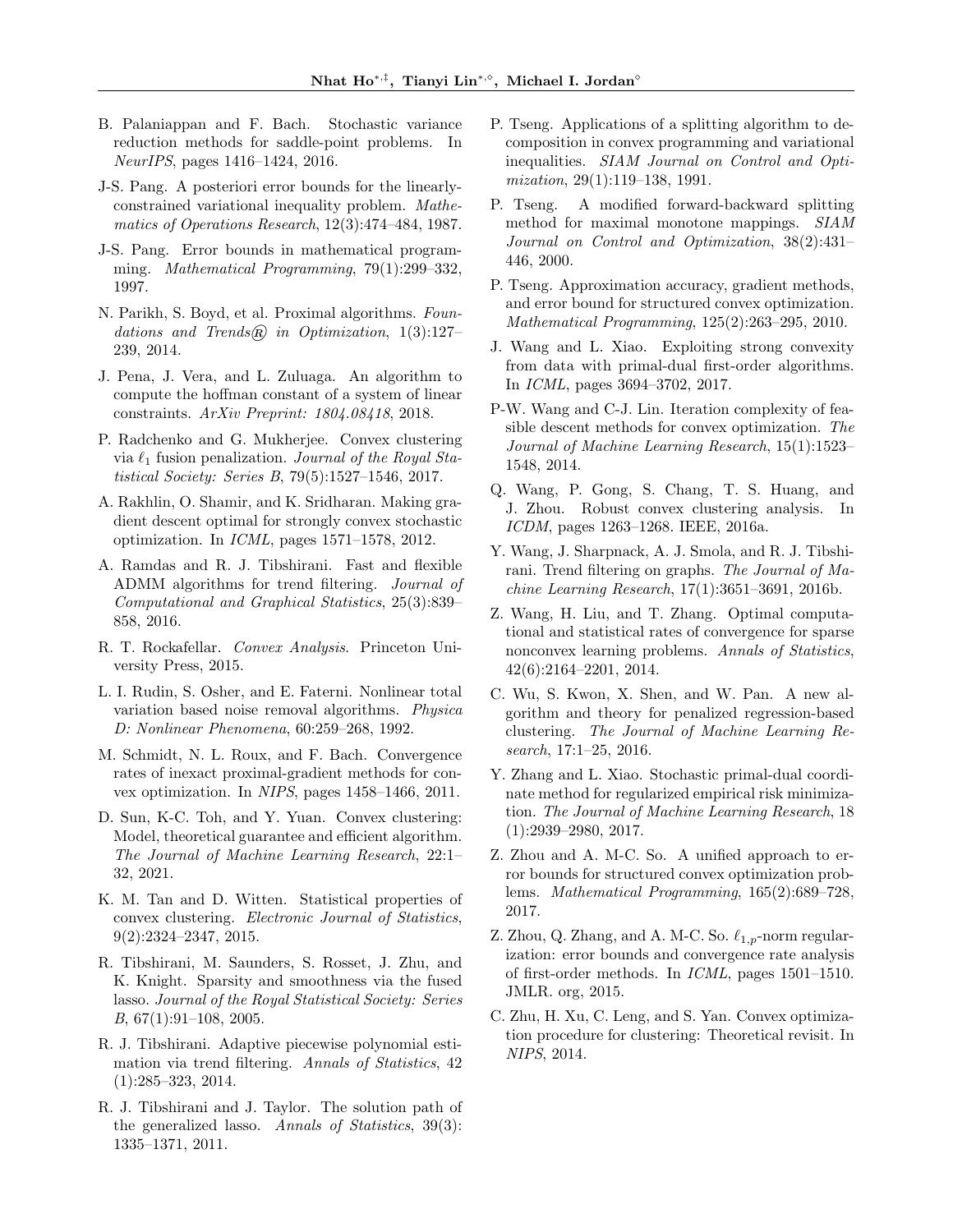B. Palaniappan and F. Bach. Stochastic variance reduction methods for saddle-point problems. In *NeurIPS*, pages 1416–1424, 2016.

J-S. Pang. A posteriori error bounds for the linearly-constrained variational inequality problem. *Mathematics of Operations Research*, 12(3):474–484, 1987.

J-S. Pang. Error bounds in mathematical programming. *Mathematical Programming*, 79(1):299–332, 1997.

N. Parikh, S. Boyd, et al. Proximal algorithms. *Foundations and Trends® in Optimization*, 1(3):127–239, 2014.

J. Pena, J. Vera, and L. Zuluaga. An algorithm to compute the hoffman constant of a system of linear constraints. *ArXiv Preprint: 1804.08418*, 2018.

P. Radchenko and G. Mukherjee. Convex clustering via $\ell_1$ fusion penalization. *Journal of the Royal Statistical Society: Series B*, 79(5):1527–1546, 2017.

A. Rakhlin, O. Shamir, and K. Sridharan. Making gradient descent optimal for strongly convex stochastic optimization. In *ICML*, pages 1571–1578, 2012.

A. Ramdas and R. J. Tibshirani. Fast and flexible ADMM algorithms for trend filtering. *Journal of Computational and Graphical Statistics*, 25(3):839–858, 2016.

R. T. Rockafellar. *Convex Analysis*. Princeton University Press, 2015.

L. I. Rudin, S. Osher, and E. Faterni. Nonlinear total variation based noise removal algorithms. *Physica D: Nonlinear Phenomena*, 60:259–268, 1992.

M. Schmidt, N. L. Roux, and F. Bach. Convergence rates of inexact proximal-gradient methods for convex optimization. In *NIPS*, pages 1458–1466, 2011.

D. Sun, K-C. Toh, and Y. Yuan. Convex clustering: Model, theoretical guarantee and efficient algorithm. *The Journal of Machine Learning Research*, 22:1–32, 2021.

K. M. Tan and D. Witten. Statistical properties of convex clustering. *Electronic Journal of Statistics*, 9(2):2324–2347, 2015.

R. Tibshirani, M. Saunders, S. Rosset, J. Zhu, and K. Knight. Sparsity and smoothness via the fused lasso. *Journal of the Royal Statistical Society: Series B*, 67(1):91–108, 2005.

R. J. Tibshirani. Adaptive piecewise polynomial estimation via trend filtering. *Annals of Statistics*, 42 (1):285–323, 2014.

R. J. Tibshirani and J. Taylor. The solution path of the generalized lasso. *Annals of Statistics*, 39(3): 1335–1371, 2011.

P. Tseng. Applications of a splitting algorithm to decomposition in convex programming and variational inequalities. *SIAM Journal on Control and Optimization*, 29(1):119–138, 1991.

P. Tseng. A modified forward-backward splitting method for maximal monotone mappings. *SIAM Journal on Control and Optimization*, 38(2):431–446, 2000.

P. Tseng. Approximation accuracy, gradient methods, and error bound for structured convex optimization. *Mathematical Programming*, 125(2):263–295, 2010.

J. Wang and L. Xiao. Exploiting strong convexity from data with primal-dual first-order algorithms. In *ICML*, pages 3694–3702, 2017.

P-W. Wang and C-J. Lin. Iteration complexity of feasible descent methods for convex optimization. *The Journal of Machine Learning Research*, 15(1):1523–1548, 2014.

Q. Wang, P. Gong, S. Chang, T. S. Huang, and J. Zhou. Robust convex clustering analysis. In *ICDM*, pages 1263–1268. IEEE, 2016a.

Y. Wang, J. Sharpnack, A. J. Smola, and R. J. Tibshirani. Trend filtering on graphs. *The Journal of Machine Learning Research*, 17(1):3651–3691, 2016b.

Z. Wang, H. Liu, and T. Zhang. Optimal computational and statistical rates of convergence for sparse nonconvex learning problems. *Annals of Statistics*, 42(6):2164–2201, 2014.

C. Wu, S. Kwon, X. Shen, and W. Pan. A new algorithm and theory for penalized regression-based clustering. *The Journal of Machine Learning Research*, 17:1–25, 2016.

Y. Zhang and L. Xiao. Stochastic primal-dual coordinate method for regularized empirical risk minimization. *The Journal of Machine Learning Research*, 18 (1):2939–2980, 2017.

Z. Zhou and A. M-C. So. A unified approach to error bounds for structured convex optimization problems. *Mathematical Programming*, 165(2):689–728, 2017.

Z. Zhou, Q. Zhang, and A. M-C. So. $\ell_{1,p}$-norm regularization: error bounds and convergence rate analysis of first-order methods. In *ICML*, pages 1501–1510. JMLR. org, 2015.

C. Zhu, H. Xu, C. Leng, and S. Yan. Convex optimization procedure for clustering: Theoretical revisit. In *NIPS*, 2014.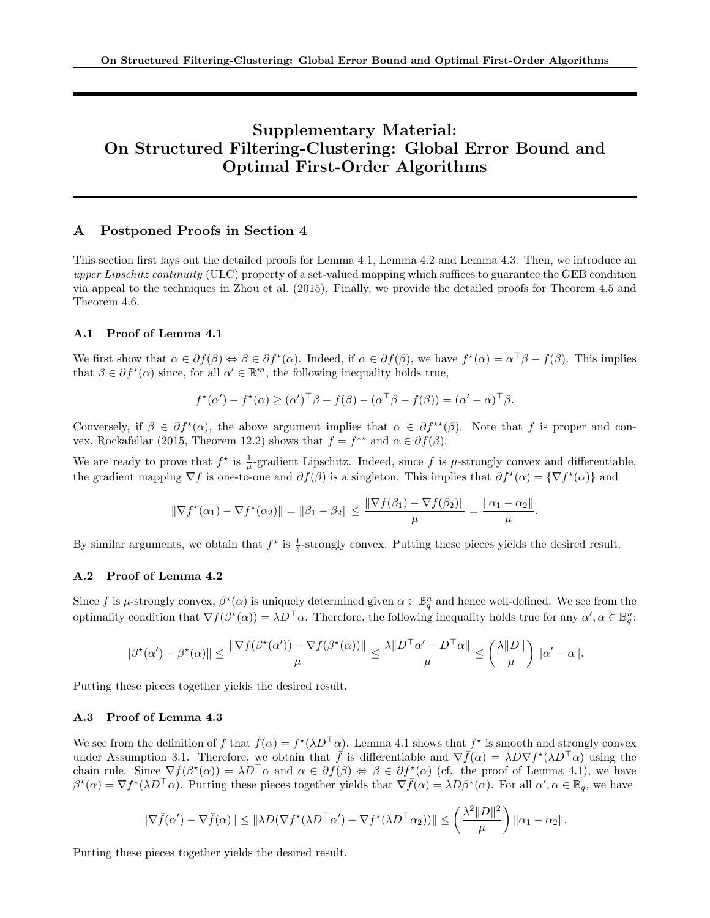# Supplementary Material: On Structured Filtering-Clustering: Global Error Bound and Optimal First-Order Algorithms

## A Postponed Proofs in Section 4

This section first lays out the detailed proofs for Lemma 4.1, Lemma 4.2 and Lemma 4.3. Then, we introduce an *upper Lipschitz continuity* (ULC) property of a set-valued mapping which suffices to guarantee the GEB condition via appeal to the techniques in Zhou et al. (2015). Finally, we provide the detailed proofs for Theorem 4.5 and Theorem 4.6.

### A.1 Proof of Lemma 4.1

We first show that $\alpha \in \partial f(\beta) \Leftrightarrow \beta \in \partial f^\star(\alpha)$. Indeed, if $\alpha \in \partial f(\beta)$, we have $f^\star(\alpha) = \alpha^\top \beta - f(\beta)$. This implies that $\beta \in \partial f^\star(\alpha)$ since, for all $\alpha' \in \mathbb{R}^m$, the following inequality holds true,

$$f^\star(\alpha') - f^\star(\alpha) \geq (\alpha')^\top \beta - f(\beta) - (\alpha^\top \beta - f(\beta)) = (\alpha' - \alpha)^\top \beta.$$

Conversely, if $\beta \in \partial f^\star(\alpha)$, the above argument implies that $\alpha \in \partial f^{\star\star}(\beta)$. Note that $f$ is proper and convex. Rockafellar (2015, Theorem 12.2) shows that $f = f^{\star\star}$ and $\alpha \in \partial f(\beta)$.

We are ready to prove that $f^\star$ is $\frac{1}{\mu}$-gradient Lipschitz. Indeed, since $f$ is $\mu$-strongly convex and differentiable, the gradient mapping $\nabla f$ is one-to-one and $\partial f(\beta)$ is a singleton. This implies that $\partial f^\star(\alpha) = \{\nabla f^\star(\alpha)\}$ and

$$\|\nabla f^\star(\alpha_1) - \nabla f^\star(\alpha_2)\| = \|\beta_1 - \beta_2\| \leq \frac{\|\nabla f(\beta_1) - \nabla f(\beta_2)\|}{\mu} = \frac{\|\alpha_1 - \alpha_2\|}{\mu}.$$

By similar arguments, we obtain that $f^\star$ is $\frac{1}{\ell}$-strongly convex. Putting these pieces yields the desired result.

### A.2 Proof of Lemma 4.2

Since $f$ is $\mu$-strongly convex, $\beta^\star(\alpha)$ is uniquely determined given $\alpha \in \mathbb{B}_q^n$ and hence well-defined. We see from the optimality condition that $\nabla f(\beta^\star(\alpha)) = \lambda D^\top \alpha$. Therefore, the following inequality holds true for any $\alpha', \alpha \in \mathbb{B}_q^n$:

$$\|\beta^\star(\alpha') - \beta^\star(\alpha)\| \leq \frac{\|\nabla f(\beta^\star(\alpha')) - \nabla f(\beta^\star(\alpha))\|}{\mu} \leq \frac{\lambda\|D^\top \alpha' - D^\top \alpha\|}{\mu} \leq \left(\frac{\lambda\|D\|}{\mu}\right)\|\alpha' - \alpha\|.$$

Putting these pieces together yields the desired result.

### A.3 Proof of Lemma 4.3

We see from the definition of $\bar{f}$ that $\bar{f}(\alpha) = f^\star(\lambda D^\top \alpha)$. Lemma 4.1 shows that $f^\star$ is smooth and strongly convex under Assumption 3.1. Therefore, we obtain that $\bar{f}$ is differentiable and $\nabla \bar{f}(\alpha) = \lambda D \nabla f^\star(\lambda D^\top \alpha)$ using the chain rule. Since $\nabla f(\beta^\star(\alpha)) = \lambda D^\top \alpha$ and $\alpha \in \partial f(\beta) \Leftrightarrow \beta \in \partial f^\star(\alpha)$ (cf. the proof of Lemma 4.1), we have $\beta^\star(\alpha) = \nabla f^\star(\lambda D^\top \alpha)$. Putting these pieces together yields that $\nabla \bar{f}(\alpha) = \lambda D \beta^\star(\alpha)$. For all $\alpha', \alpha \in \mathbb{B}_q$, we have

$$\|\nabla \bar{f}(\alpha') - \nabla \bar{f}(\alpha)\| \leq \|\lambda D(\nabla f^\star(\lambda D^\top \alpha') - \nabla f^\star(\lambda D^\top \alpha_2))\| \leq \left(\frac{\lambda^2\|D\|^2}{\mu}\right)\|\alpha_1 - \alpha_2\|.$$

Putting these pieces together yields the desired result.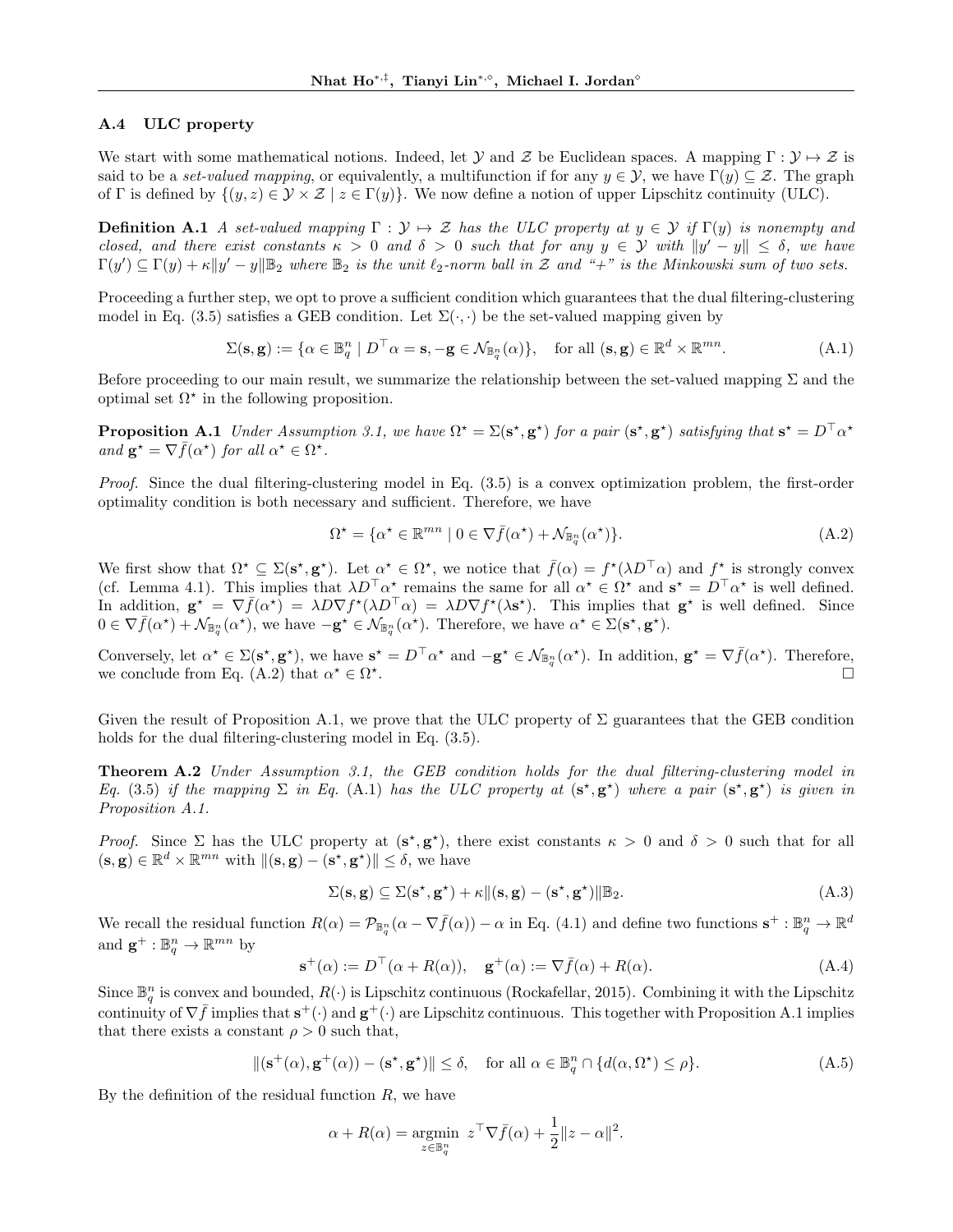### A.4 ULC property

We start with some mathematical notions. Indeed, let $\mathcal{Y}$ and $\mathcal{Z}$ be Euclidean spaces. A mapping $\Gamma : \mathcal{Y} \mapsto \mathcal{Z}$ is said to be a *set-valued mapping*, or equivalently, a multifunction if for any $y \in \mathcal{Y}$, we have $\Gamma(y) \subseteq \mathcal{Z}$. The graph of $\Gamma$ is defined by $\{(y, z) \in \mathcal{Y} \times \mathcal{Z} \mid z \in \Gamma(y)\}$. We now define a notion of upper Lipschitz continuity (ULC).

**Definition A.1** *A set-valued mapping $\Gamma : \mathcal{Y} \mapsto \mathcal{Z}$ has the ULC property at $y \in \mathcal{Y}$ if $\Gamma(y)$ is nonempty and closed, and there exist constants $\kappa > 0$ and $\delta > 0$ such that for any $y \in \mathcal{Y}$ with $\|y' - y\| \leq \delta$, we have $\Gamma(y') \subseteq \Gamma(y) + \kappa\|y' - y\|\mathbb{B}_2$ where $\mathbb{B}_2$ is the unit $\ell_2$-norm ball in $\mathcal{Z}$ and "+" is the Minkowski sum of two sets.*

Proceeding a further step, we opt to prove a sufficient condition which guarantees that the dual filtering-clustering model in Eq. (3.5) satisfies a GEB condition. Let $\Sigma(\cdot, \cdot)$ be the set-valued mapping given by

$$\Sigma(\mathbf{s}, \mathbf{g}) := \{\alpha \in \mathbb{B}_q^n \mid D^\top \alpha = \mathbf{s}, -\mathbf{g} \in \mathcal{N}_{\mathbb{B}_q^n}(\alpha)\}, \quad \text{for all } (\mathbf{s}, \mathbf{g}) \in \mathbb{R}^d \times \mathbb{R}^{mn}. \tag{A.1}$$

Before proceeding to our main result, we summarize the relationship between the set-valued mapping $\Sigma$ and the optimal set $\Omega^\star$ in the following proposition.

**Proposition A.1** *Under Assumption 3.1, we have $\Omega^\star = \Sigma(\mathbf{s}^\star, \mathbf{g}^\star)$ for a pair $(\mathbf{s}^\star, \mathbf{g}^\star)$ satisfying that $\mathbf{s}^\star = D^\top \alpha^\star$ and $\mathbf{g}^\star = \nabla \bar{f}(\alpha^\star)$ for all $\alpha^\star \in \Omega^\star$.*

*Proof.* Since the dual filtering-clustering model in Eq. (3.5) is a convex optimization problem, the first-order optimality condition is both necessary and sufficient. Therefore, we have

$$\Omega^\star = \{\alpha^\star \in \mathbb{R}^{mn} \mid 0 \in \nabla \bar{f}(\alpha^\star) + \mathcal{N}_{\mathbb{B}_q^n}(\alpha^\star)\}. \tag{A.2}$$

We first show that $\Omega^\star \subseteq \Sigma(\mathbf{s}^\star, \mathbf{g}^\star)$. Let $\alpha^\star \in \Omega^\star$, we notice that $\bar{f}(\alpha) = f^\star(\lambda D^\top \alpha)$ and $f^\star$ is strongly convex (cf. Lemma 4.1). This implies that $\lambda D^\top \alpha^\star$ remains the same for all $\alpha^\star \in \Omega^\star$ and $\mathbf{s}^\star = D^\top \alpha^\star$ is well defined. In addition, $\mathbf{g}^\star = \nabla \bar{f}(\alpha^\star) = \lambda D \nabla f^\star(\lambda D^\top \alpha) = \lambda D \nabla f^\star(\lambda \mathbf{s}^\star)$. This implies that $\mathbf{g}^\star$ is well defined. Since $0 \in \nabla \bar{f}(\alpha^\star) + \mathcal{N}_{\mathbb{B}_q^n}(\alpha^\star)$, we have $-\mathbf{g}^\star \in \mathcal{N}_{\mathbb{B}_q^n}(\alpha^\star)$. Therefore, we have $\alpha^\star \in \Sigma(\mathbf{s}^\star, \mathbf{g}^\star)$.

Conversely, let $\alpha^\star \in \Sigma(\mathbf{s}^\star, \mathbf{g}^\star)$, we have $\mathbf{s}^\star = D^\top \alpha^\star$ and $-\mathbf{g}^\star \in \mathcal{N}_{\mathbb{B}_q^n}(\alpha^\star)$. In addition, $\mathbf{g}^\star = \nabla \bar{f}(\alpha^\star)$. Therefore, we conclude from Eq. (A.2) that $\alpha^\star \in \Omega^\star$. $\square$

Given the result of Proposition A.1, we prove that the ULC property of $\Sigma$ guarantees that the GEB condition holds for the dual filtering-clustering model in Eq. (3.5).

**Theorem A.2** *Under Assumption 3.1, the GEB condition holds for the dual filtering-clustering model in Eq. (3.5) if the mapping $\Sigma$ in Eq. (A.1) has the ULC property at $(\mathbf{s}^\star, \mathbf{g}^\star)$ where a pair $(\mathbf{s}^\star, \mathbf{g}^\star)$ is given in Proposition A.1.*

*Proof.* Since $\Sigma$ has the ULC property at $(\mathbf{s}^\star, \mathbf{g}^\star)$, there exist constants $\kappa > 0$ and $\delta > 0$ such that for all $(\mathbf{s}, \mathbf{g}) \in \mathbb{R}^d \times \mathbb{R}^{mn}$ with $\|(\mathbf{s}, \mathbf{g}) - (\mathbf{s}^\star, \mathbf{g}^\star)\| \leq \delta$, we have

$$\Sigma(\mathbf{s}, \mathbf{g}) \subseteq \Sigma(\mathbf{s}^\star, \mathbf{g}^\star) + \kappa\|(\mathbf{s}, \mathbf{g}) - (\mathbf{s}^\star, \mathbf{g}^\star)\|\mathbb{B}_2. \tag{A.3}$$

We recall the residual function $R(\alpha) = \mathcal{P}_{\mathbb{B}_q^n}(\alpha - \nabla \bar{f}(\alpha)) - \alpha$ in Eq. (4.1) and define two functions $\mathbf{s}^+ : \mathbb{B}_q^n \to \mathbb{R}^d$ and $\mathbf{g}^+ : \mathbb{B}_q^n \to \mathbb{R}^{mn}$ by

$$\mathbf{s}^+(\alpha) := D^\top(\alpha + R(\alpha)), \quad \mathbf{g}^+(\alpha) := \nabla \bar{f}(\alpha) + R(\alpha). \tag{A.4}$$

Since $\mathbb{B}_q^n$ is convex and bounded, $R(\cdot)$ is Lipschitz continuous (Rockafellar, 2015). Combining it with the Lipschitz continuity of $\nabla \bar{f}$ implies that $\mathbf{s}^+(\cdot)$ and $\mathbf{g}^+(\cdot)$ are Lipschitz continuous. This together with Proposition A.1 implies that there exists a constant $\rho > 0$ such that,

$$\|(\mathbf{s}^+(\alpha), \mathbf{g}^+(\alpha)) - (\mathbf{s}^\star, \mathbf{g}^\star)\| \leq \delta, \quad \text{for all } \alpha \in \mathbb{B}_q^n \cap \{d(\alpha, \Omega^\star) \leq \rho\}. \tag{A.5}$$

By the definition of the residual function $R$, we have

$$\alpha + R(\alpha) = \operatorname*{argmin}_{z \in \mathbb{B}_q^n} \ z^\top \nabla \bar{f}(\alpha) + \frac{1}{2}\|z - \alpha\|^2.$$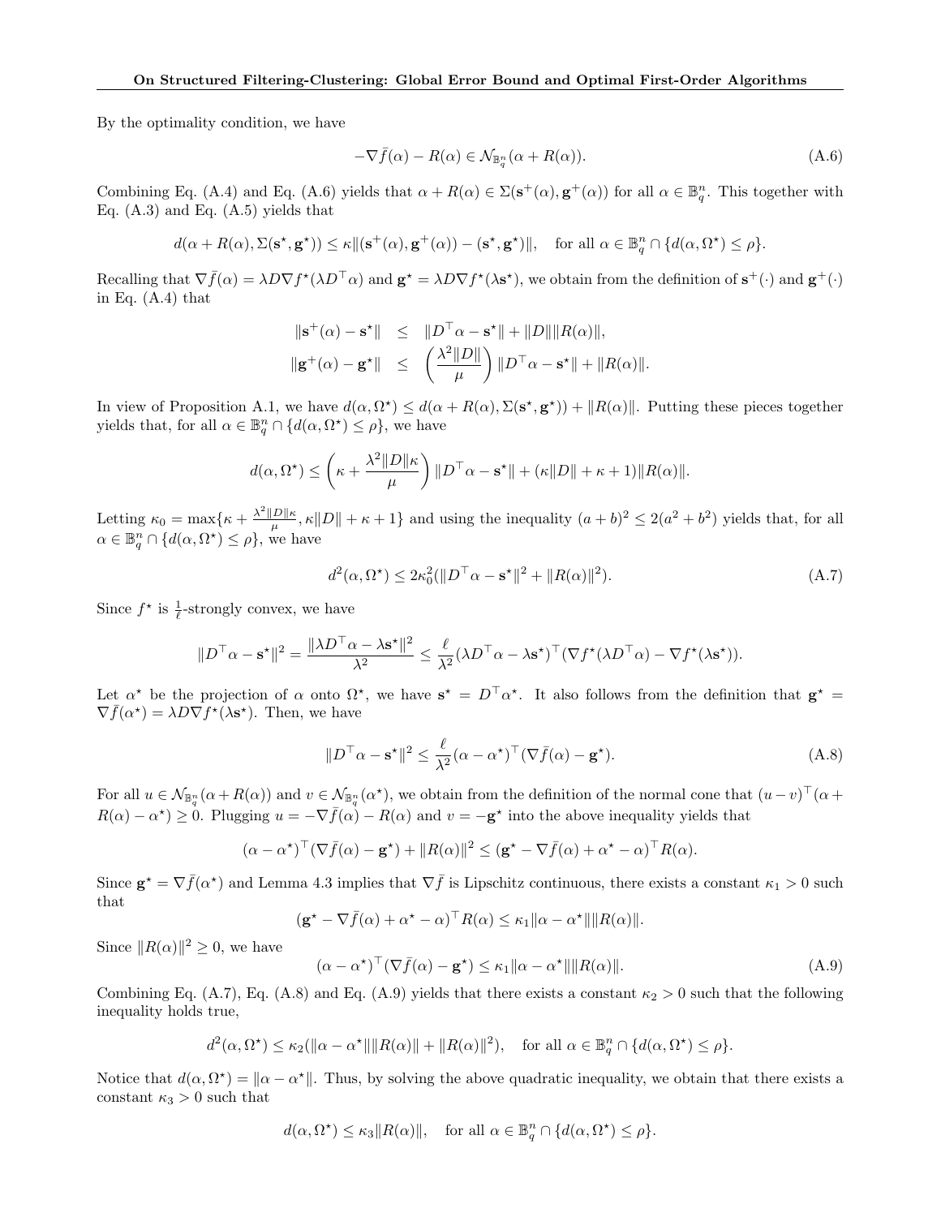By the optimality condition, we have

$$-\nabla \bar{f}(\alpha) - R(\alpha) \in \mathcal{N}_{\mathbb{B}_q^n}(\alpha + R(\alpha)). \tag{A.6}$$

Combining Eq. (A.4) and Eq. (A.6) yields that $\alpha + R(\alpha) \in \Sigma(\mathbf{s}^+(\alpha), \mathbf{g}^+(\alpha))$ for all $\alpha \in \mathbb{B}_q^n$. This together with Eq. (A.3) and Eq. (A.5) yields that

$$d(\alpha + R(\alpha), \Sigma(\mathbf{s}^\star, \mathbf{g}^\star)) \leq \kappa \|(\mathbf{s}^+(\alpha), \mathbf{g}^+(\alpha)) - (\mathbf{s}^\star, \mathbf{g}^\star)\|, \quad \text{for all } \alpha \in \mathbb{B}_q^n \cap \{d(\alpha, \Omega^\star) \leq \rho\}.$$

Recalling that $\nabla \bar{f}(\alpha) = \lambda D \nabla f^\star(\lambda D^\top \alpha)$ and $\mathbf{g}^\star = \lambda D \nabla f^\star(\lambda \mathbf{s}^\star)$, we obtain from the definition of $\mathbf{s}^+(\cdot)$ and $\mathbf{g}^+(\cdot)$ in Eq. (A.4) that

$$\begin{aligned}
\|\mathbf{s}^+(\alpha) - \mathbf{s}^\star\| &\leq \|D^\top \alpha - \mathbf{s}^\star\| + \|D\| \|R(\alpha)\|, \\
\|\mathbf{g}^+(\alpha) - \mathbf{g}^\star\| &\leq \left(\frac{\lambda^2 \|D\|}{\mu}\right) \|D^\top \alpha - \mathbf{s}^\star\| + \|R(\alpha)\|.
\end{aligned}$$

In view of Proposition A.1, we have $d(\alpha, \Omega^\star) \leq d(\alpha + R(\alpha), \Sigma(\mathbf{s}^\star, \mathbf{g}^\star)) + \|R(\alpha)\|$. Putting these pieces together yields that, for all $\alpha \in \mathbb{B}_q^n \cap \{d(\alpha, \Omega^\star) \leq \rho\}$, we have

$$d(\alpha, \Omega^\star) \leq \left(\kappa + \frac{\lambda^2 \|D\| \kappa}{\mu}\right) \|D^\top \alpha - \mathbf{s}^\star\| + (\kappa \|D\| + \kappa + 1) \|R(\alpha)\|.$$

Letting $\kappa_0 = \max\{\kappa + \frac{\lambda^2 \|D\| \kappa}{\mu}, \kappa \|D\| + \kappa + 1\}$ and using the inequality $(a+b)^2 \leq 2(a^2 + b^2)$ yields that, for all $\alpha \in \mathbb{B}_q^n \cap \{d(\alpha, \Omega^\star) \leq \rho\}$, we have

$$d^2(\alpha, \Omega^\star) \leq 2\kappa_0^2 (\|D^\top \alpha - \mathbf{s}^\star\|^2 + \|R(\alpha)\|^2). \tag{A.7}$$

Since $f^\star$ is $\frac{1}{\ell}$-strongly convex, we have

$$\|D^\top \alpha - \mathbf{s}^\star\|^2 = \frac{\|\lambda D^\top \alpha - \lambda \mathbf{s}^\star\|^2}{\lambda^2} \leq \frac{\ell}{\lambda^2} (\lambda D^\top \alpha - \lambda \mathbf{s}^\star)^\top (\nabla f^\star(\lambda D^\top \alpha) - \nabla f^\star(\lambda \mathbf{s}^\star)).$$

Let $\alpha^\star$ be the projection of $\alpha$ onto $\Omega^\star$, we have $\mathbf{s}^\star = D^\top \alpha^\star$. It also follows from the definition that $\mathbf{g}^\star = \nabla \bar{f}(\alpha^\star) = \lambda D \nabla f^\star(\lambda \mathbf{s}^\star)$. Then, we have

$$\|D^\top \alpha - \mathbf{s}^\star\|^2 \leq \frac{\ell}{\lambda^2} (\alpha - \alpha^\star)^\top (\nabla \bar{f}(\alpha) - \mathbf{g}^\star). \tag{A.8}$$

For all $u \in \mathcal{N}_{\mathbb{B}_q^n}(\alpha + R(\alpha))$ and $v \in \mathcal{N}_{\mathbb{B}_q^n}(\alpha^\star)$, we obtain from the definition of the normal cone that $(u - v)^\top (\alpha + R(\alpha) - \alpha^\star) \geq 0$. Plugging $u = -\nabla \bar{f}(\alpha) - R(\alpha)$ and $v = -\mathbf{g}^\star$ into the above inequality yields that

$$(\alpha - \alpha^\star)^\top (\nabla \bar{f}(\alpha) - \mathbf{g}^\star) + \|R(\alpha)\|^2 \leq (\mathbf{g}^\star - \nabla \bar{f}(\alpha) + \alpha^\star - \alpha)^\top R(\alpha).$$

Since $\mathbf{g}^\star = \nabla \bar{f}(\alpha^\star)$ and Lemma 4.3 implies that $\nabla \bar{f}$ is Lipschitz continuous, there exists a constant $\kappa_1 > 0$ such that

$$(\mathbf{g}^\star - \nabla \bar{f}(\alpha) + \alpha^\star - \alpha)^\top R(\alpha) \leq \kappa_1 \|\alpha - \alpha^\star\| \|R(\alpha)\|.$$

Since $\|R(\alpha)\|^2 \geq 0$, we have

$$(\alpha - \alpha^\star)^\top (\nabla \bar{f}(\alpha) - \mathbf{g}^\star) \leq \kappa_1 \|\alpha - \alpha^\star\| \|R(\alpha)\|. \tag{A.9}$$

Combining Eq. (A.7), Eq. (A.8) and Eq. (A.9) yields that there exists a constant $\kappa_2 > 0$ such that the following inequality holds true,

$$d^2(\alpha, \Omega^\star) \leq \kappa_2 (\|\alpha - \alpha^\star\| \|R(\alpha)\| + \|R(\alpha)\|^2), \quad \text{for all } \alpha \in \mathbb{B}_q^n \cap \{d(\alpha, \Omega^\star) \leq \rho\}.$$

Notice that $d(\alpha, \Omega^\star) = \|\alpha - \alpha^\star\|$. Thus, by solving the above quadratic inequality, we obtain that there exists a constant $\kappa_3 > 0$ such that

$$d(\alpha, \Omega^\star) \leq \kappa_3 \|R(\alpha)\|, \quad \text{for all } \alpha \in \mathbb{B}_q^n \cap \{d(\alpha, \Omega^\star) \leq \rho\}.$$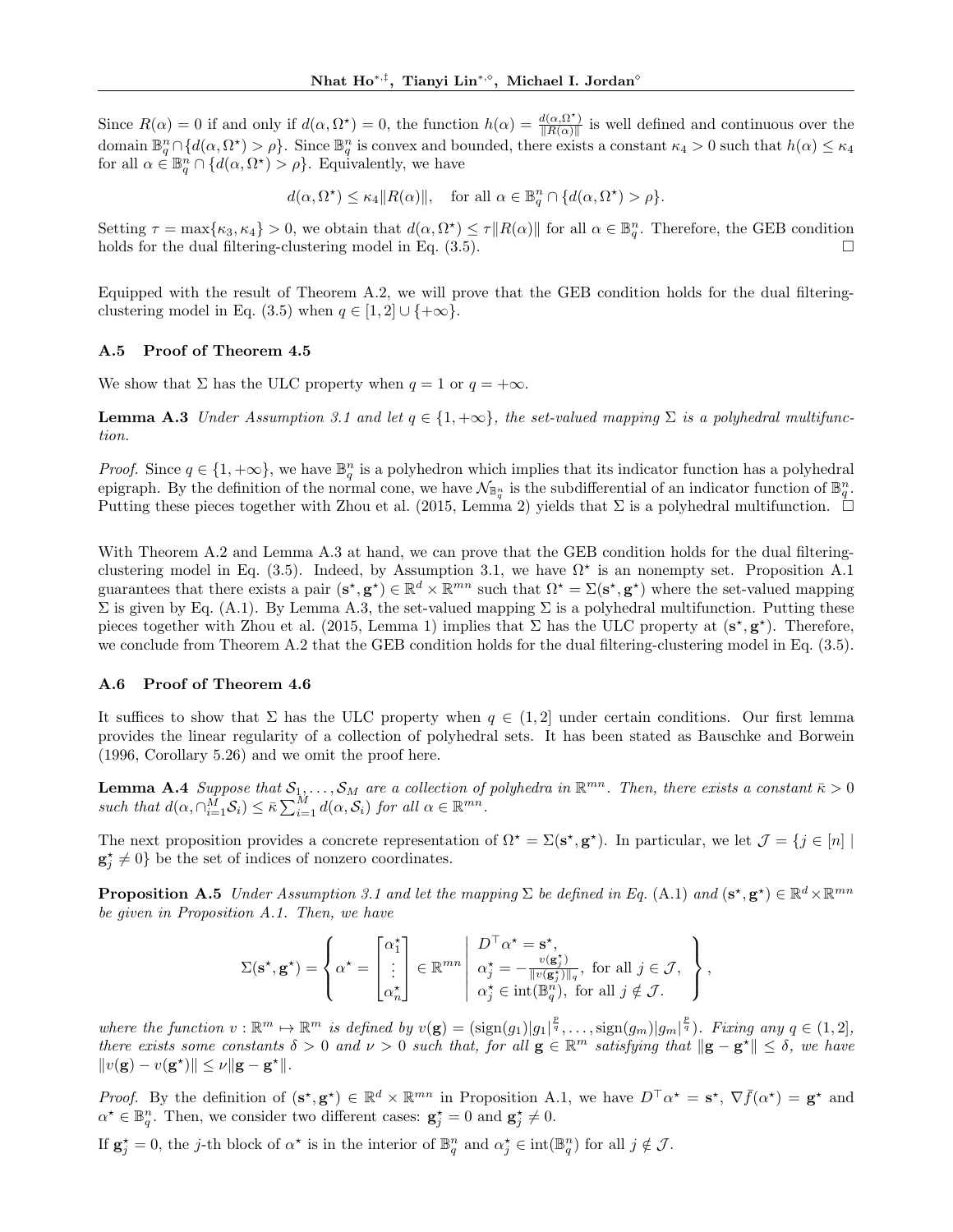Since $R(\alpha) = 0$ if and only if $d(\alpha, \Omega^\star) = 0$, the function $h(\alpha) = \frac{d(\alpha,\Omega^\star)}{\|R(\alpha)\|}$ is well defined and continuous over the domain $\mathbb{B}_q^n \cap \{d(\alpha, \Omega^\star) > \rho\}$. Since $\mathbb{B}_q^n$ is convex and bounded, there exists a constant $\kappa_4 > 0$ such that $h(\alpha) \leq \kappa_4$ for all $\alpha \in \mathbb{B}_q^n \cap \{d(\alpha, \Omega^\star) > \rho\}$. Equivalently, we have

$$d(\alpha, \Omega^\star) \leq \kappa_4 \|R(\alpha)\|, \quad \text{for all } \alpha \in \mathbb{B}_q^n \cap \{d(\alpha, \Omega^\star) > \rho\}.$$

Setting $\tau = \max\{\kappa_3, \kappa_4\} > 0$, we obtain that $d(\alpha, \Omega^\star) \leq \tau \|R(\alpha)\|$ for all $\alpha \in \mathbb{B}_q^n$. Therefore, the GEB condition holds for the dual filtering-clustering model in Eq. (3.5). □

Equipped with the result of Theorem A.2, we will prove that the GEB condition holds for the dual filtering-clustering model in Eq. (3.5) when $q \in [1, 2] \cup \{+\infty\}$.

### A.5 Proof of Theorem 4.5

We show that $\Sigma$ has the ULC property when $q = 1$ or $q = +\infty$.

**Lemma A.3** *Under Assumption 3.1 and let $q \in \{1, +\infty\}$, the set-valued mapping $\Sigma$ is a polyhedral multifunction.*

*Proof.* Since $q \in \{1, +\infty\}$, we have $\mathbb{B}_q^n$ is a polyhedron which implies that its indicator function has a polyhedral epigraph. By the definition of the normal cone, we have $\mathcal{N}_{\mathbb{B}_q^n}$ is the subdifferential of an indicator function of $\mathbb{B}_q^n$. Putting these pieces together with Zhou et al. (2015, Lemma 2) yields that $\Sigma$ is a polyhedral multifunction. □

With Theorem A.2 and Lemma A.3 at hand, we can prove that the GEB condition holds for the dual filtering-clustering model in Eq. (3.5). Indeed, by Assumption 3.1, we have $\Omega^\star$ is an nonempty set. Proposition A.1 guarantees that there exists a pair $(\mathbf{s}^\star, \mathbf{g}^\star) \in \mathbb{R}^d \times \mathbb{R}^{mn}$ such that $\Omega^\star = \Sigma(\mathbf{s}^\star, \mathbf{g}^\star)$ where the set-valued mapping $\Sigma$ is given by Eq. (A.1). By Lemma A.3, the set-valued mapping $\Sigma$ is a polyhedral multifunction. Putting these pieces together with Zhou et al. (2015, Lemma 1) implies that $\Sigma$ has the ULC property at $(\mathbf{s}^\star, \mathbf{g}^\star)$. Therefore, we conclude from Theorem A.2 that the GEB condition holds for the dual filtering-clustering model in Eq. (3.5).

### A.6 Proof of Theorem 4.6

It suffices to show that $\Sigma$ has the ULC property when $q \in (1, 2]$ under certain conditions. Our first lemma provides the linear regularity of a collection of polyhedral sets. It has been stated as Bauschke and Borwein (1996, Corollary 5.26) and we omit the proof here.

**Lemma A.4** *Suppose that $\mathcal{S}_1, \ldots, \mathcal{S}_M$ are a collection of polyhedra in $\mathbb{R}^{mn}$. Then, there exists a constant $\bar{\kappa} > 0$ such that $d(\alpha, \cap_{i=1}^M \mathcal{S}_i) \leq \bar{\kappa} \sum_{i=1}^M d(\alpha, \mathcal{S}_i)$ for all $\alpha \in \mathbb{R}^{mn}$.*

The next proposition provides a concrete representation of $\Omega^\star = \Sigma(\mathbf{s}^\star, \mathbf{g}^\star)$. In particular, we let $\mathcal{J} = \{j \in [n] \mid \mathbf{g}_j^\star \neq 0\}$ be the set of indices of nonzero coordinates.

**Proposition A.5** *Under Assumption 3.1 and let the mapping $\Sigma$ be defined in Eq.* (A.1) *and $(\mathbf{s}^\star, \mathbf{g}^\star) \in \mathbb{R}^d \times \mathbb{R}^{mn}$ be given in Proposition A.1. Then, we have*

$$\Sigma(\mathbf{s}^\star, \mathbf{g}^\star) = \left\{ \alpha^\star = \begin{bmatrix} \alpha_1^\star \\ \vdots \\ \alpha_n^\star \end{bmatrix} \in \mathbb{R}^{mn} \;\middle|\; \begin{array}{l} D^\top \alpha^\star = \mathbf{s}^\star, \\ \alpha_j^\star = -\frac{v(\mathbf{g}_j^\star)}{\|v(\mathbf{g}_j^\star)\|_q}, \text{ for all } j \in \mathcal{J}, \\ \alpha_j^\star \in \text{int}(\mathbb{B}_q^n), \text{ for all } j \notin \mathcal{J}. \end{array} \right\},$$

*where the function $v : \mathbb{R}^m \mapsto \mathbb{R}^m$ is defined by $v(\mathbf{g}) = (\text{sign}(g_1)|g_1|^{\frac{p}{q}}, \ldots, \text{sign}(g_m)|g_m|^{\frac{p}{q}})$. Fixing any $q \in (1, 2]$, there exists some constants $\delta > 0$ and $\nu > 0$ such that, for all $\mathbf{g} \in \mathbb{R}^m$ satisfying that $\|\mathbf{g} - \mathbf{g}^\star\| \leq \delta$, we have $\|v(\mathbf{g}) - v(\mathbf{g}^\star)\| \leq \nu \|\mathbf{g} - \mathbf{g}^\star\|$.*

*Proof.* By the definition of $(\mathbf{s}^\star, \mathbf{g}^\star) \in \mathbb{R}^d \times \mathbb{R}^{mn}$ in Proposition A.1, we have $D^\top \alpha^\star = \mathbf{s}^\star$, $\nabla \bar{f}(\alpha^\star) = \mathbf{g}^\star$ and $\alpha^\star \in \mathbb{B}_q^n$. Then, we consider two different cases: $\mathbf{g}_j^\star = 0$ and $\mathbf{g}_j^\star \neq 0$.

If $\mathbf{g}_j^\star = 0$, the $j$-th block of $\alpha^\star$ is in the interior of $\mathbb{B}_q^n$ and $\alpha_j^\star \in \text{int}(\mathbb{B}_q^n)$ for all $j \notin \mathcal{J}$.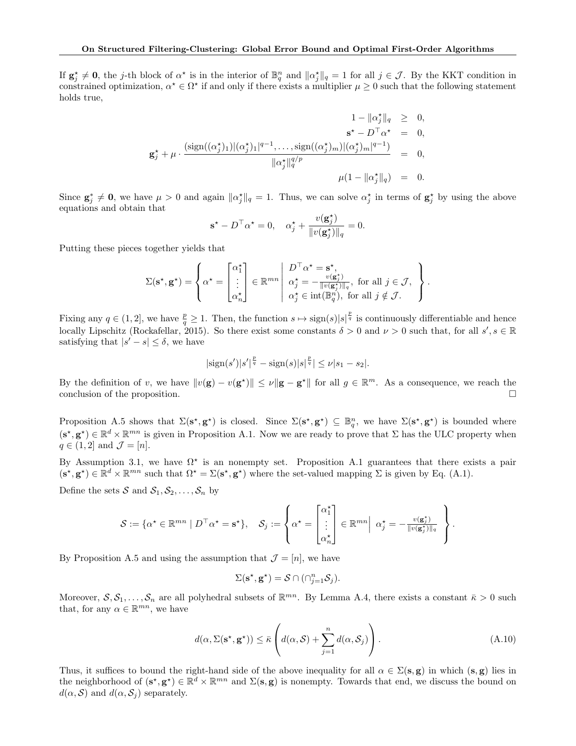If $\mathbf{g}_j^\star \neq \mathbf{0}$, the $j$-th block of $\alpha^\star$ is in the interior of $\mathbb{B}_q^n$ and $\|\alpha_j^\star\|_q = 1$ for all $j \in \mathcal{J}$. By the KKT condition in constrained optimization, $\alpha^\star \in \Omega^\star$ if and only if there exists a multiplier $\mu \geq 0$ such that the following statement holds true,

$$
\begin{aligned}
1 - \|\alpha_j^\star\|_q &\geq 0, \\
\mathbf{s}^\star - D^\top \alpha^\star &= 0, \\
\mathbf{g}_j^\star + \mu \cdot \frac{(\text{sign}((\alpha_j^\star)_1)|(\alpha_j^\star)_1|^{q-1}, \ldots, \text{sign}((\alpha_j^\star)_m)|(\alpha_j^\star)_m|^{q-1})}{\|\alpha_j^\star\|_q^{q/p}} &= 0, \\
\mu(1 - \|\alpha_j^\star\|_q) &= 0.
\end{aligned}
$$

Since $\mathbf{g}_j^* \neq \mathbf{0}$, we have $\mu > 0$ and again $\|\alpha_j^\star\|_q = 1$. Thus, we can solve $\alpha_j^\star$ in terms of $\mathbf{g}_j^\star$ by using the above equations and obtain that

$$
\mathbf{s}^\star - D^\top \alpha^\star = 0, \quad \alpha_j^\star + \frac{v(\mathbf{g}_j^\star)}{\|v(\mathbf{g}_j^\star)\|_q} = 0.
$$

Putting these pieces together yields that

$$
\Sigma(\mathbf{s}^\star, \mathbf{g}^\star) = \left\{ \alpha^\star = \begin{bmatrix} \alpha_1^\star \\ \vdots \\ \alpha_n^\star \end{bmatrix} \in \mathbb{R}^{mn} \;\middle|\; \begin{array}{l} D^\top \alpha^\star = \mathbf{s}^\star, \\ \alpha_j^\star = -\frac{v(\mathbf{g}_j^\star)}{\|v(\mathbf{g}_j^\star)\|_q}, \text{ for all } j \in \mathcal{J}, \\ \alpha_j^\star \in \text{int}(\mathbb{B}_q^n), \text{ for all } j \notin \mathcal{J}. \end{array} \right\}.
$$

Fixing any $q \in (1, 2]$, we have $\frac{p}{q} \geq 1$. Then, the function $s \mapsto \text{sign}(s)|s|^{\frac{p}{q}}$ is continuously differentiable and hence locally Lipschitz (Rockafellar, 2015). So there exist some constants $\delta > 0$ and $\nu > 0$ such that, for all $s', s \in \mathbb{R}$ satisfying that $|s' - s| \leq \delta$, we have

$$
|\text{sign}(s')|s'|^{\frac{p}{q}} - \text{sign}(s)|s|^{\frac{p}{q}}| \leq \nu |s_1 - s_2|.
$$

By the definition of $v$, we have $\|v(\mathbf{g}) - v(\mathbf{g}^\star)\| \leq \nu \|\mathbf{g} - \mathbf{g}^\star\|$ for all $g \in \mathbb{R}^m$. As a consequence, we reach the conclusion of the proposition. $\square$

Proposition A.5 shows that $\Sigma(\mathbf{s}^\star, \mathbf{g}^\star)$ is closed. Since $\Sigma(\mathbf{s}^\star, \mathbf{g}^\star) \subseteq \mathbb{B}_q^n$, we have $\Sigma(\mathbf{s}^\star, \mathbf{g}^\star)$ is bounded where $(\mathbf{s}^\star, \mathbf{g}^\star) \in \mathbb{R}^d \times \mathbb{R}^{mn}$ is given in Proposition A.1. Now we are ready to prove that $\Sigma$ has the ULC property when $q \in (1, 2]$ and $\mathcal{J} = [n]$.

By Assumption 3.1, we have $\Omega^\star$ is an nonempty set. Proposition A.1 guarantees that there exists a pair $(\mathbf{s}^\star, \mathbf{g}^\star) \in \mathbb{R}^d \times \mathbb{R}^{mn}$ such that $\Omega^\star = \Sigma(\mathbf{s}^\star, \mathbf{g}^\star)$ where the set-valued mapping $\Sigma$ is given by Eq. (A.1).

Define the sets $\mathcal{S}$ and $\mathcal{S}_1, \mathcal{S}_2, \ldots, \mathcal{S}_n$ by

$$
\mathcal{S} := \{\alpha^\star \in \mathbb{R}^{mn} \mid D^\top \alpha^\star = \mathbf{s}^\star\}, \quad \mathcal{S}_j := \left\{ \alpha^\star = \begin{bmatrix} \alpha_1^\star \\ \vdots \\ \alpha_n^\star \end{bmatrix} \in \mathbb{R}^{mn} \;\middle|\; \alpha_j^\star = -\frac{v(\mathbf{g}_j^\star)}{\|v(\mathbf{g}_j^\star)\|_q} \right\}.
$$

By Proposition A.5 and using the assumption that $\mathcal{J} = [n]$, we have

$$
\Sigma(\mathbf{s}^\star, \mathbf{g}^\star) = \mathcal{S} \cap (\cap_{j=1}^n \mathcal{S}_j).
$$

Moreover, $\mathcal{S}, \mathcal{S}_1, \ldots, \mathcal{S}_n$ are all polyhedral subsets of $\mathbb{R}^{mn}$. By Lemma A.4, there exists a constant $\bar{\kappa} > 0$ such that, for any $\alpha \in \mathbb{R}^{mn}$, we have

$$
d(\alpha, \Sigma(\mathbf{s}^\star, \mathbf{g}^\star)) \leq \bar{\kappa} \left( d(\alpha, \mathcal{S}) + \sum_{j=1}^n d(\alpha, \mathcal{S}_j) \right). \tag{A.10}
$$

Thus, it suffices to bound the right-hand side of the above inequality for all $\alpha \in \Sigma(\mathbf{s}, \mathbf{g})$ in which $(\mathbf{s}, \mathbf{g})$ lies in the neighborhood of $(\mathbf{s}^\star, \mathbf{g}^\star) \in \mathbb{R}^d \times \mathbb{R}^{mn}$ and $\Sigma(\mathbf{s}, \mathbf{g})$ is nonempty. Towards that end, we discuss the bound on $d(\alpha, \mathcal{S})$ and $d(\alpha, \mathcal{S}_j)$ separately.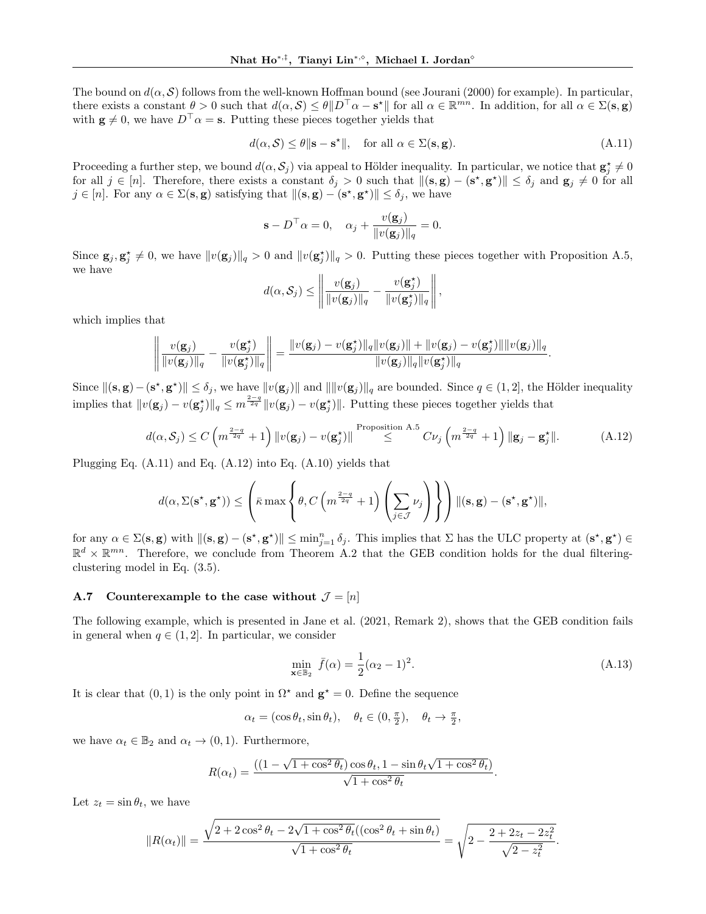The bound on $d(\alpha, \mathcal{S})$ follows from the well-known Hoffman bound (see Jourani (2000) for example). In particular, there exists a constant $\theta > 0$ such that $d(\alpha, \mathcal{S}) \leq \theta \|D^\top \alpha - \mathbf{s}^\star\|$ for all $\alpha \in \mathbb{R}^{mn}$. In addition, for all $\alpha \in \Sigma(\mathbf{s}, \mathbf{g})$ with $\mathbf{g} \neq 0$, we have $D^\top \alpha = \mathbf{s}$. Putting these pieces together yields that

$$d(\alpha, \mathcal{S}) \leq \theta \|\mathbf{s} - \mathbf{s}^\star\|, \quad \text{for all } \alpha \in \Sigma(\mathbf{s}, \mathbf{g}). \tag{A.11}$$

Proceeding a further step, we bound $d(\alpha, \mathcal{S}_j)$ via appeal to Hölder inequality. In particular, we notice that $\mathbf{g}_j^\star \neq 0$ for all $j \in [n]$. Therefore, there exists a constant $\delta_j > 0$ such that $\|(\mathbf{s}, \mathbf{g}) - (\mathbf{s}^\star, \mathbf{g}^\star)\| \leq \delta_j$ and $\mathbf{g}_j \neq 0$ for all $j \in [n]$. For any $\alpha \in \Sigma(\mathbf{s}, \mathbf{g})$ satisfying that $\|(\mathbf{s}, \mathbf{g}) - (\mathbf{s}^\star, \mathbf{g}^\star)\| \leq \delta_j$, we have

$$\mathbf{s} - D^\top \alpha = 0, \quad \alpha_j + \frac{v(\mathbf{g}_j)}{\|v(\mathbf{g}_j)\|_q} = 0.$$

Since $\mathbf{g}_j, \mathbf{g}_j^\star \neq 0$, we have $\|v(\mathbf{g}_j)\|_q > 0$ and $\|v(\mathbf{g}_j^\star)\|_q > 0$. Putting these pieces together with Proposition A.5, we have

$$d(\alpha, \mathcal{S}_j) \leq \left\| \frac{v(\mathbf{g}_j)}{\|v(\mathbf{g}_j)\|_q} - \frac{v(\mathbf{g}_j^\star)}{\|v(\mathbf{g}_j^\star)\|_q} \right\|,$$

which implies that

$$\left\| \frac{v(\mathbf{g}_j)}{\|v(\mathbf{g}_j)\|_q} - \frac{v(\mathbf{g}_j^\star)}{\|v(\mathbf{g}_j^\star)\|_q} \right\| = \frac{\|v(\mathbf{g}_j) - v(\mathbf{g}_j^\star)\|_q \|v(\mathbf{g}_j)\| + \|v(\mathbf{g}_j) - v(\mathbf{g}_j^\star)\| \|v(\mathbf{g}_j)\|_q}{\|v(\mathbf{g}_j)\|_q \|v(\mathbf{g}_j^\star)\|_q}.$$

Since $\|(\mathbf{s}, \mathbf{g}) - (\mathbf{s}^\star, \mathbf{g}^\star)\| \leq \delta_j$, we have $\|v(\mathbf{g}_j)\|$ and $\|\|v(\mathbf{g}_j)\|_q$ are bounded. Since $q \in (1, 2]$, the Hölder inequality implies that $\|v(\mathbf{g}_j) - v(\mathbf{g}_j^\star)\|_q \leq m^{\frac{2-q}{2q}} \|v(\mathbf{g}_j) - v(\mathbf{g}_j^\star)\|$. Putting these pieces together yields that

$$d(\alpha, \mathcal{S}_j) \leq C\left(m^{\frac{2-q}{2q}} + 1\right) \|v(\mathbf{g}_j) - v(\mathbf{g}_j^\star)\| \overset{\text{Proposition A.5}}{\leq} C\nu_j \left(m^{\frac{2-q}{2q}} + 1\right) \|\mathbf{g}_j - \mathbf{g}_j^\star\|. \tag{A.12}$$

Plugging Eq. (A.11) and Eq. (A.12) into Eq. (A.10) yields that

$$d(\alpha, \Sigma(\mathbf{s}^\star, \mathbf{g}^\star)) \leq \left(\bar{\kappa} \max\left\{\theta, C\left(m^{\frac{2-q}{2q}} + 1\right)\left(\sum_{j \in \mathcal{J}} \nu_j\right)\right\}\right) \|(\mathbf{s}, \mathbf{g}) - (\mathbf{s}^\star, \mathbf{g}^\star)\|,$$

for any $\alpha \in \Sigma(\mathbf{s}, \mathbf{g})$ with $\|(\mathbf{s}, \mathbf{g}) - (\mathbf{s}^\star, \mathbf{g}^\star)\| \leq \min_{j=1}^n \delta_j$. This implies that $\Sigma$ has the ULC property at $(\mathbf{s}^\star, \mathbf{g}^\star) \in \mathbb{R}^d \times \mathbb{R}^{mn}$. Therefore, we conclude from Theorem A.2 that the GEB condition holds for the dual filtering-clustering model in Eq. (3.5).

### A.7 Counterexample to the case without $\mathcal{J} = [n]$

The following example, which is presented in Jane et al. (2021, Remark 2), shows that the GEB condition fails in general when $q \in (1, 2]$. In particular, we consider

$$\min_{\mathbf{x} \in \mathbb{B}_2} \ \bar{f}(\alpha) = \frac{1}{2}(\alpha_2 - 1)^2. \tag{A.13}$$

It is clear that $(0, 1)$ is the only point in $\Omega^\star$ and $\mathbf{g}^\star = 0$. Define the sequence

$$\alpha_t = (\cos\theta_t, \sin\theta_t), \quad \theta_t \in (0, \tfrac{\pi}{2}), \quad \theta_t \to \tfrac{\pi}{2},$$

we have $\alpha_t \in \mathbb{B}_2$ and $\alpha_t \to (0, 1)$. Furthermore,

$$R(\alpha_t) = \frac{((1 - \sqrt{1 + \cos^2\theta_t})\cos\theta_t, 1 - \sin\theta_t\sqrt{1 + \cos^2\theta_t})}{\sqrt{1 + \cos^2\theta_t}}.$$

Let $z_t = \sin\theta_t$, we have

$$\|R(\alpha_t)\| = \frac{\sqrt{2 + 2\cos^2\theta_t - 2\sqrt{1 + \cos^2\theta_t}((\cos^2\theta_t + \sin\theta_t)}}{\sqrt{1 + \cos^2\theta_t}} = \sqrt{2 - \frac{2 + 2z_t - 2z_t^2}{\sqrt{2 - z_t^2}}}.$$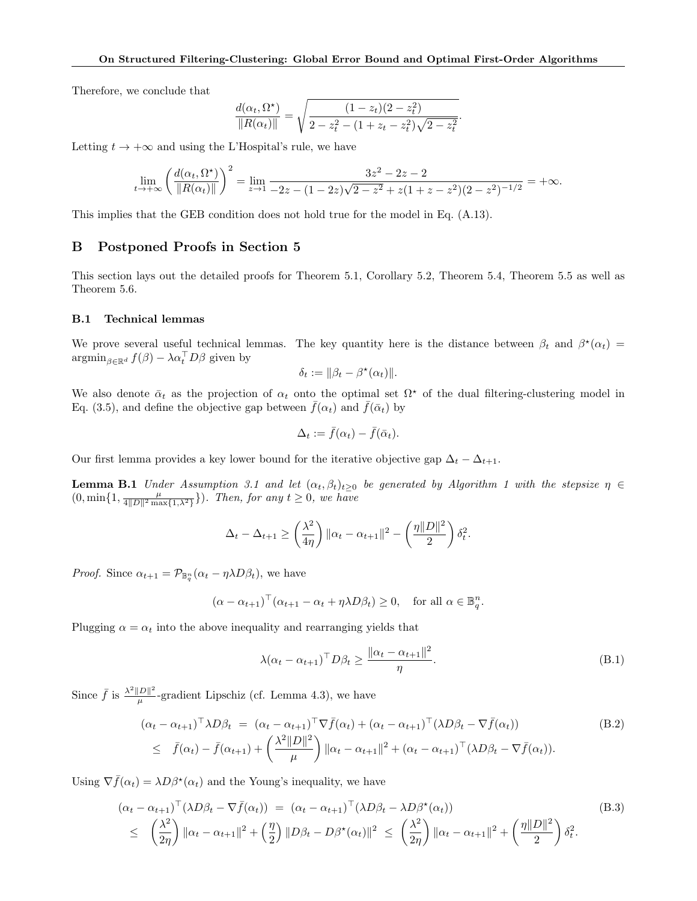Therefore, we conclude that

$$\frac{d(\alpha_t, \Omega^\star)}{\|R(\alpha_t)\|} = \sqrt{\frac{(1-z_t)(2-z_t^2)}{2-z_t^2-(1+z_t-z_t^2)\sqrt{2-z_t^2}}}.$$

Letting $t \to +\infty$ and using the L'Hospital's rule, we have

$$\lim_{t\to+\infty}\left(\frac{d(\alpha_t, \Omega^\star)}{\|R(\alpha_t)\|}\right)^2 = \lim_{z\to 1}\frac{3z^2-2z-2}{-2z-(1-2z)\sqrt{2-z^2}+z(1+z-z^2)(2-z^2)^{-1/2}} = +\infty.$$

This implies that the GEB condition does not hold true for the model in Eq. (A.13).

# B Postponed Proofs in Section 5

This section lays out the detailed proofs for Theorem 5.1, Corollary 5.2, Theorem 5.4, Theorem 5.5 as well as Theorem 5.6.

## B.1 Technical lemmas

We prove several useful technical lemmas. The key quantity here is the distance between $\beta_t$ and $\beta^\star(\alpha_t) = \operatorname{argmin}_{\beta\in\mathbb{R}^d} f(\beta) - \lambda\alpha_t^\top D\beta$ given by

$$\delta_t := \|\beta_t - \beta^\star(\alpha_t)\|.$$

We also denote $\bar{\alpha}_t$ as the projection of $\alpha_t$ onto the optimal set $\Omega^\star$ of the dual filtering-clustering model in Eq. (3.5), and define the objective gap between $\bar{f}(\alpha_t)$ and $\bar{f}(\bar{\alpha}_t)$ by

$$\Delta_t := \bar{f}(\alpha_t) - \bar{f}(\bar{\alpha}_t).$$

Our first lemma provides a key lower bound for the iterative objective gap $\Delta_t - \Delta_{t+1}$.

**Lemma B.1** *Under Assumption 3.1 and let $(\alpha_t, \beta_t)_{t\geq 0}$ be generated by Algorithm 1 with the stepsize $\eta \in (0, \min\{1, \frac{\mu}{4\|D\|^2\max\{1,\lambda^2\}}\})$. Then, for any $t \geq 0$, we have*

$$\Delta_t - \Delta_{t+1} \geq \left(\frac{\lambda^2}{4\eta}\right)\|\alpha_t - \alpha_{t+1}\|^2 - \left(\frac{\eta\|D\|^2}{2}\right)\delta_t^2.$$

*Proof.* Since $\alpha_{t+1} = \mathcal{P}_{\mathbb{B}_q^n}(\alpha_t - \eta\lambda D\beta_t)$, we have

$$(\alpha - \alpha_{t+1})^\top(\alpha_{t+1} - \alpha_t + \eta\lambda D\beta_t) \geq 0, \quad \text{for all } \alpha \in \mathbb{B}_q^n.$$

Plugging $\alpha = \alpha_t$ into the above inequality and rearranging yields that

$$\lambda(\alpha_t - \alpha_{t+1})^\top D\beta_t \geq \frac{\|\alpha_t - \alpha_{t+1}\|^2}{\eta}. \tag{B.1}$$

Since $\bar{f}$ is $\frac{\lambda^2\|D\|^2}{\mu}$-gradient Lipschiz (cf. Lemma 4.3), we have

$$\begin{aligned}(\alpha_t - \alpha_{t+1})^\top\lambda D\beta_t &= (\alpha_t - \alpha_{t+1})^\top\nabla\bar{f}(\alpha_t) + (\alpha_t - \alpha_{t+1})^\top(\lambda D\beta_t - \nabla\bar{f}(\alpha_t)) \\ &\leq \bar{f}(\alpha_t) - \bar{f}(\alpha_{t+1}) + \left(\frac{\lambda^2\|D\|^2}{\mu}\right)\|\alpha_t - \alpha_{t+1}\|^2 + (\alpha_t - \alpha_{t+1})^\top(\lambda D\beta_t - \nabla\bar{f}(\alpha_t)).\end{aligned} \tag{B.2}$$

Using $\nabla\bar{f}(\alpha_t) = \lambda D\beta^\star(\alpha_t)$ and the Young's inequality, we have

$$\begin{aligned}(\alpha_t - \alpha_{t+1})^\top(\lambda D\beta_t - \nabla\bar{f}(\alpha_t)) &= (\alpha_t - \alpha_{t+1})^\top(\lambda D\beta_t - \lambda D\beta^\star(\alpha_t)) \\ &\leq \left(\frac{\lambda^2}{2\eta}\right)\|\alpha_t - \alpha_{t+1}\|^2 + \left(\frac{\eta}{2}\right)\|D\beta_t - D\beta^\star(\alpha_t)\|^2 \leq \left(\frac{\lambda^2}{2\eta}\right)\|\alpha_t - \alpha_{t+1}\|^2 + \left(\frac{\eta\|D\|^2}{2}\right)\delta_t^2.\end{aligned} \tag{B.3}$$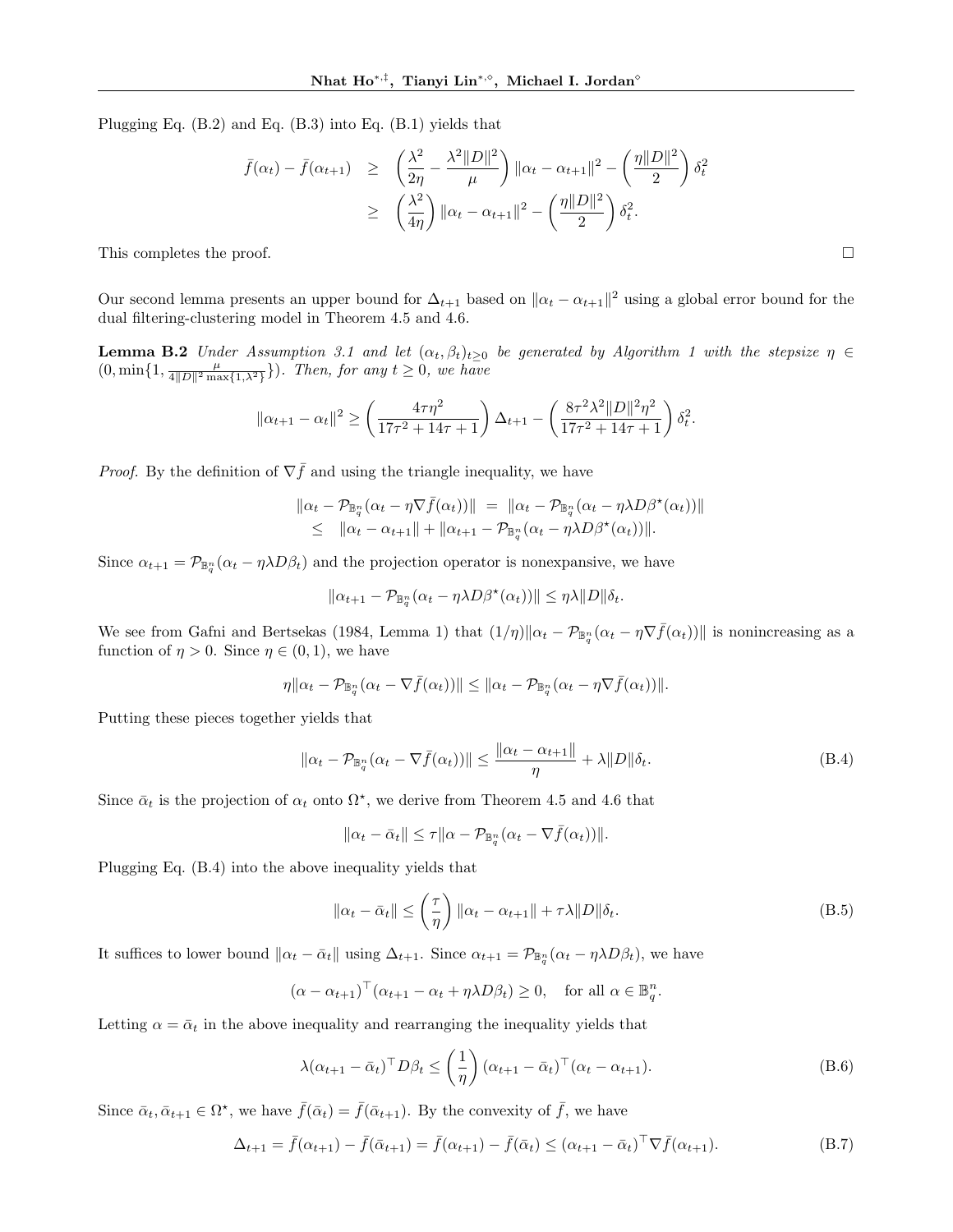Plugging Eq. (B.2) and Eq. (B.3) into Eq. (B.1) yields that

$$
\begin{aligned}
\bar{f}(\alpha_t) - \bar{f}(\alpha_{t+1}) &\geq \left(\frac{\lambda^2}{2\eta} - \frac{\lambda^2\|D\|^2}{\mu}\right)\|\alpha_t - \alpha_{t+1}\|^2 - \left(\frac{\eta\|D\|^2}{2}\right)\delta_t^2 \\
&\geq \left(\frac{\lambda^2}{4\eta}\right)\|\alpha_t - \alpha_{t+1}\|^2 - \left(\frac{\eta\|D\|^2}{2}\right)\delta_t^2.
\end{aligned}
$$

This completes the proof. □

Our second lemma presents an upper bound for $\Delta_{t+1}$ based on $\|\alpha_t - \alpha_{t+1}\|^2$ using a global error bound for the dual filtering-clustering model in Theorem 4.5 and 4.6.

**Lemma B.2** *Under Assumption 3.1 and let $(\alpha_t, \beta_t)_{t\geq 0}$ be generated by Algorithm 1 with the stepsize $\eta \in (0, \min\{1, \frac{\mu}{4\|D\|^2\max\{1,\lambda^2\}}\})$. Then, for any $t \geq 0$, we have*

$$
\|\alpha_{t+1} - \alpha_t\|^2 \geq \left(\frac{4\tau\eta^2}{17\tau^2 + 14\tau + 1}\right)\Delta_{t+1} - \left(\frac{8\tau^2\lambda^2\|D\|^2\eta^2}{17\tau^2 + 14\tau + 1}\right)\delta_t^2.
$$

*Proof.* By the definition of $\nabla\bar{f}$ and using the triangle inequality, we have

$$
\begin{aligned}
\|\alpha_t - \mathcal{P}_{\mathbb{B}_q^n}(\alpha_t - \eta\nabla\bar{f}(\alpha_t))\| &= \|\alpha_t - \mathcal{P}_{\mathbb{B}_q^n}(\alpha_t - \eta\lambda D\beta^\star(\alpha_t))\| \\
&\leq \|\alpha_t - \alpha_{t+1}\| + \|\alpha_{t+1} - \mathcal{P}_{\mathbb{B}_q^n}(\alpha_t - \eta\lambda D\beta^\star(\alpha_t))\|.
\end{aligned}
$$

Since $\alpha_{t+1} = \mathcal{P}_{\mathbb{B}_q^n}(\alpha_t - \eta\lambda D\beta_t)$ and the projection operator is nonexpansive, we have

$$
\|\alpha_{t+1} - \mathcal{P}_{\mathbb{B}_q^n}(\alpha_t - \eta\lambda D\beta^\star(\alpha_t))\| \leq \eta\lambda\|D\|\delta_t.
$$

We see from Gafni and Bertsekas (1984, Lemma 1) that $(1/\eta)\|\alpha_t - \mathcal{P}_{\mathbb{B}_q^n}(\alpha_t - \eta\nabla\bar{f}(\alpha_t))\|$ is nonincreasing as a function of $\eta > 0$. Since $\eta \in (0, 1)$, we have

$$
\eta\|\alpha_t - \mathcal{P}_{\mathbb{B}_q^n}(\alpha_t - \nabla\bar{f}(\alpha_t))\| \leq \|\alpha_t - \mathcal{P}_{\mathbb{B}_q^n}(\alpha_t - \eta\nabla\bar{f}(\alpha_t))\|.
$$

Putting these pieces together yields that

$$
\|\alpha_t - \mathcal{P}_{\mathbb{B}_q^n}(\alpha_t - \nabla\bar{f}(\alpha_t))\| \leq \frac{\|\alpha_t - \alpha_{t+1}\|}{\eta} + \lambda\|D\|\delta_t. \tag{B.4}
$$

Since $\bar{\alpha}_t$ is the projection of $\alpha_t$ onto $\Omega^\star$, we derive from Theorem 4.5 and 4.6 that

$$
\|\alpha_t - \bar{\alpha}_t\| \leq \tau\|\alpha - \mathcal{P}_{\mathbb{B}_q^n}(\alpha_t - \nabla\bar{f}(\alpha_t))\|.
$$

Plugging Eq. (B.4) into the above inequality yields that

$$
\|\alpha_t - \bar{\alpha}_t\| \leq \left(\frac{\tau}{\eta}\right)\|\alpha_t - \alpha_{t+1}\| + \tau\lambda\|D\|\delta_t. \tag{B.5}
$$

It suffices to lower bound $\|\alpha_t - \bar{\alpha}_t\|$ using $\Delta_{t+1}$. Since $\alpha_{t+1} = \mathcal{P}_{\mathbb{B}_q^n}(\alpha_t - \eta\lambda D\beta_t)$, we have

$$
(\alpha - \alpha_{t+1})^\top(\alpha_{t+1} - \alpha_t + \eta\lambda D\beta_t) \geq 0, \quad \text{for all } \alpha \in \mathbb{B}_q^n.
$$

Letting $\alpha = \bar{\alpha}_t$ in the above inequality and rearranging the inequality yields that

$$
\lambda(\alpha_{t+1} - \bar{\alpha}_t)^\top D\beta_t \leq \left(\frac{1}{\eta}\right)(\alpha_{t+1} - \bar{\alpha}_t)^\top(\alpha_t - \alpha_{t+1}). \tag{B.6}
$$

Since $\bar{\alpha}_t, \bar{\alpha}_{t+1} \in \Omega^\star$, we have $\bar{f}(\bar{\alpha}_t) = \bar{f}(\bar{\alpha}_{t+1})$. By the convexity of $\bar{f}$, we have

$$
\Delta_{t+1} = \bar{f}(\alpha_{t+1}) - \bar{f}(\bar{\alpha}_{t+1}) = \bar{f}(\alpha_{t+1}) - \bar{f}(\bar{\alpha}_t) \leq (\alpha_{t+1} - \bar{\alpha}_t)^\top\nabla\bar{f}(\alpha_{t+1}). \tag{B.7}
$$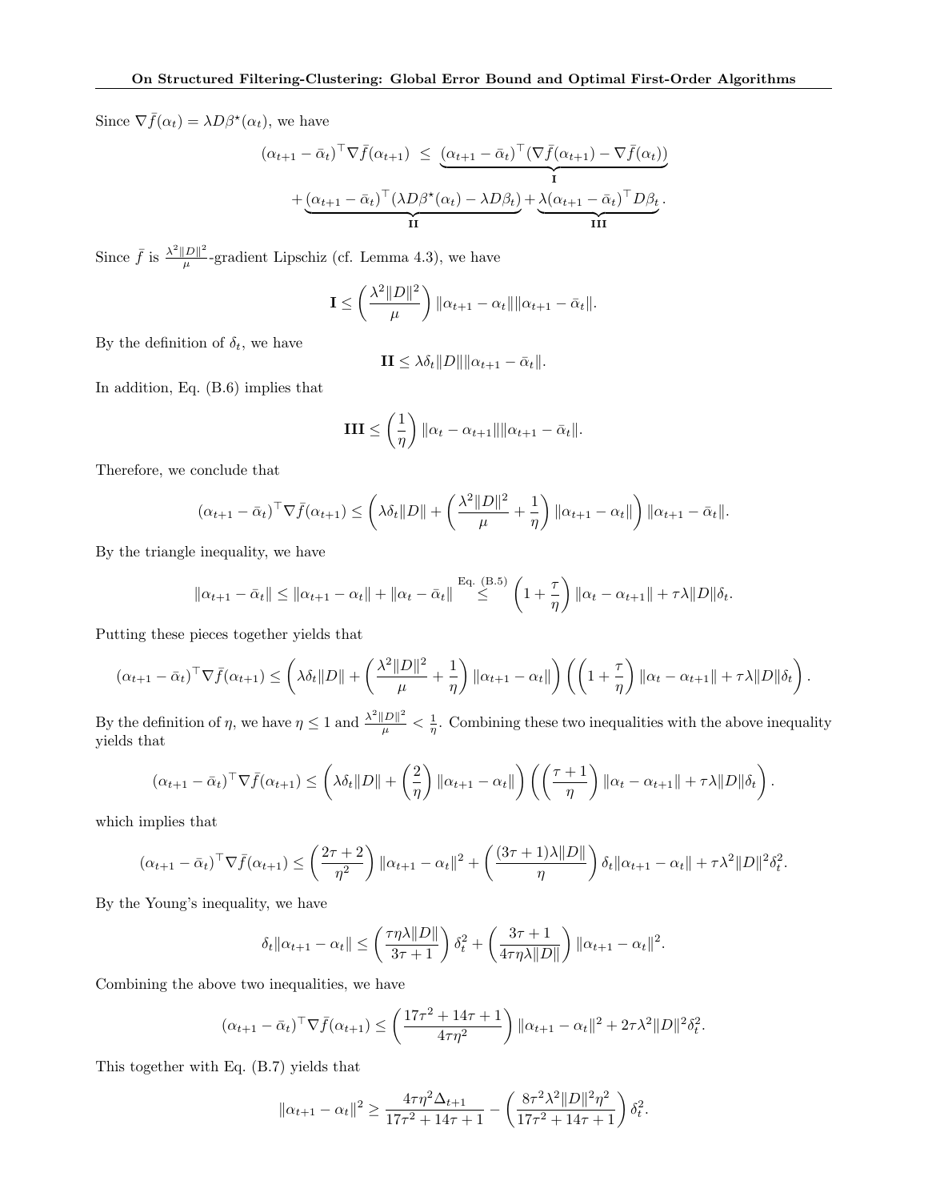Since $\nabla \bar{f}(\alpha_t) = \lambda D \beta^\star(\alpha_t)$, we have

$$(\alpha_{t+1} - \bar{\alpha}_t)^\top \nabla \bar{f}(\alpha_{t+1}) \leq \underbrace{(\alpha_{t+1} - \bar{\alpha}_t)^\top (\nabla \bar{f}(\alpha_{t+1}) - \nabla \bar{f}(\alpha_t))}_{\mathbf{I}}$$
$$+ \underbrace{(\alpha_{t+1} - \bar{\alpha}_t)^\top (\lambda D \beta^\star(\alpha_t) - \lambda D \beta_t)}_{\mathbf{II}} + \underbrace{\lambda (\alpha_{t+1} - \bar{\alpha}_t)^\top D \beta_t}_{\mathbf{III}}.$$

Since $\bar{f}$ is $\frac{\lambda^2 \|D\|^2}{\mu}$-gradient Lipschiz (cf. Lemma 4.3), we have

$$\mathbf{I} \leq \left( \frac{\lambda^2 \|D\|^2}{\mu} \right) \|\alpha_{t+1} - \alpha_t\| \|\alpha_{t+1} - \bar{\alpha}_t\|.$$

By the definition of $\delta_t$, we have

$$\mathbf{II} \leq \lambda \delta_t \|D\| \|\alpha_{t+1} - \bar{\alpha}_t\|.$$

In addition, Eq. (B.6) implies that

$$\mathbf{III} \leq \left( \frac{1}{\eta} \right) \|\alpha_t - \alpha_{t+1}\| \|\alpha_{t+1} - \bar{\alpha}_t\|.$$

Therefore, we conclude that

$$(\alpha_{t+1} - \bar{\alpha}_t)^\top \nabla \bar{f}(\alpha_{t+1}) \leq \left( \lambda \delta_t \|D\| + \left( \frac{\lambda^2 \|D\|^2}{\mu} + \frac{1}{\eta} \right) \|\alpha_{t+1} - \alpha_t\| \right) \|\alpha_{t+1} - \bar{\alpha}_t\|.$$

By the triangle inequality, we have

$$\|\alpha_{t+1} - \bar{\alpha}_t\| \leq \|\alpha_{t+1} - \alpha_t\| + \|\alpha_t - \bar{\alpha}_t\| \overset{\text{Eq. (B.5)}}{\leq} \left( 1 + \frac{\tau}{\eta} \right) \|\alpha_t - \alpha_{t+1}\| + \tau \lambda \|D\| \delta_t.$$

Putting these pieces together yields that

$$(\alpha_{t+1} - \bar{\alpha}_t)^\top \nabla \bar{f}(\alpha_{t+1}) \leq \left( \lambda \delta_t \|D\| + \left( \frac{\lambda^2 \|D\|^2}{\mu} + \frac{1}{\eta} \right) \|\alpha_{t+1} - \alpha_t\| \right) \left( \left( 1 + \frac{\tau}{\eta} \right) \|\alpha_t - \alpha_{t+1}\| + \tau \lambda \|D\| \delta_t \right).$$

By the definition of $\eta$, we have $\eta \leq 1$ and $\frac{\lambda^2 \|D\|^2}{\mu} < \frac{1}{\eta}$. Combining these two inequalities with the above inequality yields that

$$(\alpha_{t+1} - \bar{\alpha}_t)^\top \nabla \bar{f}(\alpha_{t+1}) \leq \left( \lambda \delta_t \|D\| + \left( \frac{2}{\eta} \right) \|\alpha_{t+1} - \alpha_t\| \right) \left( \left( \frac{\tau + 1}{\eta} \right) \|\alpha_t - \alpha_{t+1}\| + \tau \lambda \|D\| \delta_t \right).$$

which implies that

$$(\alpha_{t+1} - \bar{\alpha}_t)^\top \nabla \bar{f}(\alpha_{t+1}) \leq \left( \frac{2\tau + 2}{\eta^2} \right) \|\alpha_{t+1} - \alpha_t\|^2 + \left( \frac{(3\tau + 1)\lambda \|D\|}{\eta} \right) \delta_t \|\alpha_{t+1} - \alpha_t\| + \tau \lambda^2 \|D\|^2 \delta_t^2.$$

By the Young's inequality, we have

$$\delta_t \|\alpha_{t+1} - \alpha_t\| \leq \left( \frac{\tau \eta \lambda \|D\|}{3\tau + 1} \right) \delta_t^2 + \left( \frac{3\tau + 1}{4\tau \eta \lambda \|D\|} \right) \|\alpha_{t+1} - \alpha_t\|^2.$$

Combining the above two inequalities, we have

$$(\alpha_{t+1} - \bar{\alpha}_t)^\top \nabla \bar{f}(\alpha_{t+1}) \leq \left( \frac{17\tau^2 + 14\tau + 1}{4\tau \eta^2} \right) \|\alpha_{t+1} - \alpha_t\|^2 + 2\tau \lambda^2 \|D\|^2 \delta_t^2.$$

This together with Eq. (B.7) yields that

$$\|\alpha_{t+1} - \alpha_t\|^2 \geq \frac{4\tau \eta^2 \Delta_{t+1}}{17\tau^2 + 14\tau + 1} - \left( \frac{8\tau^2 \lambda^2 \|D\|^2 \eta^2}{17\tau^2 + 14\tau + 1} \right) \delta_t^2.$$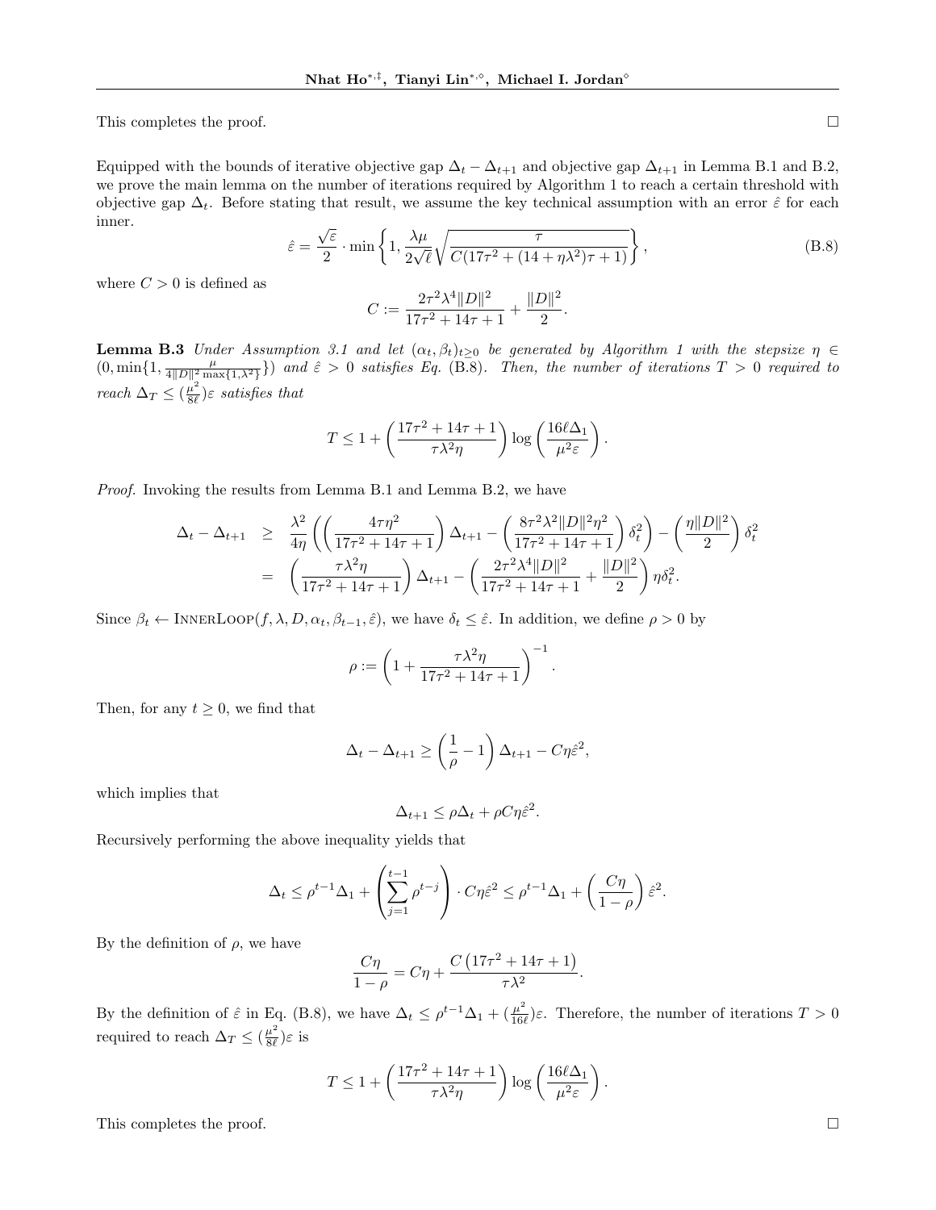This completes the proof. $\square$

Equipped with the bounds of iterative objective gap $\Delta_t - \Delta_{t+1}$ and objective gap $\Delta_{t+1}$ in Lemma B.1 and B.2, we prove the main lemma on the number of iterations required by Algorithm 1 to reach a certain threshold with objective gap $\Delta_t$. Before stating that result, we assume the key technical assumption with an error $\hat{\varepsilon}$ for each inner.

$$\hat{\varepsilon} = \frac{\sqrt{\varepsilon}}{2} \cdot \min\left\{1, \frac{\lambda\mu}{2\sqrt{\ell}}\sqrt{\frac{\tau}{C(17\tau^2 + (14+\eta\lambda^2)\tau + 1)}}\right\}, \tag{B.8}$$

where $C > 0$ is defined as

$$C := \frac{2\tau^2\lambda^4\|D\|^2}{17\tau^2 + 14\tau + 1} + \frac{\|D\|^2}{2}.$$

**Lemma B.3** *Under Assumption 3.1 and let $(\alpha_t, \beta_t)_{t\geq 0}$ be generated by Algorithm 1 with the stepsize $\eta \in (0, \min\{1, \frac{\mu}{4\|D\|^2\max\{1,\lambda^2\}}\})$ and $\hat{\varepsilon} > 0$ satisfies Eq. (B.8). Then, the number of iterations $T > 0$ required to reach $\Delta_T \leq (\frac{\mu^2}{8\ell})\varepsilon$ satisfies that*

$$T \leq 1 + \left(\frac{17\tau^2 + 14\tau + 1}{\tau\lambda^2\eta}\right)\log\left(\frac{16\ell\Delta_1}{\mu^2\varepsilon}\right).$$

*Proof.* Invoking the results from Lemma B.1 and Lemma B.2, we have

$$\begin{aligned}
\Delta_t - \Delta_{t+1} &\geq \frac{\lambda^2}{4\eta}\left(\left(\frac{4\tau\eta^2}{17\tau^2 + 14\tau + 1}\right)\Delta_{t+1} - \left(\frac{8\tau^2\lambda^2\|D\|^2\eta^2}{17\tau^2 + 14\tau + 1}\right)\delta_t^2\right) - \left(\frac{\eta\|D\|^2}{2}\right)\delta_t^2 \\
&= \left(\frac{\tau\lambda^2\eta}{17\tau^2 + 14\tau + 1}\right)\Delta_{t+1} - \left(\frac{2\tau^2\lambda^4\|D\|^2}{17\tau^2 + 14\tau + 1} + \frac{\|D\|^2}{2}\right)\eta\delta_t^2.
\end{aligned}$$

Since $\beta_t \leftarrow \textsc{InnerLoop}(f, \lambda, D, \alpha_t, \beta_{t-1}, \hat{\varepsilon})$, we have $\delta_t \leq \hat{\varepsilon}$. In addition, we define $\rho > 0$ by

$$\rho := \left(1 + \frac{\tau\lambda^2\eta}{17\tau^2 + 14\tau + 1}\right)^{-1}.$$

Then, for any $t \geq 0$, we find that

$$\Delta_t - \Delta_{t+1} \geq \left(\frac{1}{\rho} - 1\right)\Delta_{t+1} - C\eta\hat{\varepsilon}^2,$$

which implies that

$$\Delta_{t+1} \leq \rho\Delta_t + \rho C\eta\hat{\varepsilon}^2.$$

Recursively performing the above inequality yields that

$$\Delta_t \leq \rho^{t-1}\Delta_1 + \left(\sum_{j=1}^{t-1}\rho^{t-j}\right)\cdot C\eta\hat{\varepsilon}^2 \leq \rho^{t-1}\Delta_1 + \left(\frac{C\eta}{1-\rho}\right)\hat{\varepsilon}^2.$$

By the definition of $\rho$, we have

$$\frac{C\eta}{1-\rho} = C\eta + \frac{C\left(17\tau^2 + 14\tau + 1\right)}{\tau\lambda^2}.$$

By the definition of $\hat{\varepsilon}$ in Eq. (B.8), we have $\Delta_t \leq \rho^{t-1}\Delta_1 + (\frac{\mu^2}{16\ell})\varepsilon$. Therefore, the number of iterations $T > 0$ required to reach $\Delta_T \leq (\frac{\mu^2}{8\ell})\varepsilon$ is

$$T \leq 1 + \left(\frac{17\tau^2 + 14\tau + 1}{\tau\lambda^2\eta}\right)\log\left(\frac{16\ell\Delta_1}{\mu^2\varepsilon}\right).$$

This completes the proof. $\square$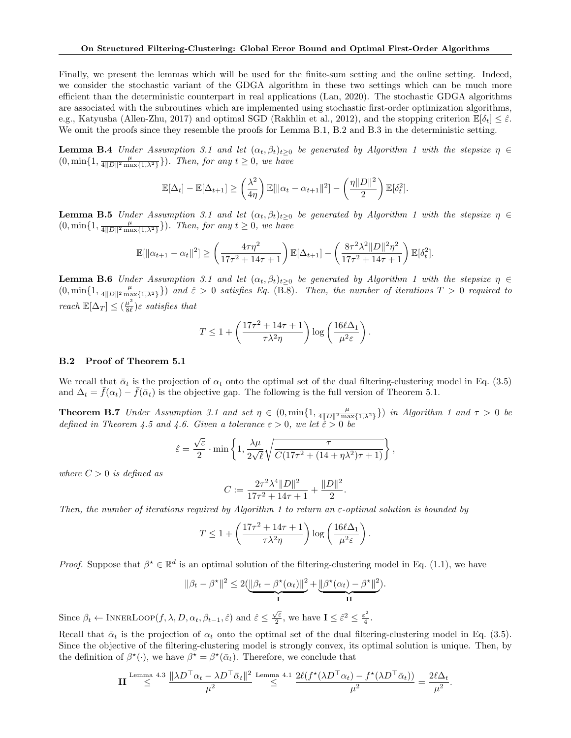Finally, we present the lemmas which will be used for the finite-sum setting and the online setting. Indeed, we consider the stochastic variant of the GDGA algorithm in these two settings which can be much more efficient than the deterministic counterpart in real applications (Lan, 2020). The stochastic GDGA algorithms are associated with the subroutines which are implemented using stochastic first-order optimization algorithms, e.g., Katyusha (Allen-Zhu, 2017) and optimal SGD (Rakhlin et al., 2012), and the stopping criterion $\mathbb{E}[\delta_t] \leq \hat{\varepsilon}$. We omit the proofs since they resemble the proofs for Lemma B.1, B.2 and B.3 in the deterministic setting.

**Lemma B.4** *Under Assumption 3.1 and let $(\alpha_t, \beta_t)_{t \geq 0}$ be generated by Algorithm 1 with the stepsize $\eta \in (0, \min\{1, \frac{\mu}{4\|D\|^2 \max\{1, \lambda^2\}}\})$. Then, for any $t \geq 0$, we have*

$$\mathbb{E}[\Delta_t] - \mathbb{E}[\Delta_{t+1}] \geq \left(\frac{\lambda^2}{4\eta}\right) \mathbb{E}[\|\alpha_t - \alpha_{t+1}\|^2] - \left(\frac{\eta\|D\|^2}{2}\right) \mathbb{E}[\delta_t^2].$$

**Lemma B.5** *Under Assumption 3.1 and let $(\alpha_t, \beta_t)_{t \geq 0}$ be generated by Algorithm 1 with the stepsize $\eta \in (0, \min\{1, \frac{\mu}{4\|D\|^2 \max\{1, \lambda^2\}}\})$. Then, for any $t \geq 0$, we have*

$$\mathbb{E}[\|\alpha_{t+1} - \alpha_t\|^2] \geq \left(\frac{4\tau\eta^2}{17\tau^2 + 14\tau + 1}\right) \mathbb{E}[\Delta_{t+1}] - \left(\frac{8\tau^2\lambda^2\|D\|^2\eta^2}{17\tau^2 + 14\tau + 1}\right) \mathbb{E}[\delta_t^2].$$

**Lemma B.6** *Under Assumption 3.1 and let $(\alpha_t, \beta_t)_{t \geq 0}$ be generated by Algorithm 1 with the stepsize $\eta \in (0, \min\{1, \frac{\mu}{4\|D\|^2 \max\{1, \lambda^2\}}\})$ and $\hat{\varepsilon} > 0$ satisfies Eq. (B.8). Then, the number of iterations $T > 0$ required to reach $\mathbb{E}[\Delta_T] \leq (\frac{\mu^2}{8\ell})\varepsilon$ satisfies that*

$$T \leq 1 + \left(\frac{17\tau^2 + 14\tau + 1}{\tau\lambda^2\eta}\right) \log\left(\frac{16\ell\Delta_1}{\mu^2\varepsilon}\right).$$

### B.2 Proof of Theorem 5.1

We recall that $\bar{\alpha}_t$ is the projection of $\alpha_t$ onto the optimal set of the dual filtering-clustering model in Eq. (3.5) and $\Delta_t = \bar{f}(\alpha_t) - \bar{f}(\bar{\alpha}_t)$ is the objective gap. The following is the full version of Theorem 5.1.

**Theorem B.7** *Under Assumption 3.1 and set $\eta \in (0, \min\{1, \frac{\mu}{4\|D\|^2 \max\{1, \lambda^2\}}\})$ in Algorithm 1 and $\tau > 0$ be defined in Theorem 4.5 and 4.6. Given a tolerance $\varepsilon > 0$, we let $\hat{\varepsilon} > 0$ be*

$$\hat{\varepsilon} = \frac{\sqrt{\varepsilon}}{2} \cdot \min\left\{1, \frac{\lambda\mu}{2\sqrt{\ell}}\sqrt{\frac{\tau}{C(17\tau^2 + (14 + \eta\lambda^2)\tau + 1)}}\right\},$$

*where $C > 0$ is defined as*

$$C := \frac{2\tau^2\lambda^4\|D\|^2}{17\tau^2 + 14\tau + 1} + \frac{\|D\|^2}{2}.$$

*Then, the number of iterations required by Algorithm 1 to return an $\varepsilon$-optimal solution is bounded by*

$$T \leq 1 + \left(\frac{17\tau^2 + 14\tau + 1}{\tau\lambda^2\eta}\right) \log\left(\frac{16\ell\Delta_1}{\mu^2\varepsilon}\right).$$

*Proof.* Suppose that $\beta^\star \in \mathbb{R}^d$ is an optimal solution of the filtering-clustering model in Eq. (1.1), we have

$$\|\beta_t - \beta^\star\|^2 \leq 2(\underbrace{\|\beta_t - \beta^\star(\alpha_t)\|^2}_{\mathbf{I}} + \underbrace{\|\beta^\star(\alpha_t) - \beta^\star\|^2}_{\mathbf{II}}).$$

Since $\beta_t \leftarrow \textsc{InnerLoop}(f, \lambda, D, \alpha_t, \beta_{t-1}, \hat{\varepsilon})$ and $\hat{\varepsilon} \leq \frac{\sqrt{\varepsilon}}{2}$, we have $\mathbf{I} \leq \hat{\varepsilon}^2 \leq \frac{\varepsilon^2}{4}$.

Recall that $\bar{\alpha}_t$ is the projection of $\alpha_t$ onto the optimal set of the dual filtering-clustering model in Eq. (3.5). Since the objective of the filtering-clustering model is strongly convex, its optimal solution is unique. Then, by the definition of $\beta^\star(\cdot)$, we have $\beta^\star = \beta^\star(\bar{\alpha}_t)$. Therefore, we conclude that

$$\mathbf{II} \overset{\text{Lemma 4.3}}{\leq} \frac{\|\lambda D^\top \alpha_t - \lambda D^\top \bar{\alpha}_t\|^2}{\mu^2} \overset{\text{Lemma 4.1}}{\leq} \frac{2\ell(f^\star(\lambda D^\top \alpha_t) - f^\star(\lambda D^\top \bar{\alpha}_t))}{\mu^2} = \frac{2\ell\Delta_t}{\mu^2}.$$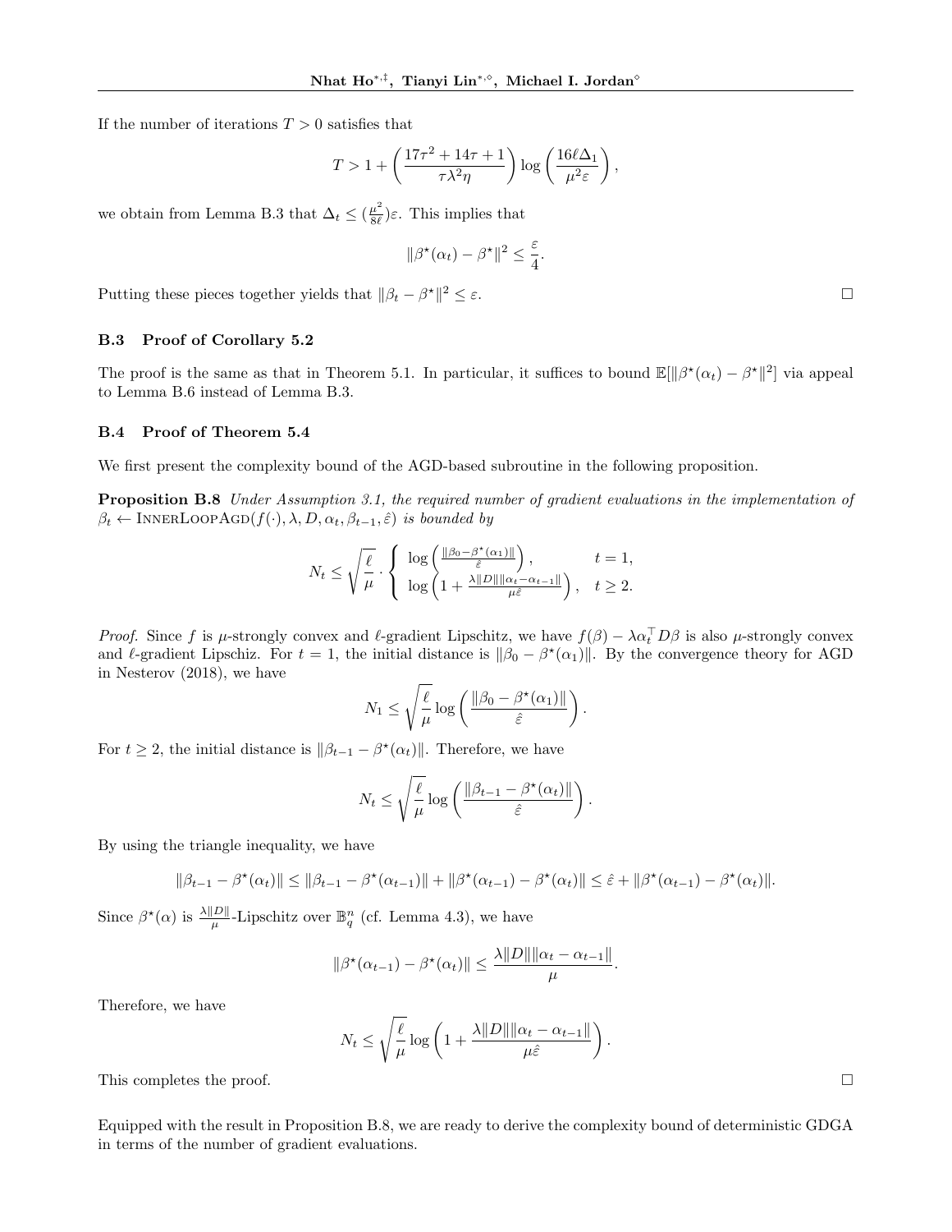If the number of iterations $T > 0$ satisfies that

$$T > 1 + \left(\frac{17\tau^2 + 14\tau + 1}{\tau\lambda^2\eta}\right)\log\left(\frac{16\ell\Delta_1}{\mu^2\varepsilon}\right),$$

we obtain from Lemma B.3 that $\Delta_t \leq (\frac{\mu^2}{8\ell})\varepsilon$. This implies that

$$\|\beta^\star(\alpha_t) - \beta^\star\|^2 \leq \frac{\varepsilon}{4}.$$

Putting these pieces together yields that $\|\beta_t - \beta^\star\|^2 \leq \varepsilon$. □

### B.3 Proof of Corollary 5.2

The proof is the same as that in Theorem 5.1. In particular, it suffices to bound $\mathbb{E}[\|\beta^\star(\alpha_t) - \beta^\star\|^2]$ via appeal to Lemma B.6 instead of Lemma B.3.

### B.4 Proof of Theorem 5.4

We first present the complexity bound of the AGD-based subroutine in the following proposition.

**Proposition B.8** *Under Assumption 3.1, the required number of gradient evaluations in the implementation of $\beta_t \leftarrow$ InnerLoopAgd$(f(\cdot), \lambda, D, \alpha_t, \beta_{t-1}, \hat{\varepsilon})$ is bounded by*

$$N_t \leq \sqrt{\frac{\ell}{\mu}} \cdot \begin{cases} \log\left(\frac{\|\beta_0 - \beta^\star(\alpha_1)\|}{\hat{\varepsilon}}\right), & t = 1, \\ \log\left(1 + \frac{\lambda\|D\|\|\alpha_t - \alpha_{t-1}\|}{\mu\hat{\varepsilon}}\right), & t \geq 2. \end{cases}$$

*Proof.* Since $f$ is $\mu$-strongly convex and $\ell$-gradient Lipschitz, we have $f(\beta) - \lambda\alpha_t^\top D\beta$ is also $\mu$-strongly convex and $\ell$-gradient Lipschiz. For $t = 1$, the initial distance is $\|\beta_0 - \beta^\star(\alpha_1)\|$. By the convergence theory for AGD in Nesterov (2018), we have

$$N_1 \leq \sqrt{\frac{\ell}{\mu}}\log\left(\frac{\|\beta_0 - \beta^\star(\alpha_1)\|}{\hat{\varepsilon}}\right).$$

For $t \geq 2$, the initial distance is $\|\beta_{t-1} - \beta^\star(\alpha_t)\|$. Therefore, we have

$$N_t \leq \sqrt{\frac{\ell}{\mu}}\log\left(\frac{\|\beta_{t-1} - \beta^\star(\alpha_t)\|}{\hat{\varepsilon}}\right).$$

By using the triangle inequality, we have

$$\|\beta_{t-1} - \beta^\star(\alpha_t)\| \leq \|\beta_{t-1} - \beta^\star(\alpha_{t-1})\| + \|\beta^\star(\alpha_{t-1}) - \beta^\star(\alpha_t)\| \leq \hat{\varepsilon} + \|\beta^\star(\alpha_{t-1}) - \beta^\star(\alpha_t)\|.$$

Since $\beta^\star(\alpha)$ is $\frac{\lambda\|D\|}{\mu}$-Lipschitz over $\mathbb{B}_q^n$ (cf. Lemma 4.3), we have

$$\|\beta^\star(\alpha_{t-1}) - \beta^\star(\alpha_t)\| \leq \frac{\lambda\|D\|\|\alpha_t - \alpha_{t-1}\|}{\mu}.$$

Therefore, we have

$$N_t \leq \sqrt{\frac{\ell}{\mu}}\log\left(1 + \frac{\lambda\|D\|\|\alpha_t - \alpha_{t-1}\|}{\mu\hat{\varepsilon}}\right).$$

This completes the proof. □

Equipped with the result in Proposition B.8, we are ready to derive the complexity bound of deterministic GDGA in terms of the number of gradient evaluations.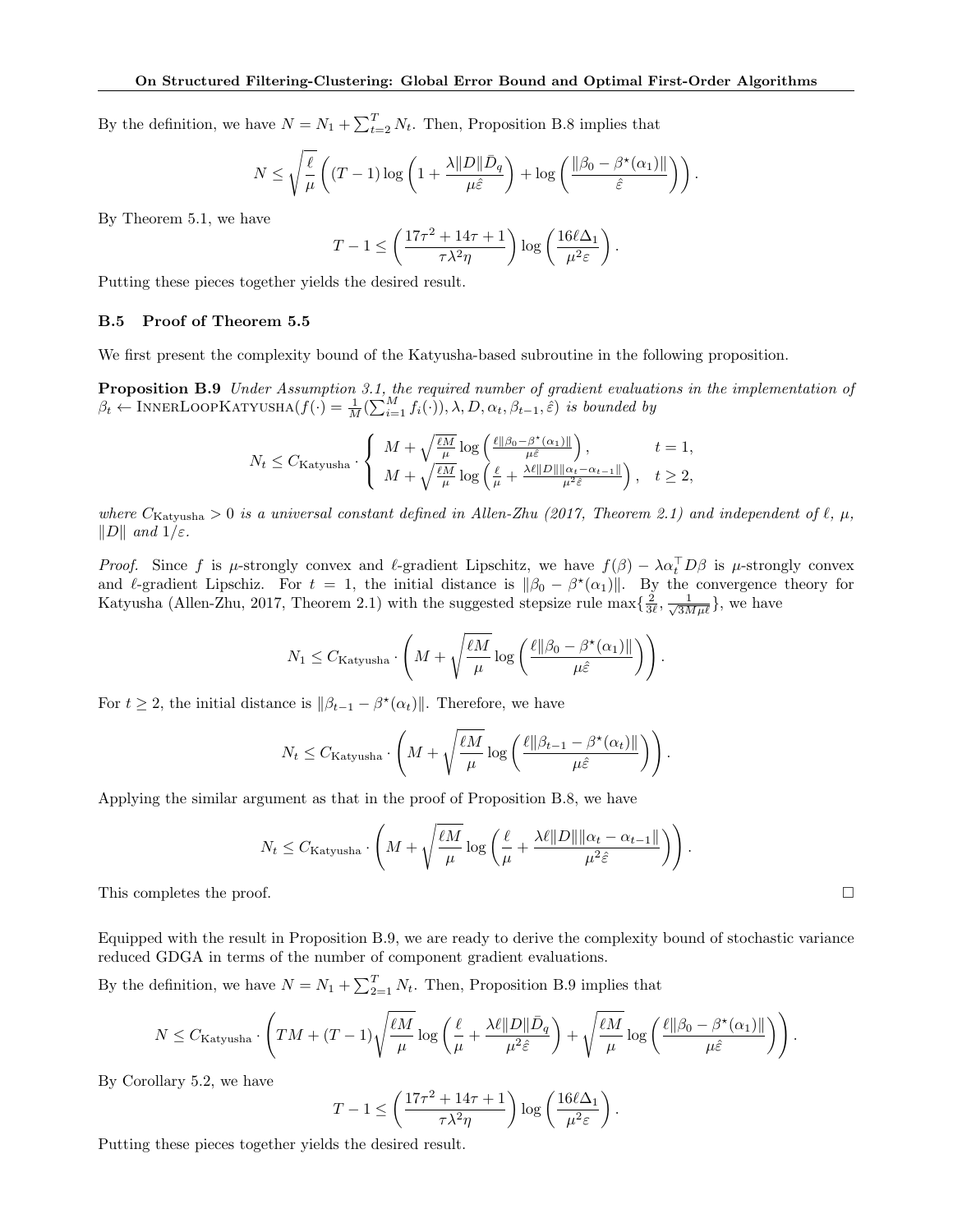By the definition, we have $N = N_1 + \sum_{t=2}^T N_t$. Then, Proposition B.8 implies that

$$N \leq \sqrt{\frac{\ell}{\mu}} \left( (T-1) \log\left(1 + \frac{\lambda \|D\| \bar{D}_q}{\mu \hat{\varepsilon}}\right) + \log\left(\frac{\|\beta_0 - \beta^\star(\alpha_1)\|}{\hat{\varepsilon}}\right) \right).$$

By Theorem 5.1, we have

$$T - 1 \leq \left(\frac{17\tau^2 + 14\tau + 1}{\tau \lambda^2 \eta}\right) \log\left(\frac{16\ell\Delta_1}{\mu^2 \varepsilon}\right).$$

Putting these pieces together yields the desired result.

### B.5 Proof of Theorem 5.5

We first present the complexity bound of the Katyusha-based subroutine in the following proposition.

**Proposition B.9** *Under Assumption 3.1, the required number of gradient evaluations in the implementation of $\beta_t \leftarrow$ InnerLoopKatyusha$(f(\cdot) = \frac{1}{M}(\sum_{i=1}^M f_i(\cdot)), \lambda, D, \alpha_t, \beta_{t-1}, \hat{\varepsilon})$ is bounded by*

$$N_t \leq C_{\text{Katyusha}} \cdot \begin{cases} M + \sqrt{\frac{\ell M}{\mu}} \log\left(\frac{\ell\|\beta_0 - \beta^\star(\alpha_1)\|}{\mu\hat{\varepsilon}}\right), & t = 1, \\ M + \sqrt{\frac{\ell M}{\mu}} \log\left(\frac{\ell}{\mu} + \frac{\lambda\ell\|D\|\|\alpha_t - \alpha_{t-1}\|}{\mu^2\hat{\varepsilon}}\right), & t \geq 2, \end{cases}$$

*where $C_{\text{Katyusha}} > 0$ is a universal constant defined in Allen-Zhu (2017, Theorem 2.1) and independent of $\ell$, $\mu$, $\|D\|$ and $1/\varepsilon$.*

*Proof.* Since $f$ is $\mu$-strongly convex and $\ell$-gradient Lipschitz, we have $f(\beta) - \lambda\alpha_t^\top D\beta$ is $\mu$-strongly convex and $\ell$-gradient Lipschiz. For $t = 1$, the initial distance is $\|\beta_0 - \beta^\star(\alpha_1)\|$. By the convergence theory for Katyusha (Allen-Zhu, 2017, Theorem 2.1) with the suggested stepsize rule $\max\{\frac{2}{3\ell}, \frac{1}{\sqrt{3M\mu\ell}}\}$, we have

$$N_1 \leq C_{\text{Katyusha}} \cdot \left(M + \sqrt{\frac{\ell M}{\mu}} \log\left(\frac{\ell\|\beta_0 - \beta^\star(\alpha_1)\|}{\mu\hat{\varepsilon}}\right)\right).$$

For $t \geq 2$, the initial distance is $\|\beta_{t-1} - \beta^\star(\alpha_t)\|$. Therefore, we have

$$N_t \leq C_{\text{Katyusha}} \cdot \left(M + \sqrt{\frac{\ell M}{\mu}} \log\left(\frac{\ell\|\beta_{t-1} - \beta^\star(\alpha_t)\|}{\mu\hat{\varepsilon}}\right)\right).$$

Applying the similar argument as that in the proof of Proposition B.8, we have

$$N_t \leq C_{\text{Katyusha}} \cdot \left(M + \sqrt{\frac{\ell M}{\mu}} \log\left(\frac{\ell}{\mu} + \frac{\lambda\ell\|D\|\|\alpha_t - \alpha_{t-1}\|}{\mu^2\hat{\varepsilon}}\right)\right).$$

This completes the proof. □

Equipped with the result in Proposition B.9, we are ready to derive the complexity bound of stochastic variance reduced GDGA in terms of the number of component gradient evaluations.

By the definition, we have $N = N_1 + \sum_{2=1}^T N_t$. Then, Proposition B.9 implies that

$$N \leq C_{\text{Katyusha}} \cdot \left(TM + (T-1)\sqrt{\frac{\ell M}{\mu}} \log\left(\frac{\ell}{\mu} + \frac{\lambda\ell\|D\|\bar{D}_q}{\mu^2\hat{\varepsilon}}\right) + \sqrt{\frac{\ell M}{\mu}} \log\left(\frac{\ell\|\beta_0 - \beta^\star(\alpha_1)\|}{\mu\hat{\varepsilon}}\right)\right).$$

By Corollary 5.2, we have

$$T - 1 \leq \left(\frac{17\tau^2 + 14\tau + 1}{\tau\lambda^2\eta}\right) \log\left(\frac{16\ell\Delta_1}{\mu^2\varepsilon}\right).$$

Putting these pieces together yields the desired result.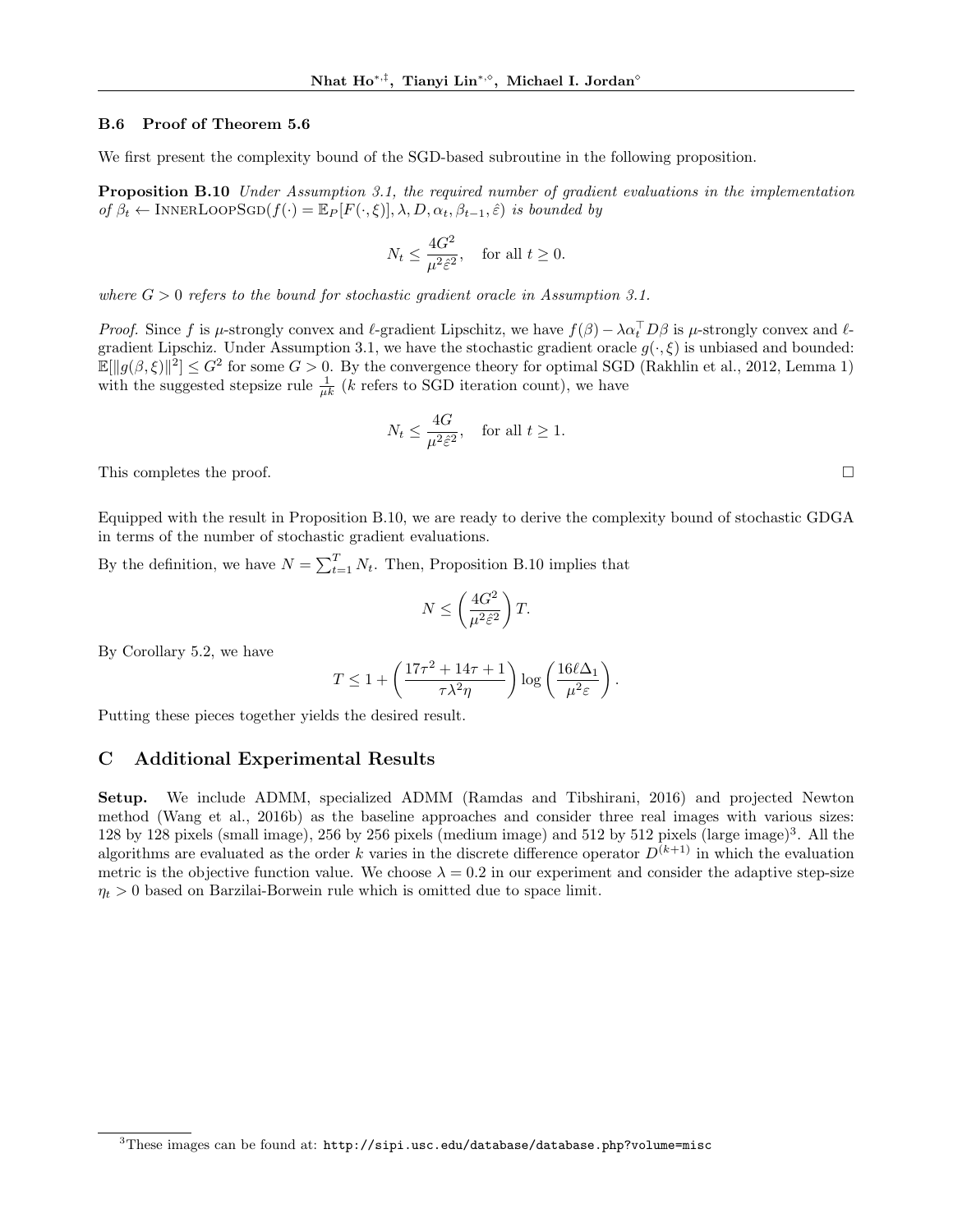### B.6 Proof of Theorem 5.6

We first present the complexity bound of the SGD-based subroutine in the following proposition.

**Proposition B.10** *Under Assumption 3.1, the required number of gradient evaluations in the implementation of* $\beta_t \leftarrow \textsc{InnerLoopSgd}(f(\cdot) = \mathbb{E}_P[F(\cdot, \xi)], \lambda, D, \alpha_t, \beta_{t-1}, \hat{\varepsilon})$ *is bounded by*

$$N_t \leq \frac{4G^2}{\mu^2 \hat{\varepsilon}^2}, \quad \text{for all } t \geq 0.$$

*where* $G > 0$ *refers to the bound for stochastic gradient oracle in Assumption 3.1.*

*Proof.* Since $f$ is $\mu$-strongly convex and $\ell$-gradient Lipschitz, we have $f(\beta) - \lambda \alpha_t^\top D\beta$ is $\mu$-strongly convex and $\ell$-gradient Lipschiz. Under Assumption 3.1, we have the stochastic gradient oracle $g(\cdot, \xi)$ is unbiased and bounded: $\mathbb{E}[\|g(\beta, \xi)\|^2] \leq G^2$ for some $G > 0$. By the convergence theory for optimal SGD (Rakhlin et al., 2012, Lemma 1) with the suggested stepsize rule $\frac{1}{\mu k}$ ($k$ refers to SGD iteration count), we have

$$N_t \leq \frac{4G}{\mu^2 \hat{\varepsilon}^2}, \quad \text{for all } t \geq 1.$$

This completes the proof. $\square$

Equipped with the result in Proposition B.10, we are ready to derive the complexity bound of stochastic GDGA in terms of the number of stochastic gradient evaluations.

By the definition, we have $N = \sum_{t=1}^T N_t$. Then, Proposition B.10 implies that

$$N \leq \left(\frac{4G^2}{\mu^2 \hat{\varepsilon}^2}\right) T.$$

By Corollary 5.2, we have

$$T \leq 1 + \left(\frac{17\tau^2 + 14\tau + 1}{\tau \lambda^2 \eta}\right) \log\left(\frac{16\ell \Delta_1}{\mu^2 \varepsilon}\right).$$

Putting these pieces together yields the desired result.

## C Additional Experimental Results

**Setup.** We include ADMM, specialized ADMM (Ramdas and Tibshirani, 2016) and projected Newton method (Wang et al., 2016b) as the baseline approaches and consider three real images with various sizes: 128 by 128 pixels (small image), 256 by 256 pixels (medium image) and 512 by 512 pixels (large image)[3]. All the algorithms are evaluated as the order $k$ varies in the discrete difference operator $D^{(k+1)}$ in which the evaluation metric is the objective function value. We choose $\lambda = 0.2$ in our experiment and consider the adaptive step-size $\eta_t > 0$ based on Barzilai-Borwein rule which is omitted due to space limit.

[3] These images can be found at: http://sipi.usc.edu/database/database.php?volume=misc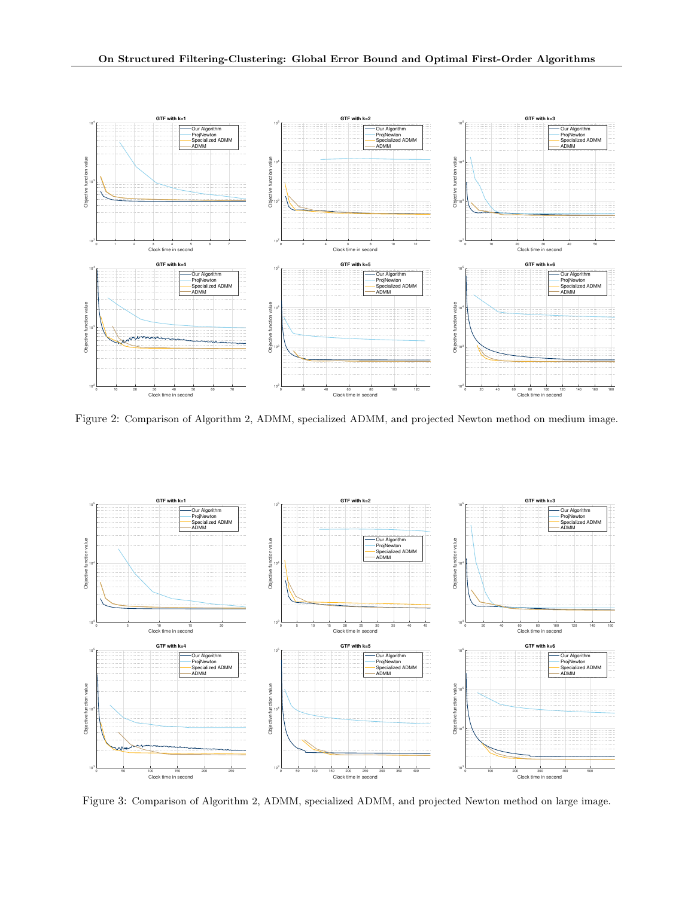GTF with k=1

Our Algorithm
ProjNewton
Specialized ADMM
ADMM

Objective function value

Clock time in second

GTF with k=2

GTF with k=3

GTF with k=4

GTF with k=5

GTF with k=6

Figure 2: Comparison of Algorithm 2, ADMM, specialized ADMM, and projected Newton method on medium image.

GTF with k=1

Our Algorithm
ProjNewton
Specialized ADMM
ADMM

Objective function value

Clock time in second

GTF with k=2

GTF with k=3

GTF with k=4

GTF with k=5

GTF with k=6

Figure 3: Comparison of Algorithm 2, ADMM, specialized ADMM, and projected Newton method on large image.